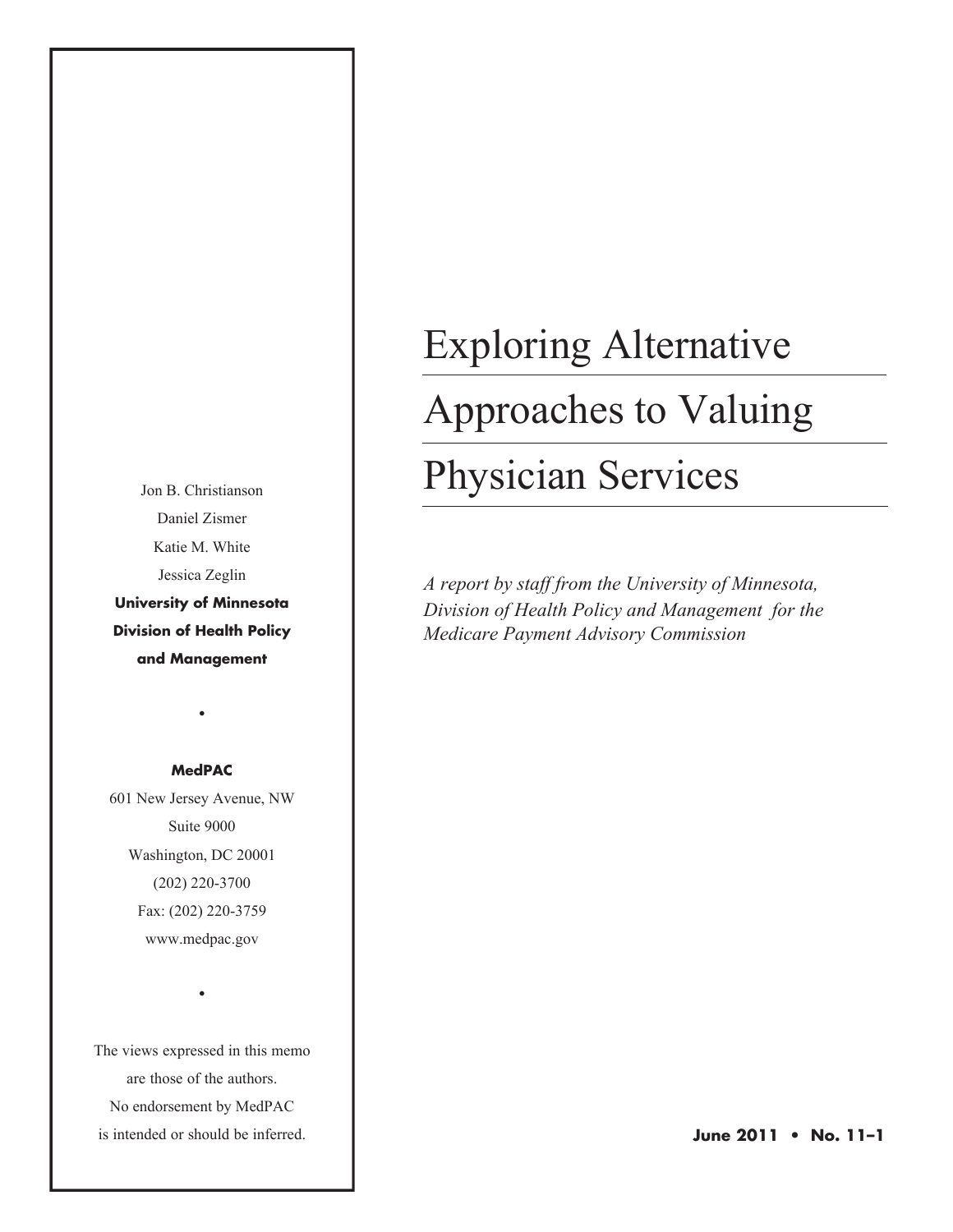# Exploring Alternative Approaches to Valuing Physician Services

*A report by staff from the University of Minnesota, Division of Health Policy and Management for the Medicare Payment Advisory Commission*

Jon B. Christianson
Daniel Zismer
Katie M. White
Jessica Zeglin
**University of Minnesota Division of Health Policy and Management**

•

**MedPAC**
601 New Jersey Avenue, NW
Suite 9000
Washington, DC 20001
(202) 220-3700
Fax: (202) 220-3759
www.medpac.gov

•

The views expressed in this memo are those of the authors. No endorsement by MedPAC is intended or should be inferred.

**June 2011 • No. 11–1**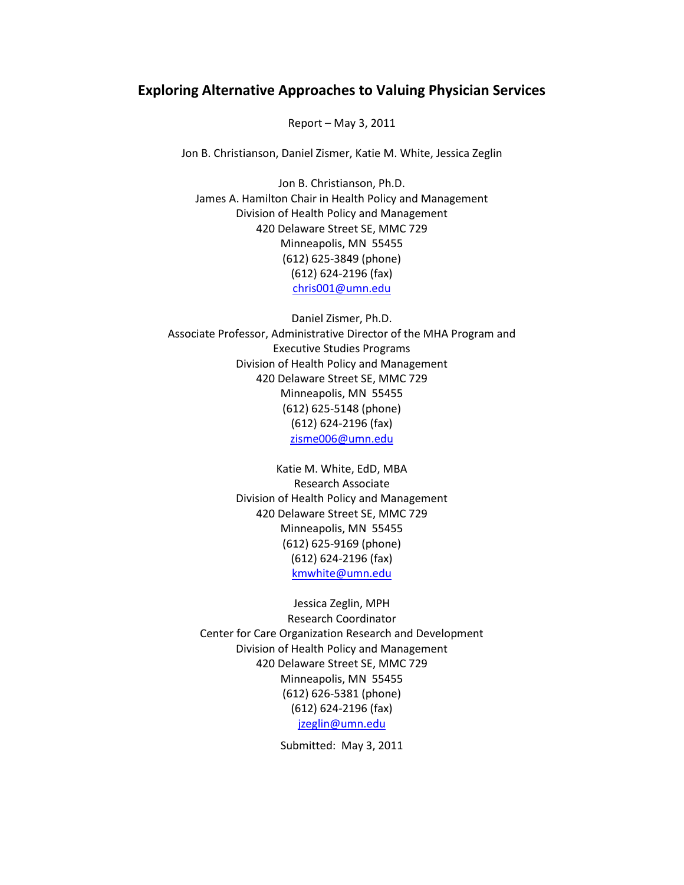# Exploring Alternative Approaches to Valuing Physician Services

Report – May 3, 2011

Jon B. Christianson, Daniel Zismer, Katie M. White, Jessica Zeglin

Jon B. Christianson, Ph.D.
James A. Hamilton Chair in Health Policy and Management
Division of Health Policy and Management
420 Delaware Street SE, MMC 729
Minneapolis, MN 55455
(612) 625-3849 (phone)
(612) 624-2196 (fax)
chris001@umn.edu

Daniel Zismer, Ph.D.
Associate Professor, Administrative Director of the MHA Program and Executive Studies Programs
Division of Health Policy and Management
420 Delaware Street SE, MMC 729
Minneapolis, MN 55455
(612) 625-5148 (phone)
(612) 624-2196 (fax)
zisme006@umn.edu

Katie M. White, EdD, MBA
Research Associate
Division of Health Policy and Management
420 Delaware Street SE, MMC 729
Minneapolis, MN 55455
(612) 625-9169 (phone)
(612) 624-2196 (fax)
kmwhite@umn.edu

Jessica Zeglin, MPH
Research Coordinator
Center for Care Organization Research and Development
Division of Health Policy and Management
420 Delaware Street SE, MMC 729
Minneapolis, MN 55455
(612) 626-5381 (phone)
(612) 624-2196 (fax)
jzeglin@umn.edu

Submitted: May 3, 2011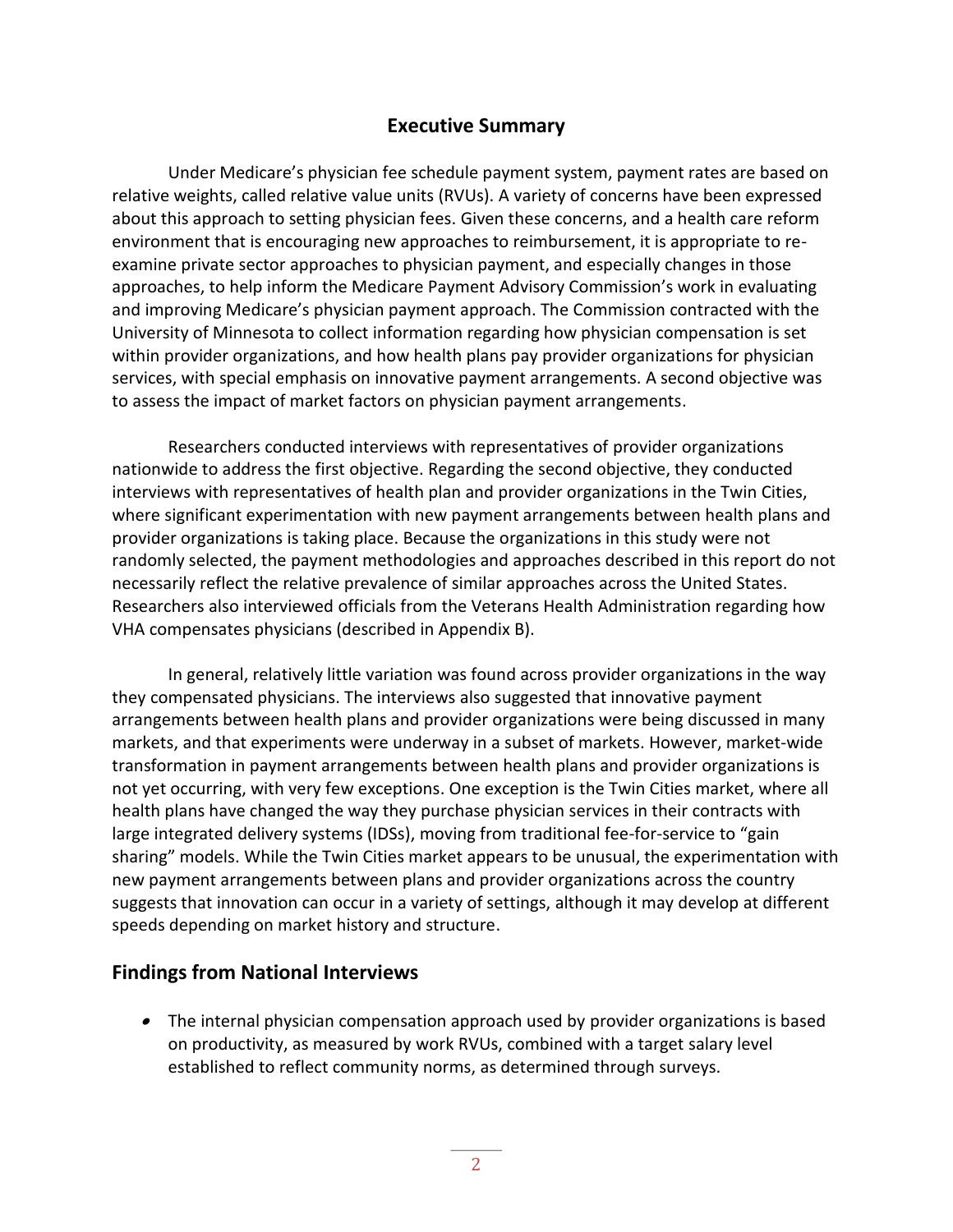## Executive Summary

Under Medicare's physician fee schedule payment system, payment rates are based on relative weights, called relative value units (RVUs). A variety of concerns have been expressed about this approach to setting physician fees. Given these concerns, and a health care reform environment that is encouraging new approaches to reimbursement, it is appropriate to re-examine private sector approaches to physician payment, and especially changes in those approaches, to help inform the Medicare Payment Advisory Commission's work in evaluating and improving Medicare's physician payment approach. The Commission contracted with the University of Minnesota to collect information regarding how physician compensation is set within provider organizations, and how health plans pay provider organizations for physician services, with special emphasis on innovative payment arrangements. A second objective was to assess the impact of market factors on physician payment arrangements.

Researchers conducted interviews with representatives of provider organizations nationwide to address the first objective. Regarding the second objective, they conducted interviews with representatives of health plan and provider organizations in the Twin Cities, where significant experimentation with new payment arrangements between health plans and provider organizations is taking place. Because the organizations in this study were not randomly selected, the payment methodologies and approaches described in this report do not necessarily reflect the relative prevalence of similar approaches across the United States. Researchers also interviewed officials from the Veterans Health Administration regarding how VHA compensates physicians (described in Appendix B).

In general, relatively little variation was found across provider organizations in the way they compensated physicians. The interviews also suggested that innovative payment arrangements between health plans and provider organizations were being discussed in many markets, and that experiments were underway in a subset of markets. However, market-wide transformation in payment arrangements between health plans and provider organizations is not yet occurring, with very few exceptions. One exception is the Twin Cities market, where all health plans have changed the way they purchase physician services in their contracts with large integrated delivery systems (IDSs), moving from traditional fee-for-service to "gain sharing" models. While the Twin Cities market appears to be unusual, the experimentation with new payment arrangements between plans and provider organizations across the country suggests that innovation can occur in a variety of settings, although it may develop at different speeds depending on market history and structure.

## Findings from National Interviews

- The internal physician compensation approach used by provider organizations is based on productivity, as measured by work RVUs, combined with a target salary level established to reflect community norms, as determined through surveys.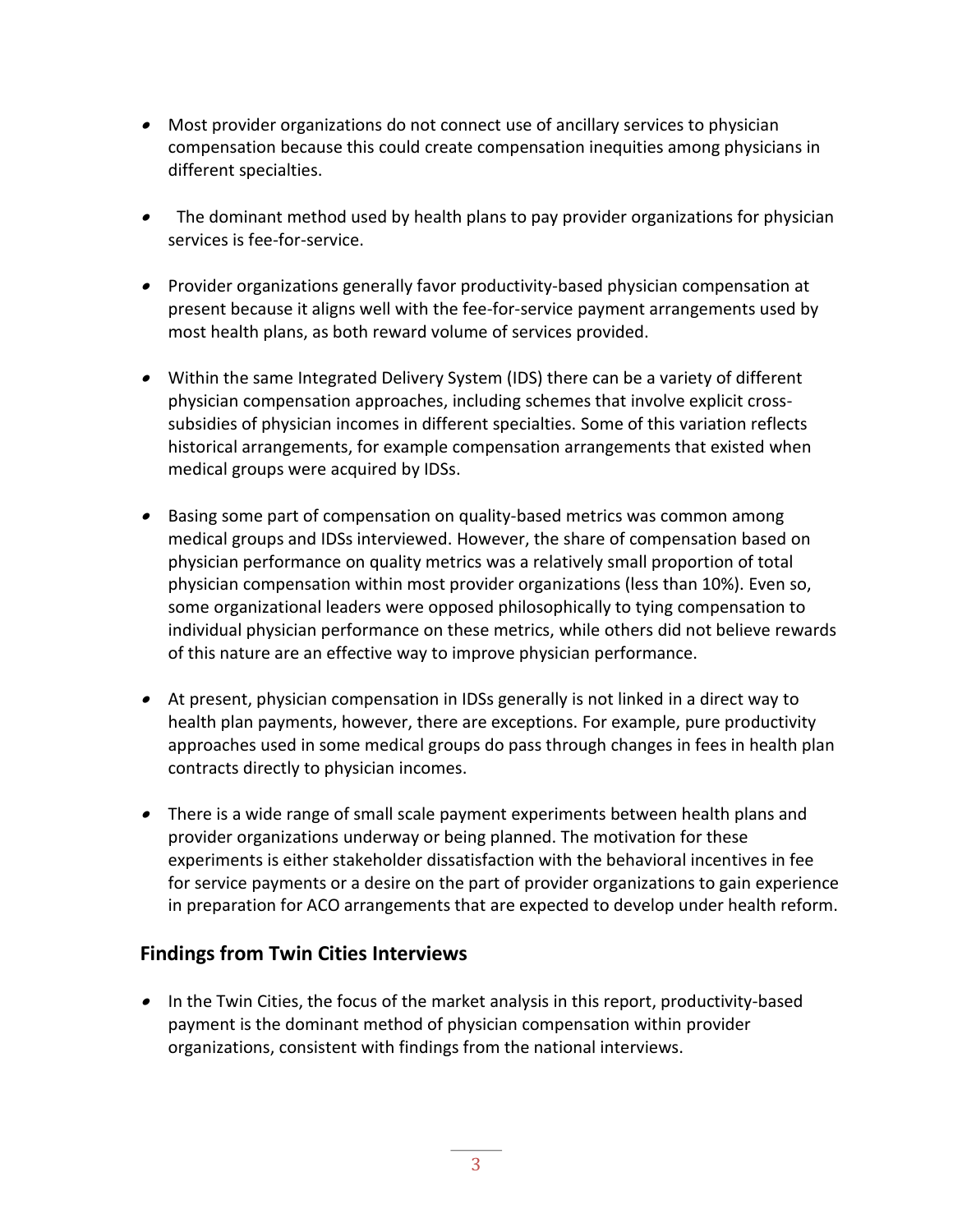- Most provider organizations do not connect use of ancillary services to physician compensation because this could create compensation inequities among physicians in different specialties.

- The dominant method used by health plans to pay provider organizations for physician services is fee-for-service.

- Provider organizations generally favor productivity-based physician compensation at present because it aligns well with the fee-for-service payment arrangements used by most health plans, as both reward volume of services provided.

- Within the same Integrated Delivery System (IDS) there can be a variety of different physician compensation approaches, including schemes that involve explicit cross-subsidies of physician incomes in different specialties. Some of this variation reflects historical arrangements, for example compensation arrangements that existed when medical groups were acquired by IDSs.

- Basing some part of compensation on quality-based metrics was common among medical groups and IDSs interviewed. However, the share of compensation based on physician performance on quality metrics was a relatively small proportion of total physician compensation within most provider organizations (less than 10%). Even so, some organizational leaders were opposed philosophically to tying compensation to individual physician performance on these metrics, while others did not believe rewards of this nature are an effective way to improve physician performance.

- At present, physician compensation in IDSs generally is not linked in a direct way to health plan payments, however, there are exceptions. For example, pure productivity approaches used in some medical groups do pass through changes in fees in health plan contracts directly to physician incomes.

- There is a wide range of small scale payment experiments between health plans and provider organizations underway or being planned. The motivation for these experiments is either stakeholder dissatisfaction with the behavioral incentives in fee for service payments or a desire on the part of provider organizations to gain experience in preparation for ACO arrangements that are expected to develop under health reform.

## Findings from Twin Cities Interviews

- In the Twin Cities, the focus of the market analysis in this report, productivity-based payment is the dominant method of physician compensation within provider organizations, consistent with findings from the national interviews.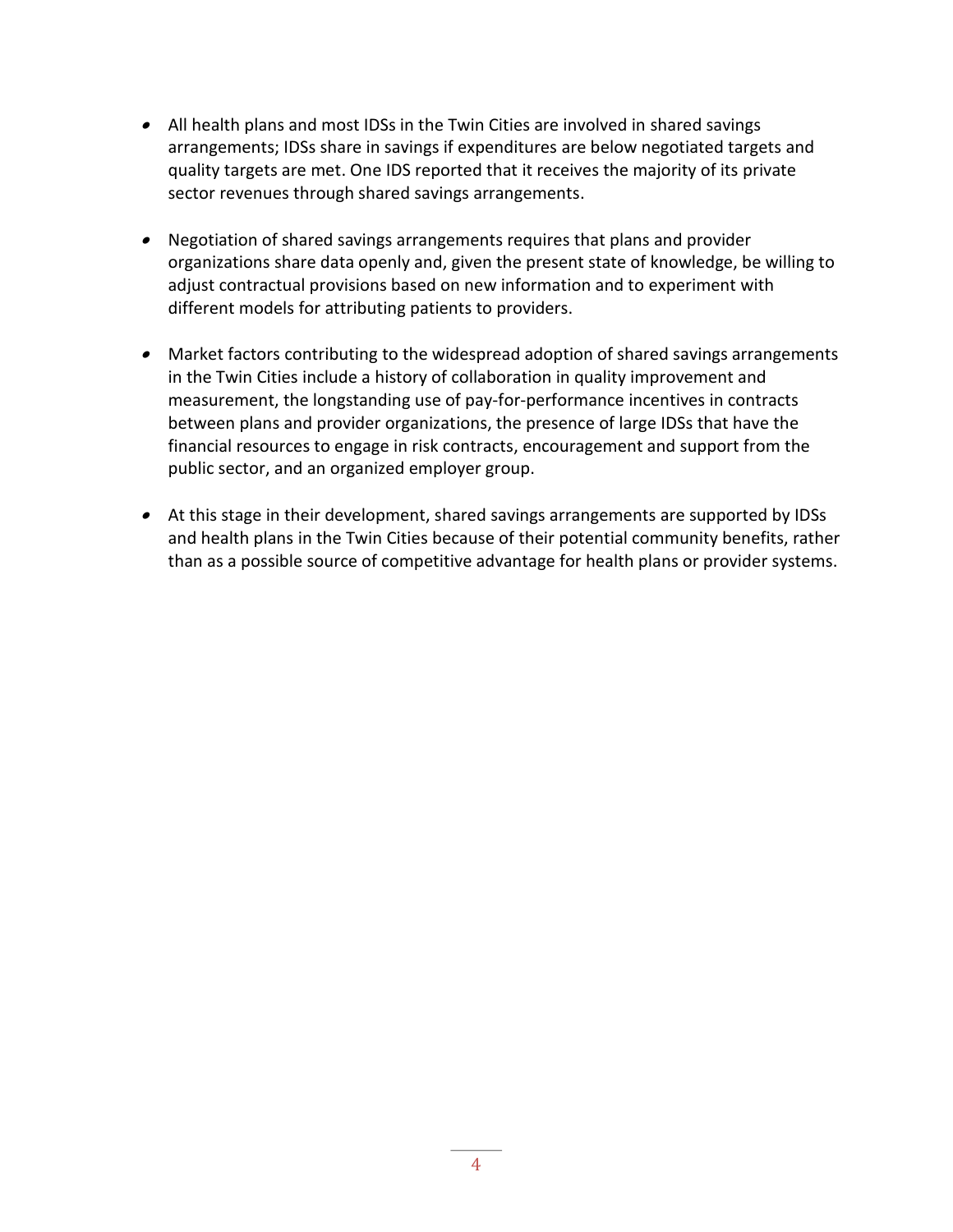- All health plans and most IDSs in the Twin Cities are involved in shared savings arrangements; IDSs share in savings if expenditures are below negotiated targets and quality targets are met. One IDS reported that it receives the majority of its private sector revenues through shared savings arrangements.

- Negotiation of shared savings arrangements requires that plans and provider organizations share data openly and, given the present state of knowledge, be willing to adjust contractual provisions based on new information and to experiment with different models for attributing patients to providers.

- Market factors contributing to the widespread adoption of shared savings arrangements in the Twin Cities include a history of collaboration in quality improvement and measurement, the longstanding use of pay-for-performance incentives in contracts between plans and provider organizations, the presence of large IDSs that have the financial resources to engage in risk contracts, encouragement and support from the public sector, and an organized employer group.

- At this stage in their development, shared savings arrangements are supported by IDSs and health plans in the Twin Cities because of their potential community benefits, rather than as a possible source of competitive advantage for health plans or provider systems.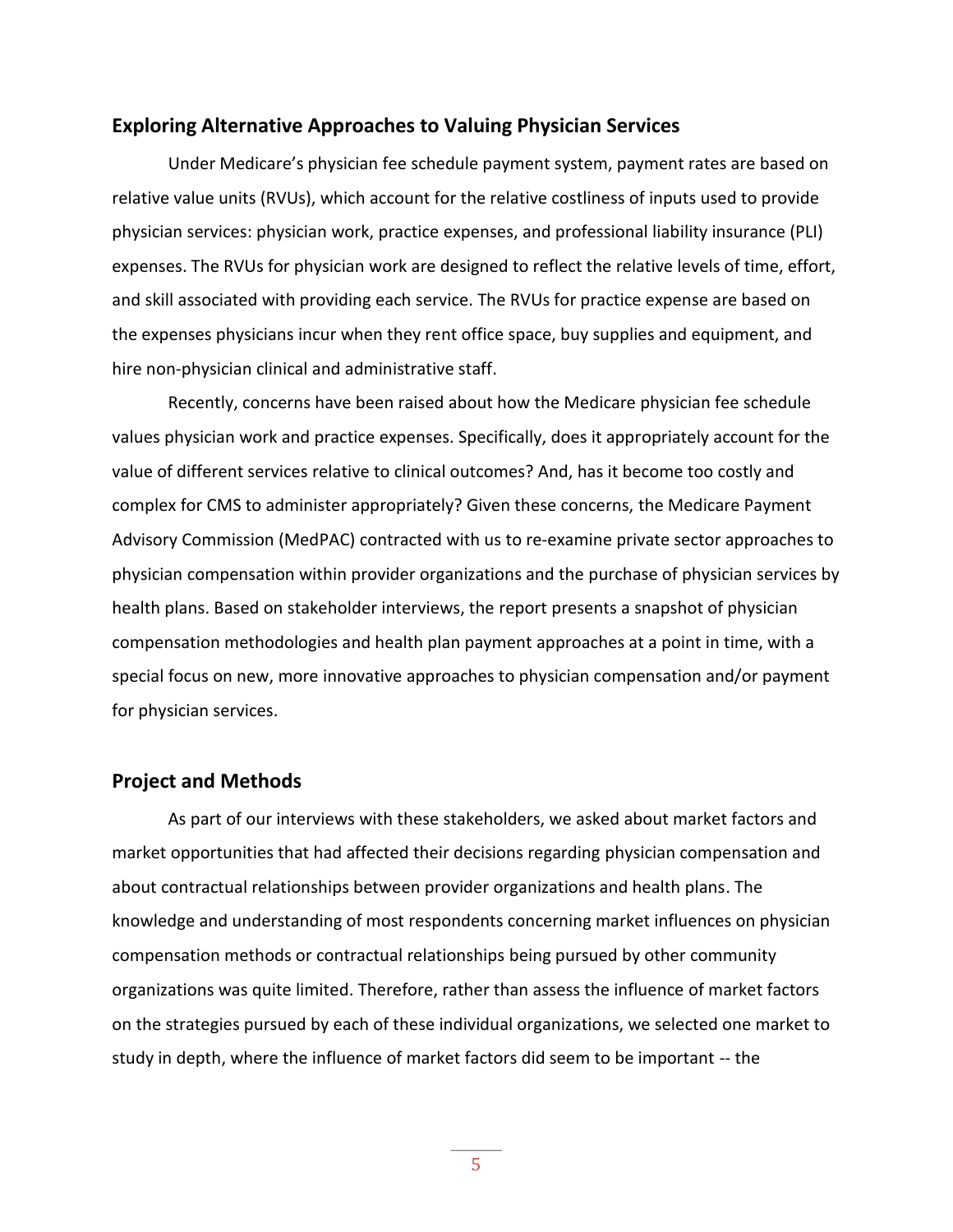## Exploring Alternative Approaches to Valuing Physician Services

Under Medicare's physician fee schedule payment system, payment rates are based on relative value units (RVUs), which account for the relative costliness of inputs used to provide physician services: physician work, practice expenses, and professional liability insurance (PLI) expenses. The RVUs for physician work are designed to reflect the relative levels of time, effort, and skill associated with providing each service. The RVUs for practice expense are based on the expenses physicians incur when they rent office space, buy supplies and equipment, and hire non-physician clinical and administrative staff.

Recently, concerns have been raised about how the Medicare physician fee schedule values physician work and practice expenses. Specifically, does it appropriately account for the value of different services relative to clinical outcomes? And, has it become too costly and complex for CMS to administer appropriately? Given these concerns, the Medicare Payment Advisory Commission (MedPAC) contracted with us to re-examine private sector approaches to physician compensation within provider organizations and the purchase of physician services by health plans. Based on stakeholder interviews, the report presents a snapshot of physician compensation methodologies and health plan payment approaches at a point in time, with a special focus on new, more innovative approaches to physician compensation and/or payment for physician services.

## Project and Methods

As part of our interviews with these stakeholders, we asked about market factors and market opportunities that had affected their decisions regarding physician compensation and about contractual relationships between provider organizations and health plans. The knowledge and understanding of most respondents concerning market influences on physician compensation methods or contractual relationships being pursued by other community organizations was quite limited. Therefore, rather than assess the influence of market factors on the strategies pursued by each of these individual organizations, we selected one market to study in depth, where the influence of market factors did seem to be important -- the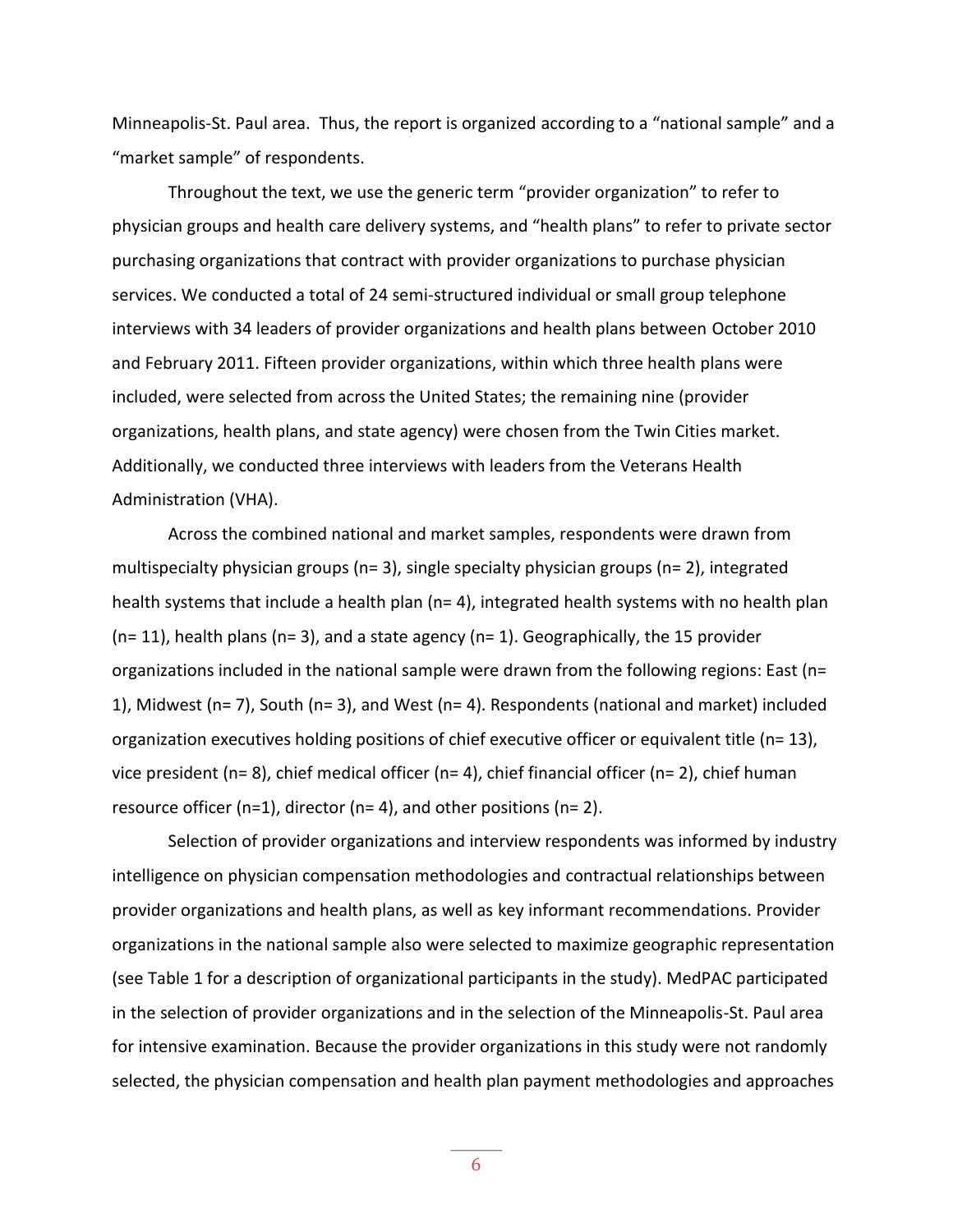Minneapolis-St. Paul area. Thus, the report is organized according to a "national sample" and a "market sample" of respondents.

Throughout the text, we use the generic term "provider organization" to refer to physician groups and health care delivery systems, and "health plans" to refer to private sector purchasing organizations that contract with provider organizations to purchase physician services. We conducted a total of 24 semi-structured individual or small group telephone interviews with 34 leaders of provider organizations and health plans between October 2010 and February 2011. Fifteen provider organizations, within which three health plans were included, were selected from across the United States; the remaining nine (provider organizations, health plans, and state agency) were chosen from the Twin Cities market. Additionally, we conducted three interviews with leaders from the Veterans Health Administration (VHA).

Across the combined national and market samples, respondents were drawn from multispecialty physician groups (n= 3), single specialty physician groups (n= 2), integrated health systems that include a health plan (n= 4), integrated health systems with no health plan (n= 11), health plans (n= 3), and a state agency (n= 1). Geographically, the 15 provider organizations included in the national sample were drawn from the following regions: East (n= 1), Midwest (n= 7), South (n= 3), and West (n= 4). Respondents (national and market) included organization executives holding positions of chief executive officer or equivalent title (n= 13), vice president (n= 8), chief medical officer (n= 4), chief financial officer (n= 2), chief human resource officer (n=1), director (n= 4), and other positions (n= 2).

Selection of provider organizations and interview respondents was informed by industry intelligence on physician compensation methodologies and contractual relationships between provider organizations and health plans, as well as key informant recommendations. Provider organizations in the national sample also were selected to maximize geographic representation (see Table 1 for a description of organizational participants in the study). MedPAC participated in the selection of provider organizations and in the selection of the Minneapolis-St. Paul area for intensive examination. Because the provider organizations in this study were not randomly selected, the physician compensation and health plan payment methodologies and approaches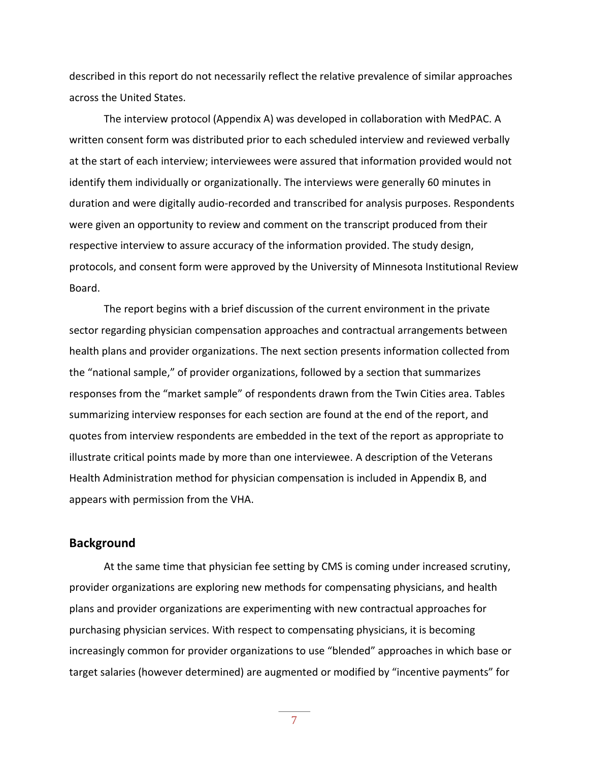described in this report do not necessarily reflect the relative prevalence of similar approaches across the United States.

The interview protocol (Appendix A) was developed in collaboration with MedPAC. A written consent form was distributed prior to each scheduled interview and reviewed verbally at the start of each interview; interviewees were assured that information provided would not identify them individually or organizationally. The interviews were generally 60 minutes in duration and were digitally audio-recorded and transcribed for analysis purposes. Respondents were given an opportunity to review and comment on the transcript produced from their respective interview to assure accuracy of the information provided. The study design, protocols, and consent form were approved by the University of Minnesota Institutional Review Board.

The report begins with a brief discussion of the current environment in the private sector regarding physician compensation approaches and contractual arrangements between health plans and provider organizations. The next section presents information collected from the "national sample," of provider organizations, followed by a section that summarizes responses from the "market sample" of respondents drawn from the Twin Cities area. Tables summarizing interview responses for each section are found at the end of the report, and quotes from interview respondents are embedded in the text of the report as appropriate to illustrate critical points made by more than one interviewee. A description of the Veterans Health Administration method for physician compensation is included in Appendix B, and appears with permission from the VHA.

## Background

At the same time that physician fee setting by CMS is coming under increased scrutiny, provider organizations are exploring new methods for compensating physicians, and health plans and provider organizations are experimenting with new contractual approaches for purchasing physician services. With respect to compensating physicians, it is becoming increasingly common for provider organizations to use "blended" approaches in which base or target salaries (however determined) are augmented or modified by "incentive payments" for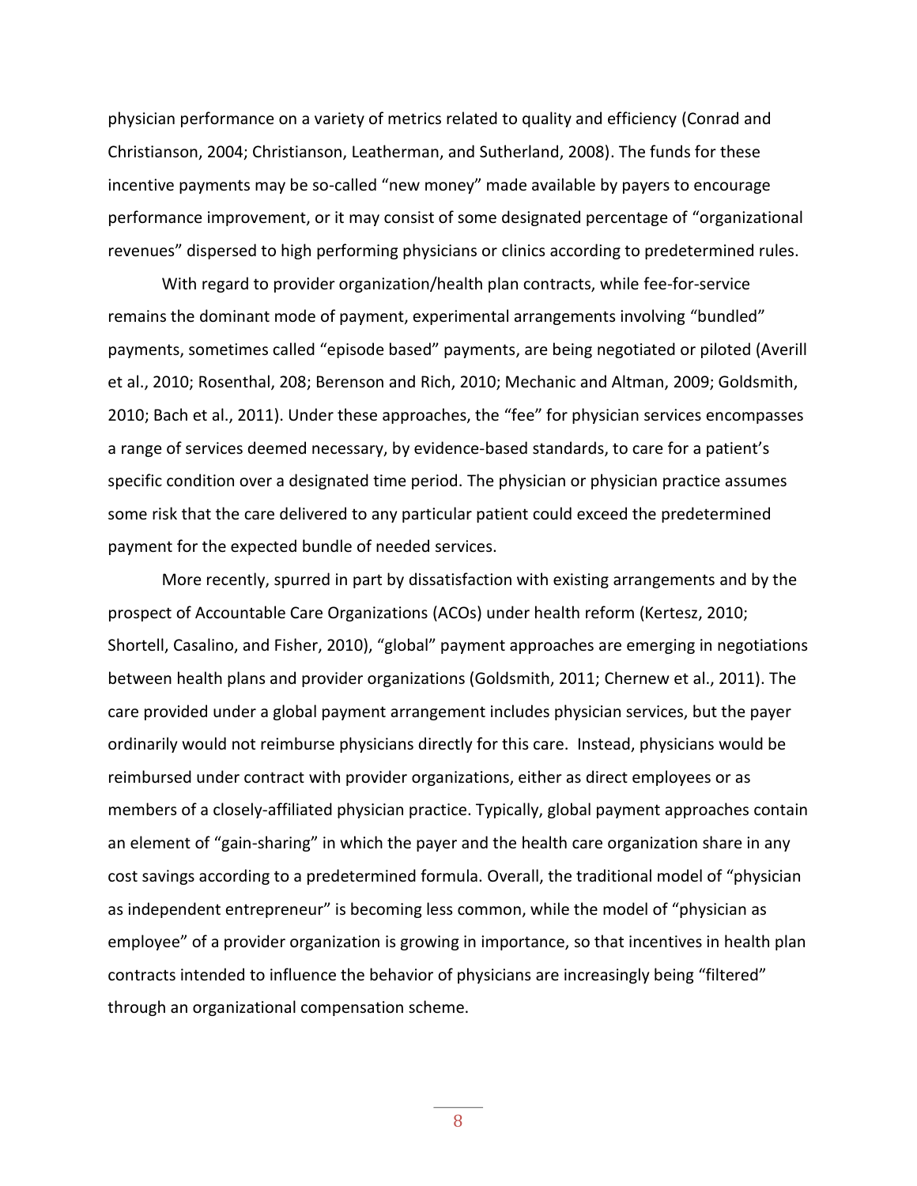physician performance on a variety of metrics related to quality and efficiency (Conrad and Christianson, 2004; Christianson, Leatherman, and Sutherland, 2008). The funds for these incentive payments may be so-called “new money” made available by payers to encourage performance improvement, or it may consist of some designated percentage of “organizational revenues” dispersed to high performing physicians or clinics according to predetermined rules.

With regard to provider organization/health plan contracts, while fee-for-service remains the dominant mode of payment, experimental arrangements involving “bundled” payments, sometimes called “episode based” payments, are being negotiated or piloted (Averill et al., 2010; Rosenthal, 208; Berenson and Rich, 2010; Mechanic and Altman, 2009; Goldsmith, 2010; Bach et al., 2011). Under these approaches, the “fee” for physician services encompasses a range of services deemed necessary, by evidence-based standards, to care for a patient’s specific condition over a designated time period. The physician or physician practice assumes some risk that the care delivered to any particular patient could exceed the predetermined payment for the expected bundle of needed services.

More recently, spurred in part by dissatisfaction with existing arrangements and by the prospect of Accountable Care Organizations (ACOs) under health reform (Kertesz, 2010; Shortell, Casalino, and Fisher, 2010), “global” payment approaches are emerging in negotiations between health plans and provider organizations (Goldsmith, 2011; Chernew et al., 2011). The care provided under a global payment arrangement includes physician services, but the payer ordinarily would not reimburse physicians directly for this care. Instead, physicians would be reimbursed under contract with provider organizations, either as direct employees or as members of a closely-affiliated physician practice. Typically, global payment approaches contain an element of “gain-sharing” in which the payer and the health care organization share in any cost savings according to a predetermined formula. Overall, the traditional model of “physician as independent entrepreneur” is becoming less common, while the model of “physician as employee” of a provider organization is growing in importance, so that incentives in health plan contracts intended to influence the behavior of physicians are increasingly being “filtered” through an organizational compensation scheme.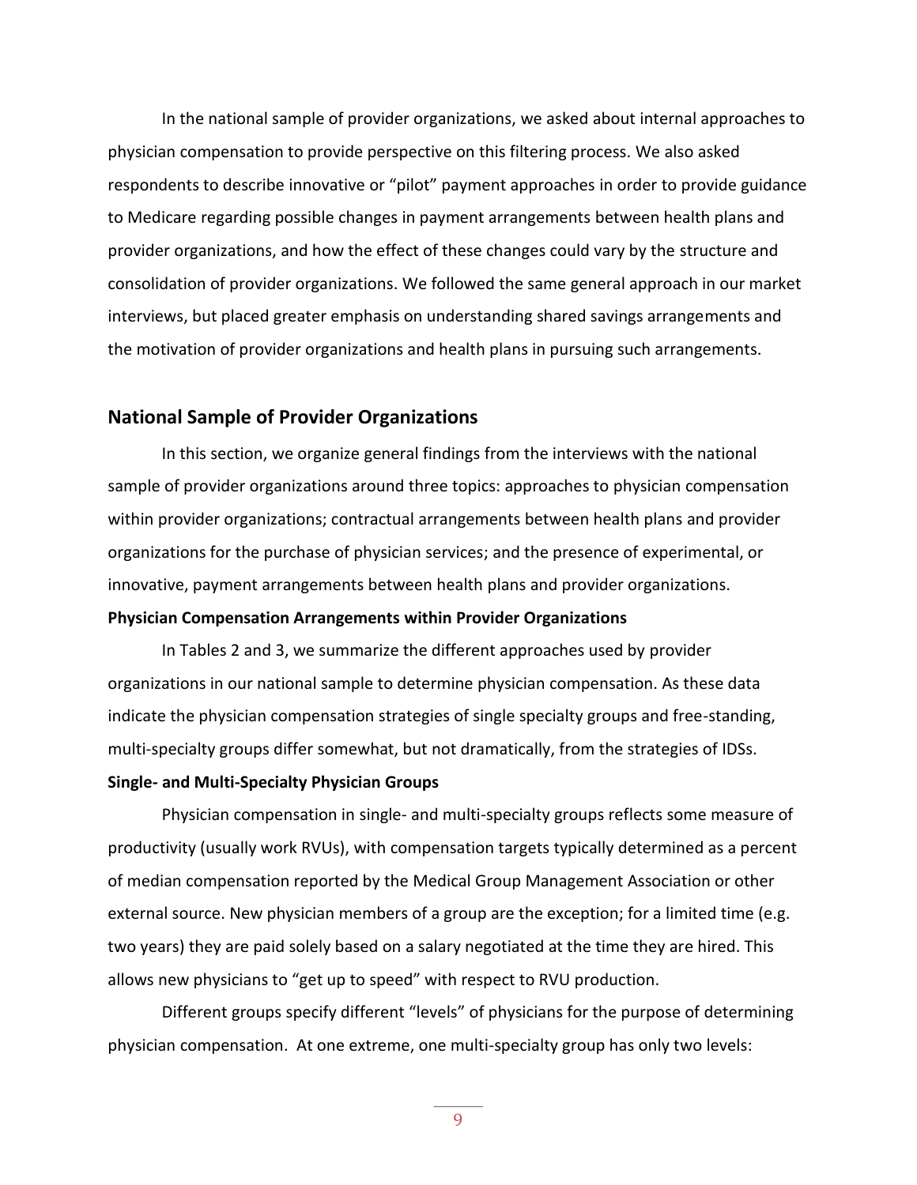In the national sample of provider organizations, we asked about internal approaches to physician compensation to provide perspective on this filtering process. We also asked respondents to describe innovative or "pilot" payment approaches in order to provide guidance to Medicare regarding possible changes in payment arrangements between health plans and provider organizations, and how the effect of these changes could vary by the structure and consolidation of provider organizations. We followed the same general approach in our market interviews, but placed greater emphasis on understanding shared savings arrangements and the motivation of provider organizations and health plans in pursuing such arrangements.

## National Sample of Provider Organizations

In this section, we organize general findings from the interviews with the national sample of provider organizations around three topics: approaches to physician compensation within provider organizations; contractual arrangements between health plans and provider organizations for the purchase of physician services; and the presence of experimental, or innovative, payment arrangements between health plans and provider organizations.

### Physician Compensation Arrangements within Provider Organizations

In Tables 2 and 3, we summarize the different approaches used by provider organizations in our national sample to determine physician compensation. As these data indicate the physician compensation strategies of single specialty groups and free-standing, multi-specialty groups differ somewhat, but not dramatically, from the strategies of IDSs.

### Single- and Multi-Specialty Physician Groups

Physician compensation in single- and multi-specialty groups reflects some measure of productivity (usually work RVUs), with compensation targets typically determined as a percent of median compensation reported by the Medical Group Management Association or other external source. New physician members of a group are the exception; for a limited time (e.g. two years) they are paid solely based on a salary negotiated at the time they are hired. This allows new physicians to "get up to speed" with respect to RVU production.

Different groups specify different "levels" of physicians for the purpose of determining physician compensation. At one extreme, one multi-specialty group has only two levels: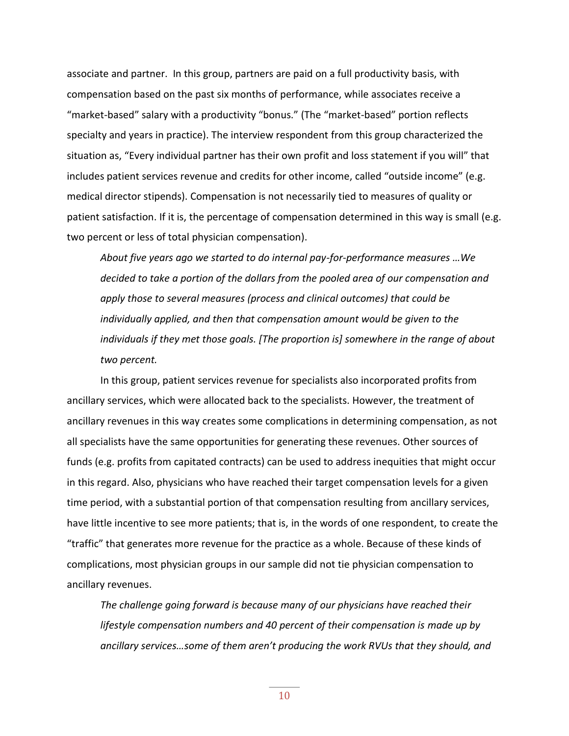associate and partner. In this group, partners are paid on a full productivity basis, with compensation based on the past six months of performance, while associates receive a "market-based" salary with a productivity "bonus." (The "market-based" portion reflects specialty and years in practice). The interview respondent from this group characterized the situation as, "Every individual partner has their own profit and loss statement if you will" that includes patient services revenue and credits for other income, called "outside income" (e.g. medical director stipends). Compensation is not necessarily tied to measures of quality or patient satisfaction. If it is, the percentage of compensation determined in this way is small (e.g. two percent or less of total physician compensation).

> *About five years ago we started to do internal pay-for-performance measures …We decided to take a portion of the dollars from the pooled area of our compensation and apply those to several measures (process and clinical outcomes) that could be individually applied, and then that compensation amount would be given to the individuals if they met those goals. [The proportion is] somewhere in the range of about two percent.*

In this group, patient services revenue for specialists also incorporated profits from ancillary services, which were allocated back to the specialists. However, the treatment of ancillary revenues in this way creates some complications in determining compensation, as not all specialists have the same opportunities for generating these revenues. Other sources of funds (e.g. profits from capitated contracts) can be used to address inequities that might occur in this regard. Also, physicians who have reached their target compensation levels for a given time period, with a substantial portion of that compensation resulting from ancillary services, have little incentive to see more patients; that is, in the words of one respondent, to create the "traffic" that generates more revenue for the practice as a whole. Because of these kinds of complications, most physician groups in our sample did not tie physician compensation to ancillary revenues.

> *The challenge going forward is because many of our physicians have reached their lifestyle compensation numbers and 40 percent of their compensation is made up by ancillary services…some of them aren't producing the work RVUs that they should, and*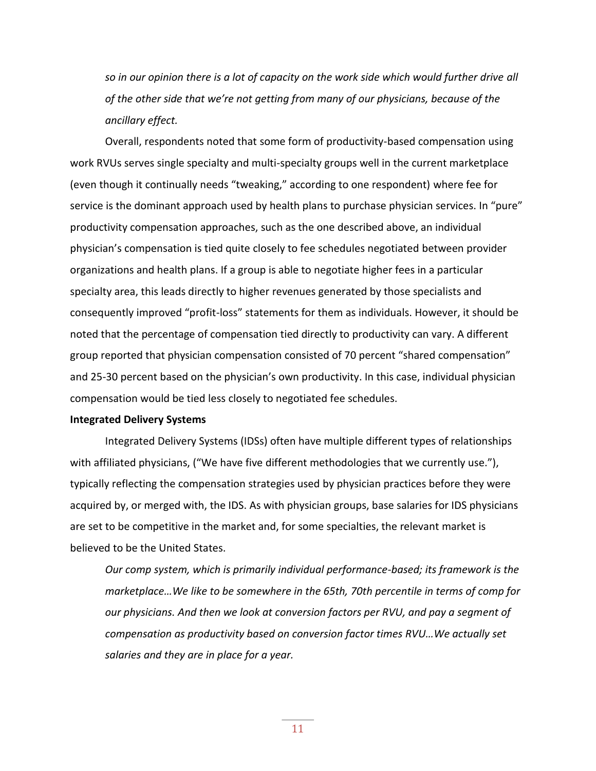*so in our opinion there is a lot of capacity on the work side which would further drive all of the other side that we're not getting from many of our physicians, because of the ancillary effect.*

Overall, respondents noted that some form of productivity-based compensation using work RVUs serves single specialty and multi-specialty groups well in the current marketplace (even though it continually needs "tweaking," according to one respondent) where fee for service is the dominant approach used by health plans to purchase physician services. In "pure" productivity compensation approaches, such as the one described above, an individual physician's compensation is tied quite closely to fee schedules negotiated between provider organizations and health plans. If a group is able to negotiate higher fees in a particular specialty area, this leads directly to higher revenues generated by those specialists and consequently improved "profit-loss" statements for them as individuals. However, it should be noted that the percentage of compensation tied directly to productivity can vary. A different group reported that physician compensation consisted of 70 percent "shared compensation" and 25-30 percent based on the physician's own productivity. In this case, individual physician compensation would be tied less closely to negotiated fee schedules.

**Integrated Delivery Systems**

Integrated Delivery Systems (IDSs) often have multiple different types of relationships with affiliated physicians, ("We have five different methodologies that we currently use."), typically reflecting the compensation strategies used by physician practices before they were acquired by, or merged with, the IDS. As with physician groups, base salaries for IDS physicians are set to be competitive in the market and, for some specialties, the relevant market is believed to be the United States.

*Our comp system, which is primarily individual performance-based; its framework is the marketplace…We like to be somewhere in the 65th, 70th percentile in terms of comp for our physicians. And then we look at conversion factors per RVU, and pay a segment of compensation as productivity based on conversion factor times RVU…We actually set salaries and they are in place for a year.*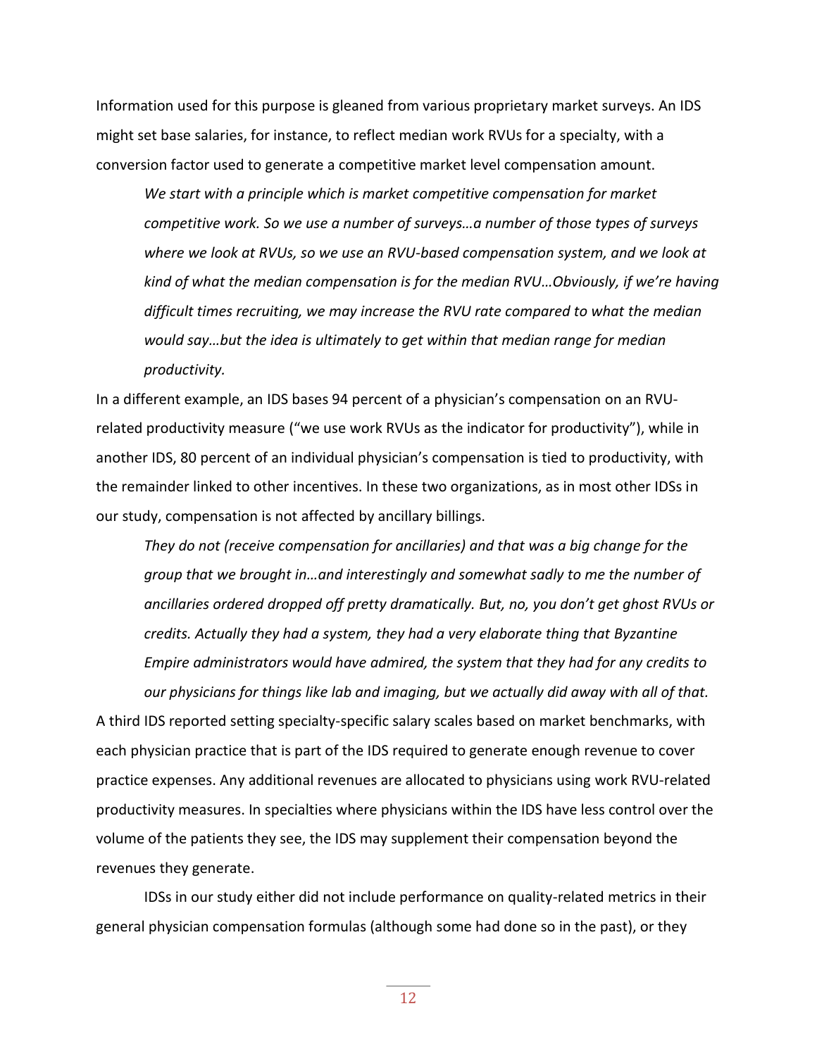Information used for this purpose is gleaned from various proprietary market surveys. An IDS might set base salaries, for instance, to reflect median work RVUs for a specialty, with a conversion factor used to generate a competitive market level compensation amount.

> *We start with a principle which is market competitive compensation for market competitive work. So we use a number of surveys…a number of those types of surveys where we look at RVUs, so we use an RVU-based compensation system, and we look at kind of what the median compensation is for the median RVU…Obviously, if we're having difficult times recruiting, we may increase the RVU rate compared to what the median would say…but the idea is ultimately to get within that median range for median productivity.*

In a different example, an IDS bases 94 percent of a physician's compensation on an RVU-related productivity measure ("we use work RVUs as the indicator for productivity"), while in another IDS, 80 percent of an individual physician's compensation is tied to productivity, with the remainder linked to other incentives. In these two organizations, as in most other IDSs in our study, compensation is not affected by ancillary billings.

> *They do not (receive compensation for ancillaries) and that was a big change for the group that we brought in…and interestingly and somewhat sadly to me the number of ancillaries ordered dropped off pretty dramatically. But, no, you don't get ghost RVUs or credits. Actually they had a system, they had a very elaborate thing that Byzantine Empire administrators would have admired, the system that they had for any credits to our physicians for things like lab and imaging, but we actually did away with all of that.*

A third IDS reported setting specialty-specific salary scales based on market benchmarks, with each physician practice that is part of the IDS required to generate enough revenue to cover practice expenses. Any additional revenues are allocated to physicians using work RVU-related productivity measures. In specialties where physicians within the IDS have less control over the volume of the patients they see, the IDS may supplement their compensation beyond the revenues they generate.

IDSs in our study either did not include performance on quality-related metrics in their general physician compensation formulas (although some had done so in the past), or they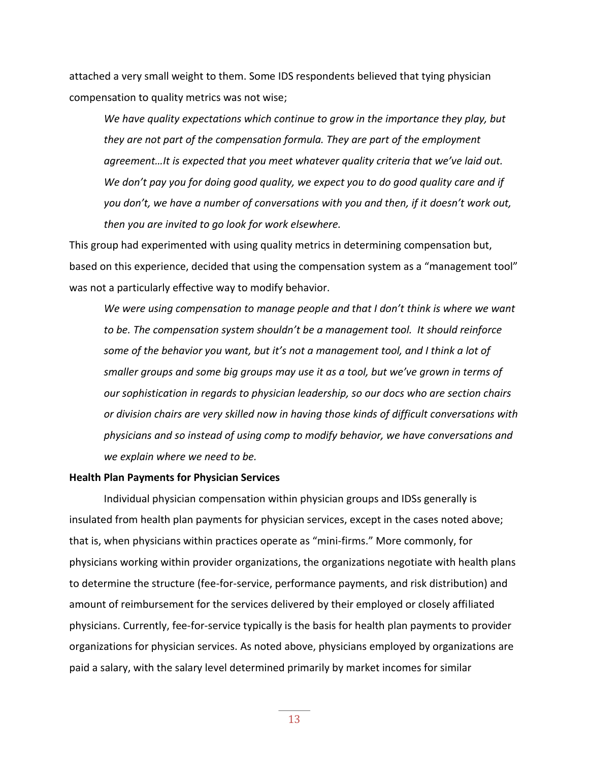attached a very small weight to them. Some IDS respondents believed that tying physician compensation to quality metrics was not wise;

> *We have quality expectations which continue to grow in the importance they play, but they are not part of the compensation formula. They are part of the employment agreement…It is expected that you meet whatever quality criteria that we've laid out. We don't pay you for doing good quality, we expect you to do good quality care and if you don't, we have a number of conversations with you and then, if it doesn't work out, then you are invited to go look for work elsewhere.*

This group had experimented with using quality metrics in determining compensation but, based on this experience, decided that using the compensation system as a "management tool" was not a particularly effective way to modify behavior.

> *We were using compensation to manage people and that I don't think is where we want to be. The compensation system shouldn't be a management tool. It should reinforce some of the behavior you want, but it's not a management tool, and I think a lot of smaller groups and some big groups may use it as a tool, but we've grown in terms of our sophistication in regards to physician leadership, so our docs who are section chairs or division chairs are very skilled now in having those kinds of difficult conversations with physicians and so instead of using comp to modify behavior, we have conversations and we explain where we need to be.*

**Health Plan Payments for Physician Services**

Individual physician compensation within physician groups and IDSs generally is insulated from health plan payments for physician services, except in the cases noted above; that is, when physicians within practices operate as "mini-firms." More commonly, for physicians working within provider organizations, the organizations negotiate with health plans to determine the structure (fee-for-service, performance payments, and risk distribution) and amount of reimbursement for the services delivered by their employed or closely affiliated physicians. Currently, fee-for-service typically is the basis for health plan payments to provider organizations for physician services. As noted above, physicians employed by organizations are paid a salary, with the salary level determined primarily by market incomes for similar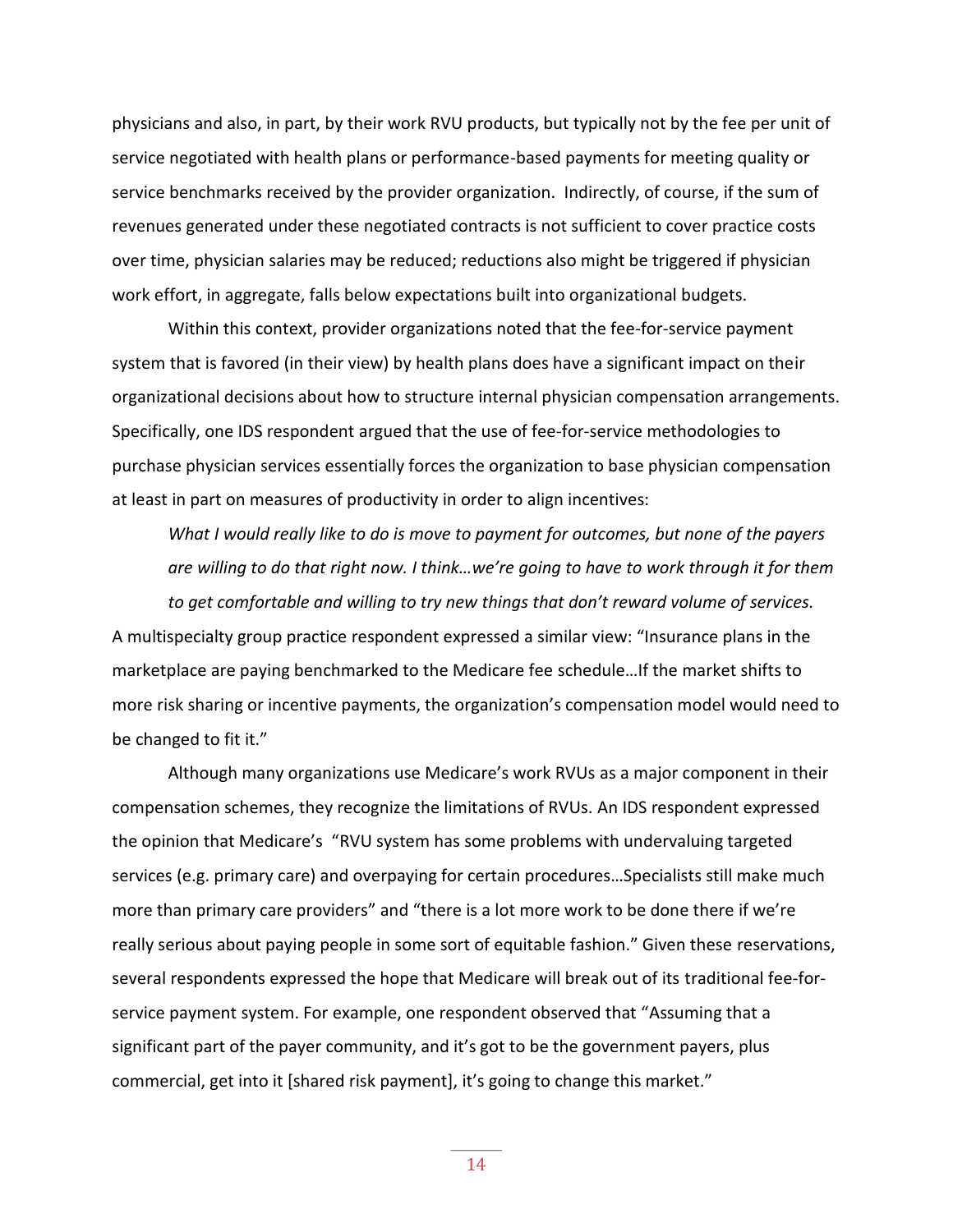physicians and also, in part, by their work RVU products, but typically not by the fee per unit of service negotiated with health plans or performance-based payments for meeting quality or service benchmarks received by the provider organization. Indirectly, of course, if the sum of revenues generated under these negotiated contracts is not sufficient to cover practice costs over time, physician salaries may be reduced; reductions also might be triggered if physician work effort, in aggregate, falls below expectations built into organizational budgets.

Within this context, provider organizations noted that the fee-for-service payment system that is favored (in their view) by health plans does have a significant impact on their organizational decisions about how to structure internal physician compensation arrangements. Specifically, one IDS respondent argued that the use of fee-for-service methodologies to purchase physician services essentially forces the organization to base physician compensation at least in part on measures of productivity in order to align incentives:

> *What I would really like to do is move to payment for outcomes, but none of the payers are willing to do that right now. I think…we're going to have to work through it for them to get comfortable and willing to try new things that don't reward volume of services.*

A multispecialty group practice respondent expressed a similar view: "Insurance plans in the marketplace are paying benchmarked to the Medicare fee schedule…If the market shifts to more risk sharing or incentive payments, the organization's compensation model would need to be changed to fit it."

Although many organizations use Medicare's work RVUs as a major component in their compensation schemes, they recognize the limitations of RVUs. An IDS respondent expressed the opinion that Medicare's "RVU system has some problems with undervaluing targeted services (e.g. primary care) and overpaying for certain procedures…Specialists still make much more than primary care providers" and "there is a lot more work to be done there if we're really serious about paying people in some sort of equitable fashion." Given these reservations, several respondents expressed the hope that Medicare will break out of its traditional fee-for-service payment system. For example, one respondent observed that "Assuming that a significant part of the payer community, and it's got to be the government payers, plus commercial, get into it [shared risk payment], it's going to change this market."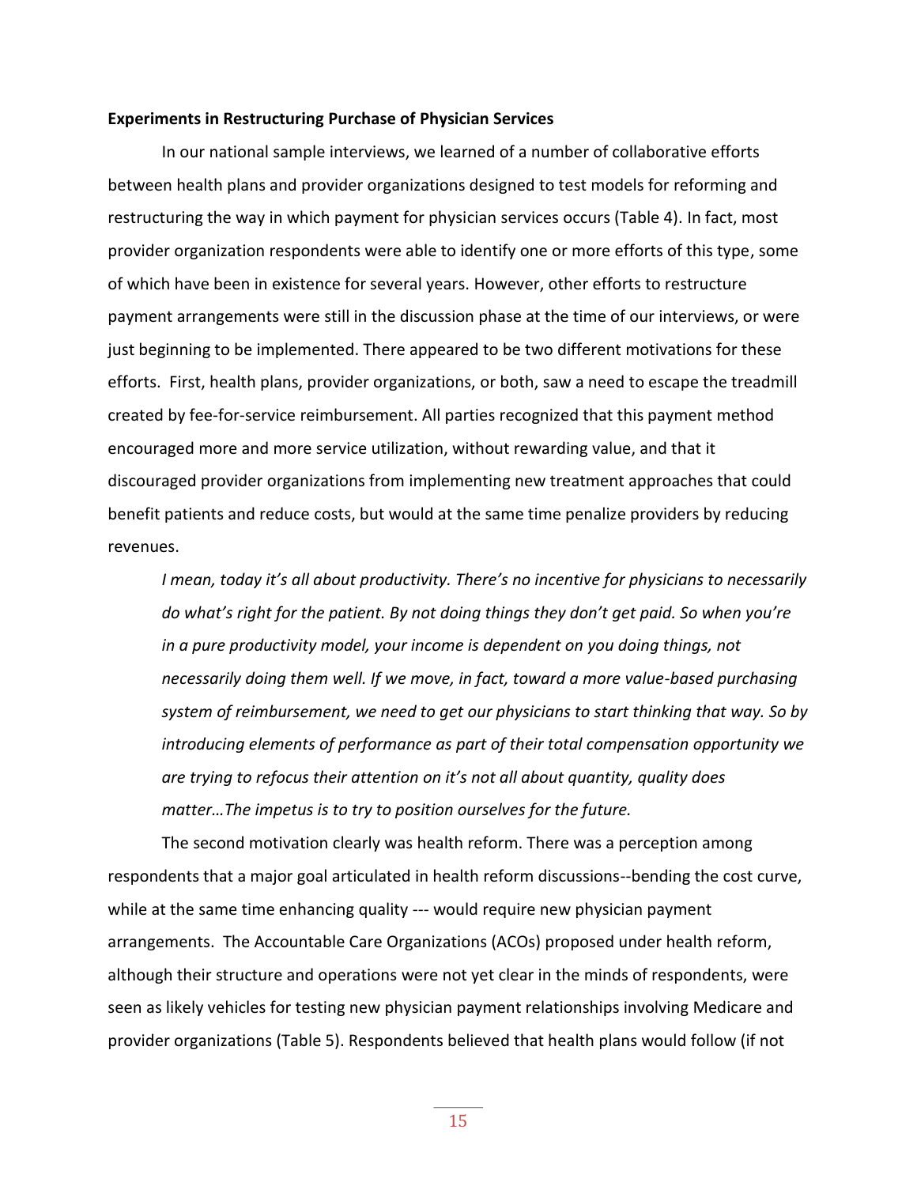**Experiments in Restructuring Purchase of Physician Services**

In our national sample interviews, we learned of a number of collaborative efforts between health plans and provider organizations designed to test models for reforming and restructuring the way in which payment for physician services occurs (Table 4). In fact, most provider organization respondents were able to identify one or more efforts of this type, some of which have been in existence for several years. However, other efforts to restructure payment arrangements were still in the discussion phase at the time of our interviews, or were just beginning to be implemented. There appeared to be two different motivations for these efforts. First, health plans, provider organizations, or both, saw a need to escape the treadmill created by fee-for-service reimbursement. All parties recognized that this payment method encouraged more and more service utilization, without rewarding value, and that it discouraged provider organizations from implementing new treatment approaches that could benefit patients and reduce costs, but would at the same time penalize providers by reducing revenues.

> *I mean, today it's all about productivity. There's no incentive for physicians to necessarily do what's right for the patient. By not doing things they don't get paid. So when you're in a pure productivity model, your income is dependent on you doing things, not necessarily doing them well. If we move, in fact, toward a more value-based purchasing system of reimbursement, we need to get our physicians to start thinking that way. So by introducing elements of performance as part of their total compensation opportunity we are trying to refocus their attention on it's not all about quantity, quality does matter…The impetus is to try to position ourselves for the future.*

The second motivation clearly was health reform. There was a perception among respondents that a major goal articulated in health reform discussions--bending the cost curve, while at the same time enhancing quality --- would require new physician payment arrangements. The Accountable Care Organizations (ACOs) proposed under health reform, although their structure and operations were not yet clear in the minds of respondents, were seen as likely vehicles for testing new physician payment relationships involving Medicare and provider organizations (Table 5). Respondents believed that health plans would follow (if not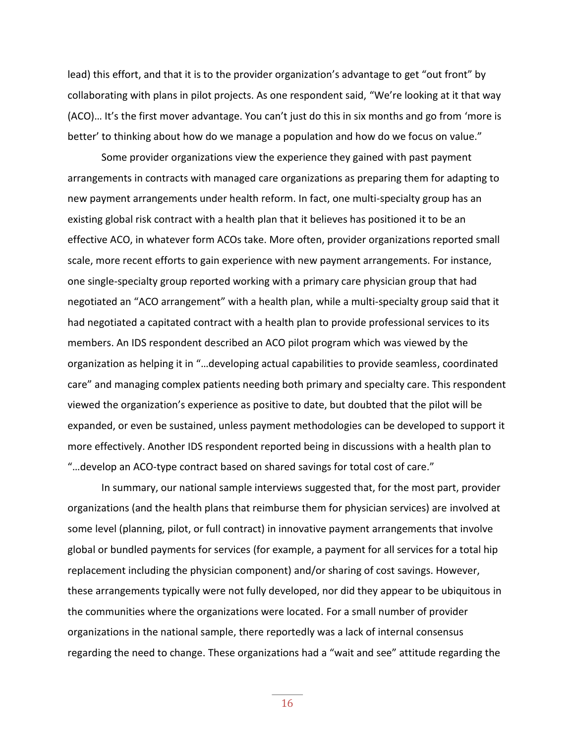lead) this effort, and that it is to the provider organization's advantage to get "out front" by collaborating with plans in pilot projects. As one respondent said, "We're looking at it that way (ACO)… It's the first mover advantage. You can't just do this in six months and go from 'more is better' to thinking about how do we manage a population and how do we focus on value."

Some provider organizations view the experience they gained with past payment arrangements in contracts with managed care organizations as preparing them for adapting to new payment arrangements under health reform. In fact, one multi-specialty group has an existing global risk contract with a health plan that it believes has positioned it to be an effective ACO, in whatever form ACOs take. More often, provider organizations reported small scale, more recent efforts to gain experience with new payment arrangements. For instance, one single-specialty group reported working with a primary care physician group that had negotiated an "ACO arrangement" with a health plan, while a multi-specialty group said that it had negotiated a capitated contract with a health plan to provide professional services to its members. An IDS respondent described an ACO pilot program which was viewed by the organization as helping it in "…developing actual capabilities to provide seamless, coordinated care" and managing complex patients needing both primary and specialty care. This respondent viewed the organization's experience as positive to date, but doubted that the pilot will be expanded, or even be sustained, unless payment methodologies can be developed to support it more effectively. Another IDS respondent reported being in discussions with a health plan to "…develop an ACO-type contract based on shared savings for total cost of care."

In summary, our national sample interviews suggested that, for the most part, provider organizations (and the health plans that reimburse them for physician services) are involved at some level (planning, pilot, or full contract) in innovative payment arrangements that involve global or bundled payments for services (for example, a payment for all services for a total hip replacement including the physician component) and/or sharing of cost savings. However, these arrangements typically were not fully developed, nor did they appear to be ubiquitous in the communities where the organizations were located. For a small number of provider organizations in the national sample, there reportedly was a lack of internal consensus regarding the need to change. These organizations had a "wait and see" attitude regarding the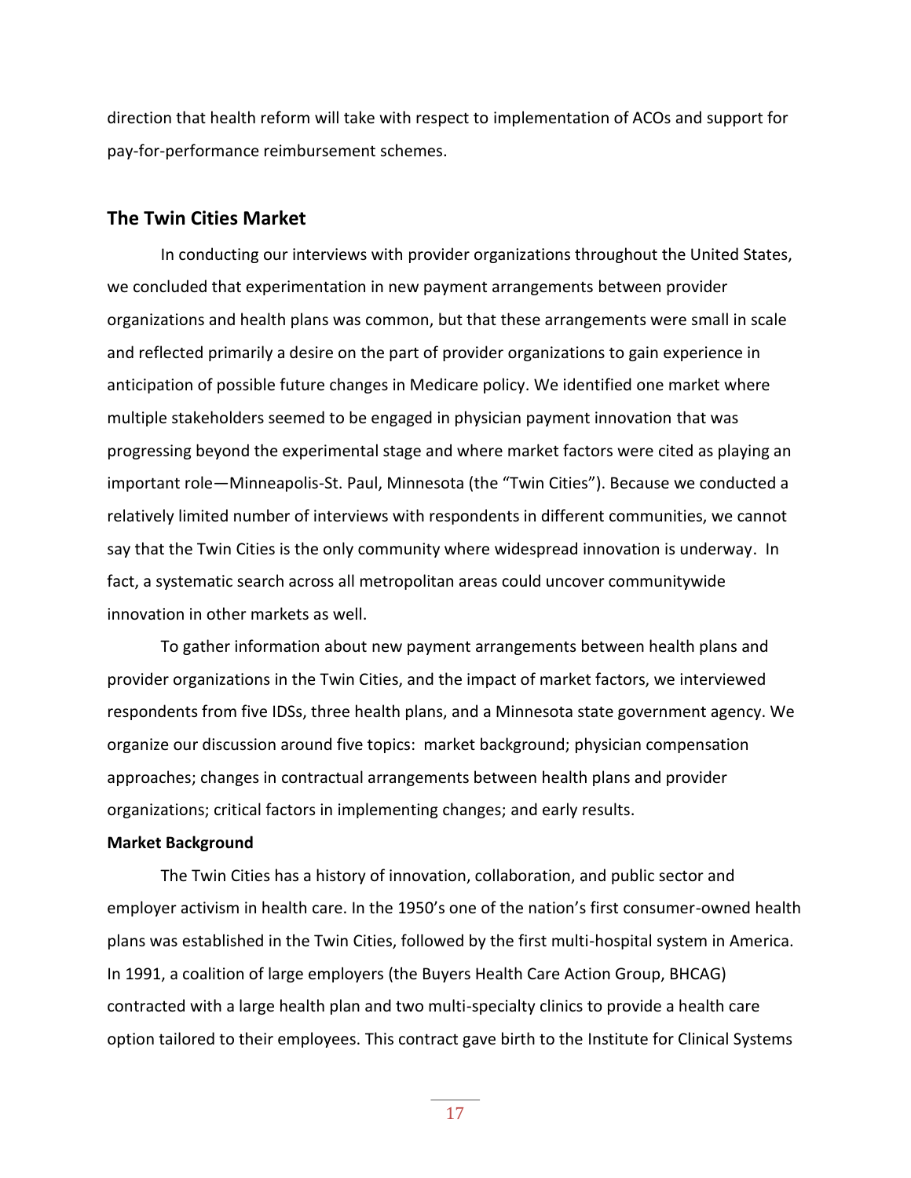direction that health reform will take with respect to implementation of ACOs and support for pay-for-performance reimbursement schemes.

## The Twin Cities Market

In conducting our interviews with provider organizations throughout the United States, we concluded that experimentation in new payment arrangements between provider organizations and health plans was common, but that these arrangements were small in scale and reflected primarily a desire on the part of provider organizations to gain experience in anticipation of possible future changes in Medicare policy. We identified one market where multiple stakeholders seemed to be engaged in physician payment innovation that was progressing beyond the experimental stage and where market factors were cited as playing an important role—Minneapolis-St. Paul, Minnesota (the "Twin Cities"). Because we conducted a relatively limited number of interviews with respondents in different communities, we cannot say that the Twin Cities is the only community where widespread innovation is underway. In fact, a systematic search across all metropolitan areas could uncover communitywide innovation in other markets as well.

To gather information about new payment arrangements between health plans and provider organizations in the Twin Cities, and the impact of market factors, we interviewed respondents from five IDSs, three health plans, and a Minnesota state government agency. We organize our discussion around five topics: market background; physician compensation approaches; changes in contractual arrangements between health plans and provider organizations; critical factors in implementing changes; and early results.

**Market Background**

The Twin Cities has a history of innovation, collaboration, and public sector and employer activism in health care. In the 1950's one of the nation's first consumer-owned health plans was established in the Twin Cities, followed by the first multi-hospital system in America. In 1991, a coalition of large employers (the Buyers Health Care Action Group, BHCAG) contracted with a large health plan and two multi-specialty clinics to provide a health care option tailored to their employees. This contract gave birth to the Institute for Clinical Systems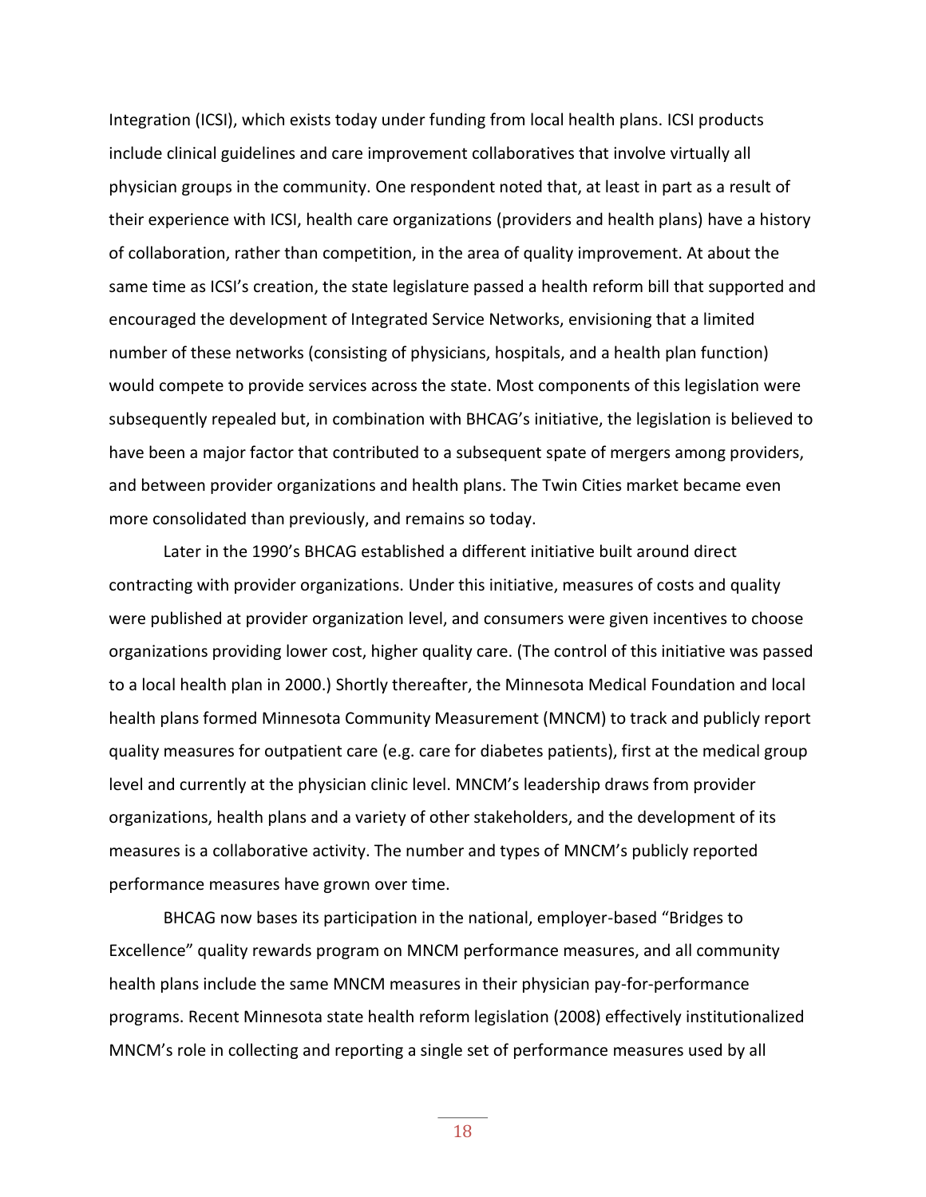Integration (ICSI), which exists today under funding from local health plans. ICSI products include clinical guidelines and care improvement collaboratives that involve virtually all physician groups in the community. One respondent noted that, at least in part as a result of their experience with ICSI, health care organizations (providers and health plans) have a history of collaboration, rather than competition, in the area of quality improvement. At about the same time as ICSI's creation, the state legislature passed a health reform bill that supported and encouraged the development of Integrated Service Networks, envisioning that a limited number of these networks (consisting of physicians, hospitals, and a health plan function) would compete to provide services across the state. Most components of this legislation were subsequently repealed but, in combination with BHCAG's initiative, the legislation is believed to have been a major factor that contributed to a subsequent spate of mergers among providers, and between provider organizations and health plans. The Twin Cities market became even more consolidated than previously, and remains so today.

Later in the 1990's BHCAG established a different initiative built around direct contracting with provider organizations. Under this initiative, measures of costs and quality were published at provider organization level, and consumers were given incentives to choose organizations providing lower cost, higher quality care. (The control of this initiative was passed to a local health plan in 2000.) Shortly thereafter, the Minnesota Medical Foundation and local health plans formed Minnesota Community Measurement (MNCM) to track and publicly report quality measures for outpatient care (e.g. care for diabetes patients), first at the medical group level and currently at the physician clinic level. MNCM's leadership draws from provider organizations, health plans and a variety of other stakeholders, and the development of its measures is a collaborative activity. The number and types of MNCM's publicly reported performance measures have grown over time.

BHCAG now bases its participation in the national, employer-based "Bridges to Excellence" quality rewards program on MNCM performance measures, and all community health plans include the same MNCM measures in their physician pay-for-performance programs. Recent Minnesota state health reform legislation (2008) effectively institutionalized MNCM's role in collecting and reporting a single set of performance measures used by all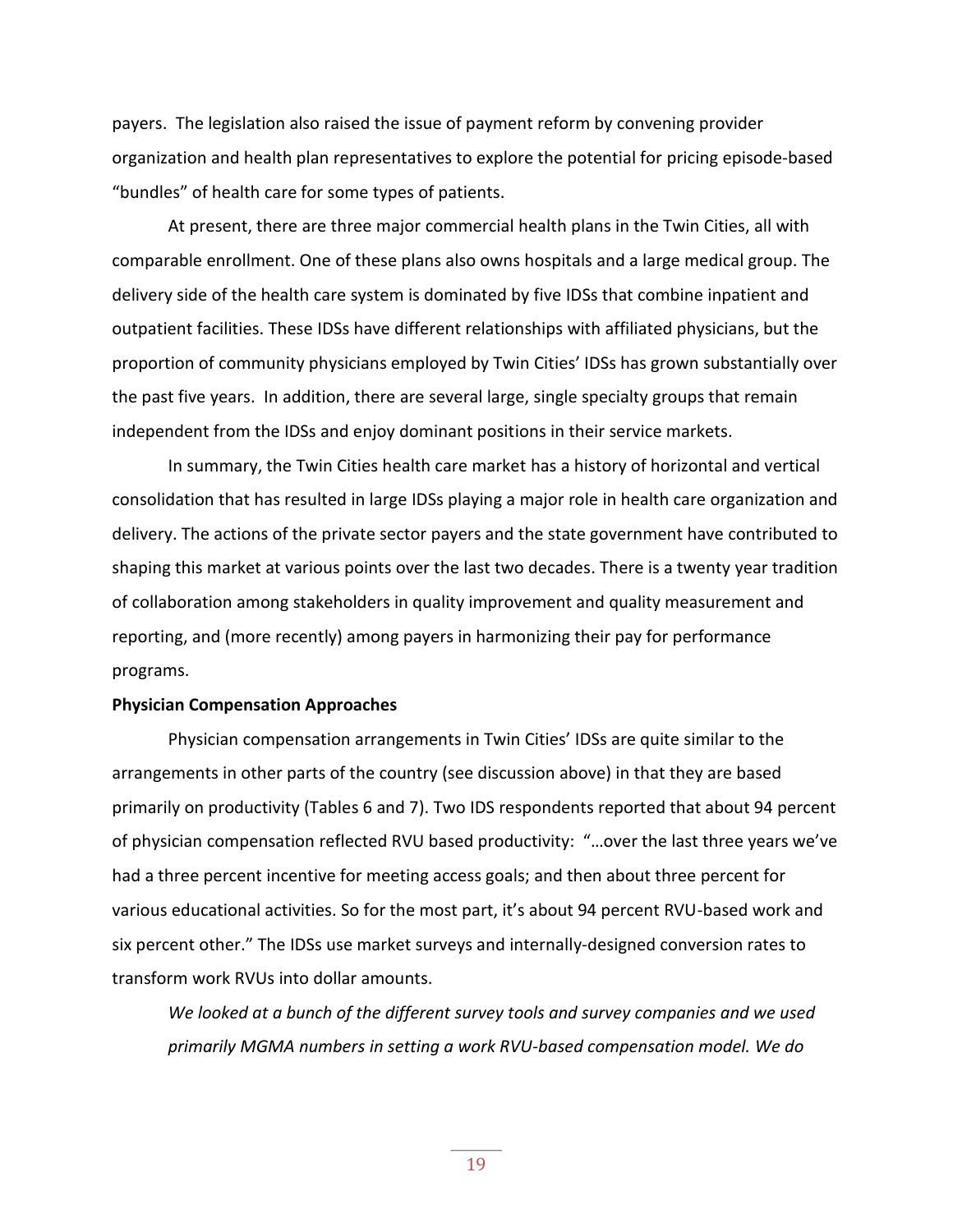payers. The legislation also raised the issue of payment reform by convening provider organization and health plan representatives to explore the potential for pricing episode-based "bundles" of health care for some types of patients.

At present, there are three major commercial health plans in the Twin Cities, all with comparable enrollment. One of these plans also owns hospitals and a large medical group. The delivery side of the health care system is dominated by five IDSs that combine inpatient and outpatient facilities. These IDSs have different relationships with affiliated physicians, but the proportion of community physicians employed by Twin Cities' IDSs has grown substantially over the past five years. In addition, there are several large, single specialty groups that remain independent from the IDSs and enjoy dominant positions in their service markets.

In summary, the Twin Cities health care market has a history of horizontal and vertical consolidation that has resulted in large IDSs playing a major role in health care organization and delivery. The actions of the private sector payers and the state government have contributed to shaping this market at various points over the last two decades. There is a twenty year tradition of collaboration among stakeholders in quality improvement and quality measurement and reporting, and (more recently) among payers in harmonizing their pay for performance programs.

**Physician Compensation Approaches**

Physician compensation arrangements in Twin Cities' IDSs are quite similar to the arrangements in other parts of the country (see discussion above) in that they are based primarily on productivity (Tables 6 and 7). Two IDS respondents reported that about 94 percent of physician compensation reflected RVU based productivity: "…over the last three years we've had a three percent incentive for meeting access goals; and then about three percent for various educational activities. So for the most part, it's about 94 percent RVU-based work and six percent other." The IDSs use market surveys and internally-designed conversion rates to transform work RVUs into dollar amounts.

*We looked at a bunch of the different survey tools and survey companies and we used primarily MGMA numbers in setting a work RVU-based compensation model. We do*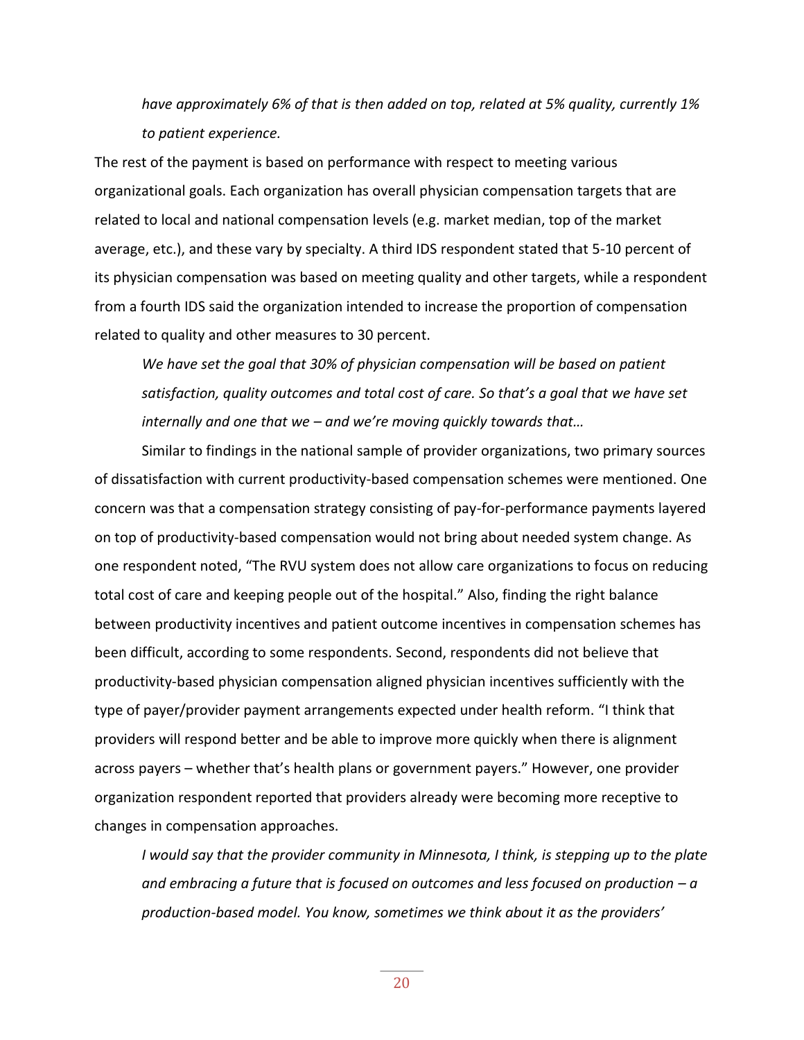*have approximately 6% of that is then added on top, related at 5% quality, currently 1% to patient experience.*

The rest of the payment is based on performance with respect to meeting various organizational goals. Each organization has overall physician compensation targets that are related to local and national compensation levels (e.g. market median, top of the market average, etc.), and these vary by specialty. A third IDS respondent stated that 5-10 percent of its physician compensation was based on meeting quality and other targets, while a respondent from a fourth IDS said the organization intended to increase the proportion of compensation related to quality and other measures to 30 percent.

*We have set the goal that 30% of physician compensation will be based on patient satisfaction, quality outcomes and total cost of care. So that's a goal that we have set internally and one that we – and we're moving quickly towards that…*

Similar to findings in the national sample of provider organizations, two primary sources of dissatisfaction with current productivity-based compensation schemes were mentioned. One concern was that a compensation strategy consisting of pay-for-performance payments layered on top of productivity-based compensation would not bring about needed system change. As one respondent noted, "The RVU system does not allow care organizations to focus on reducing total cost of care and keeping people out of the hospital." Also, finding the right balance between productivity incentives and patient outcome incentives in compensation schemes has been difficult, according to some respondents. Second, respondents did not believe that productivity-based physician compensation aligned physician incentives sufficiently with the type of payer/provider payment arrangements expected under health reform. "I think that providers will respond better and be able to improve more quickly when there is alignment across payers – whether that's health plans or government payers." However, one provider organization respondent reported that providers already were becoming more receptive to changes in compensation approaches.

*I would say that the provider community in Minnesota, I think, is stepping up to the plate and embracing a future that is focused on outcomes and less focused on production – a production-based model. You know, sometimes we think about it as the providers'*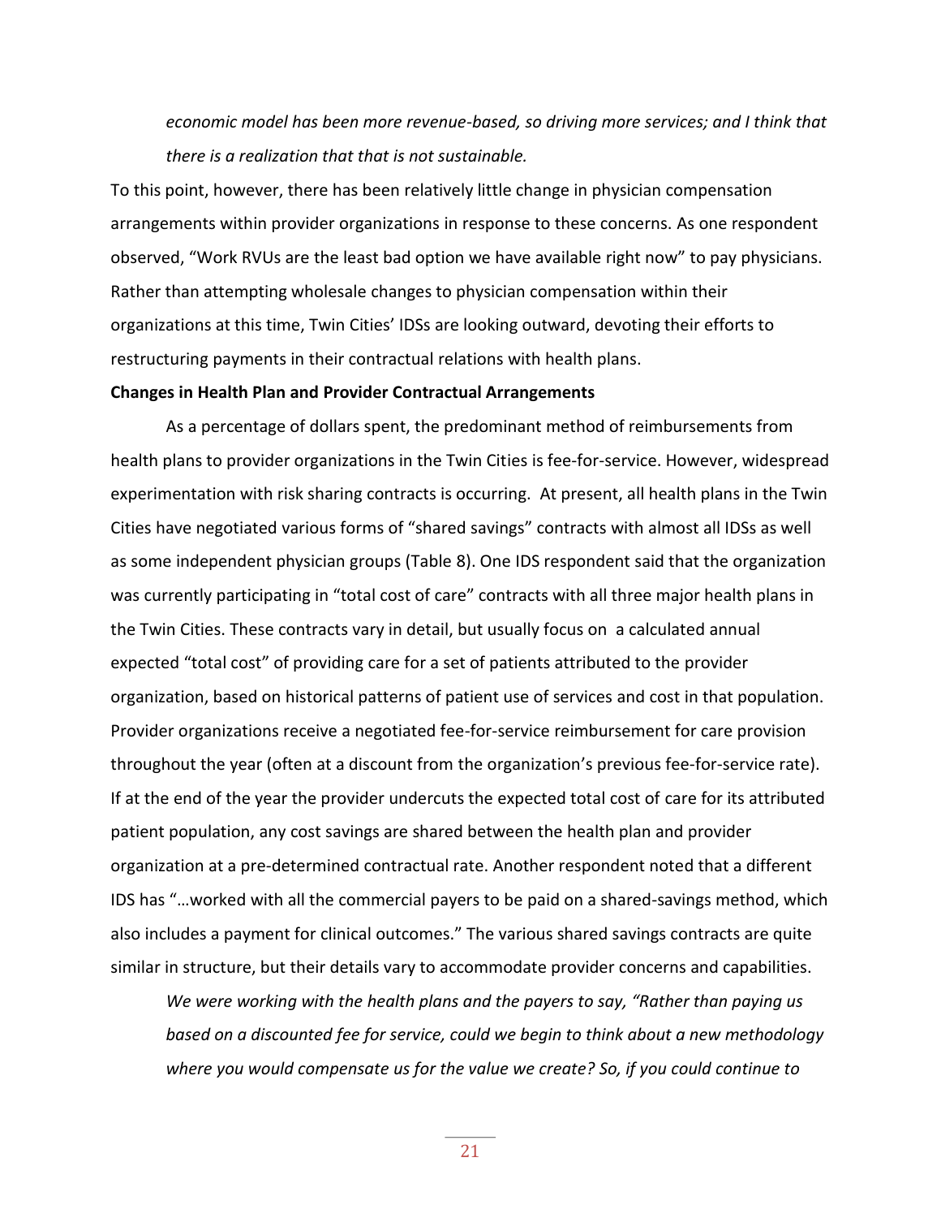*economic model has been more revenue-based, so driving more services; and I think that there is a realization that that is not sustainable.*

To this point, however, there has been relatively little change in physician compensation arrangements within provider organizations in response to these concerns. As one respondent observed, "Work RVUs are the least bad option we have available right now" to pay physicians. Rather than attempting wholesale changes to physician compensation within their organizations at this time, Twin Cities' IDSs are looking outward, devoting their efforts to restructuring payments in their contractual relations with health plans.

**Changes in Health Plan and Provider Contractual Arrangements**

As a percentage of dollars spent, the predominant method of reimbursements from health plans to provider organizations in the Twin Cities is fee-for-service. However, widespread experimentation with risk sharing contracts is occurring. At present, all health plans in the Twin Cities have negotiated various forms of "shared savings" contracts with almost all IDSs as well as some independent physician groups (Table 8). One IDS respondent said that the organization was currently participating in "total cost of care" contracts with all three major health plans in the Twin Cities. These contracts vary in detail, but usually focus on a calculated annual expected "total cost" of providing care for a set of patients attributed to the provider organization, based on historical patterns of patient use of services and cost in that population. Provider organizations receive a negotiated fee-for-service reimbursement for care provision throughout the year (often at a discount from the organization's previous fee-for-service rate). If at the end of the year the provider undercuts the expected total cost of care for its attributed patient population, any cost savings are shared between the health plan and provider organization at a pre-determined contractual rate. Another respondent noted that a different IDS has "…worked with all the commercial payers to be paid on a shared-savings method, which also includes a payment for clinical outcomes." The various shared savings contracts are quite similar in structure, but their details vary to accommodate provider concerns and capabilities.

*We were working with the health plans and the payers to say, "Rather than paying us based on a discounted fee for service, could we begin to think about a new methodology where you would compensate us for the value we create? So, if you could continue to*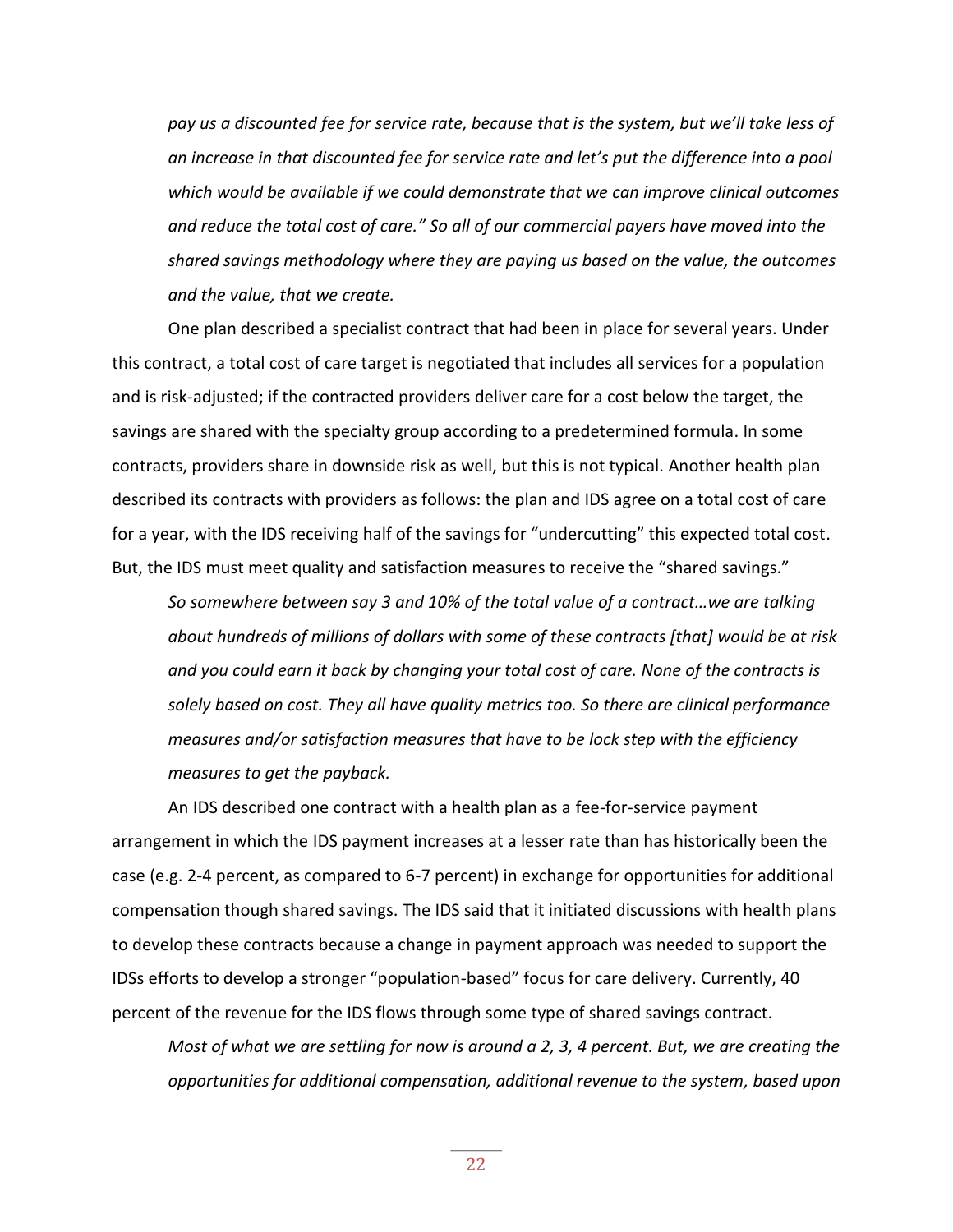*pay us a discounted fee for service rate, because that is the system, but we'll take less of an increase in that discounted fee for service rate and let's put the difference into a pool which would be available if we could demonstrate that we can improve clinical outcomes and reduce the total cost of care." So all of our commercial payers have moved into the shared savings methodology where they are paying us based on the value, the outcomes and the value, that we create.*

One plan described a specialist contract that had been in place for several years. Under this contract, a total cost of care target is negotiated that includes all services for a population and is risk-adjusted; if the contracted providers deliver care for a cost below the target, the savings are shared with the specialty group according to a predetermined formula. In some contracts, providers share in downside risk as well, but this is not typical. Another health plan described its contracts with providers as follows: the plan and IDS agree on a total cost of care for a year, with the IDS receiving half of the savings for "undercutting" this expected total cost. But, the IDS must meet quality and satisfaction measures to receive the "shared savings."

*So somewhere between say 3 and 10% of the total value of a contract…we are talking about hundreds of millions of dollars with some of these contracts [that] would be at risk and you could earn it back by changing your total cost of care. None of the contracts is solely based on cost. They all have quality metrics too. So there are clinical performance measures and/or satisfaction measures that have to be lock step with the efficiency measures to get the payback.*

An IDS described one contract with a health plan as a fee-for-service payment arrangement in which the IDS payment increases at a lesser rate than has historically been the case (e.g. 2-4 percent, as compared to 6-7 percent) in exchange for opportunities for additional compensation though shared savings. The IDS said that it initiated discussions with health plans to develop these contracts because a change in payment approach was needed to support the IDSs efforts to develop a stronger "population-based" focus for care delivery. Currently, 40 percent of the revenue for the IDS flows through some type of shared savings contract.

*Most of what we are settling for now is around a 2, 3, 4 percent. But, we are creating the opportunities for additional compensation, additional revenue to the system, based upon*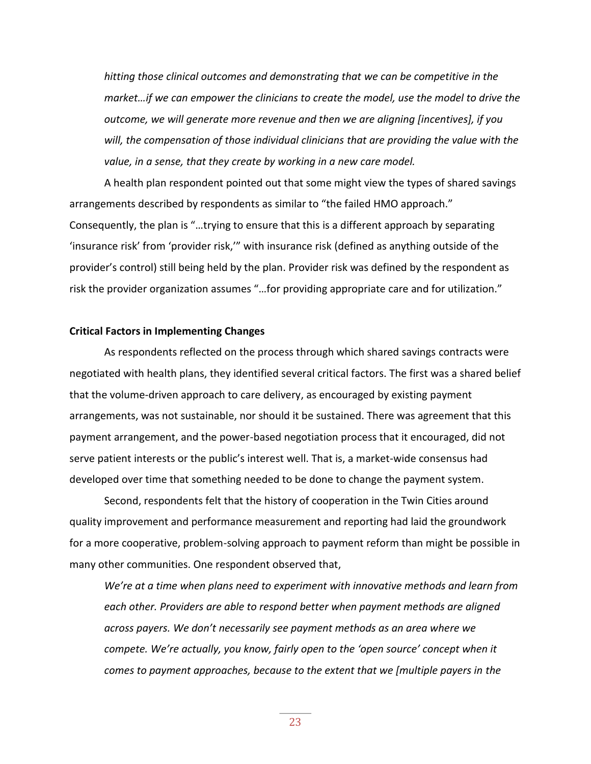*hitting those clinical outcomes and demonstrating that we can be competitive in the market…if we can empower the clinicians to create the model, use the model to drive the outcome, we will generate more revenue and then we are aligning [incentives], if you will, the compensation of those individual clinicians that are providing the value with the value, in a sense, that they create by working in a new care model.*

A health plan respondent pointed out that some might view the types of shared savings arrangements described by respondents as similar to "the failed HMO approach." Consequently, the plan is "…trying to ensure that this is a different approach by separating 'insurance risk' from 'provider risk,'" with insurance risk (defined as anything outside of the provider's control) still being held by the plan. Provider risk was defined by the respondent as risk the provider organization assumes "…for providing appropriate care and for utilization."

**Critical Factors in Implementing Changes**

As respondents reflected on the process through which shared savings contracts were negotiated with health plans, they identified several critical factors. The first was a shared belief that the volume-driven approach to care delivery, as encouraged by existing payment arrangements, was not sustainable, nor should it be sustained. There was agreement that this payment arrangement, and the power-based negotiation process that it encouraged, did not serve patient interests or the public's interest well. That is, a market-wide consensus had developed over time that something needed to be done to change the payment system.

Second, respondents felt that the history of cooperation in the Twin Cities around quality improvement and performance measurement and reporting had laid the groundwork for a more cooperative, problem-solving approach to payment reform than might be possible in many other communities. One respondent observed that,

*We're at a time when plans need to experiment with innovative methods and learn from each other. Providers are able to respond better when payment methods are aligned across payers. We don't necessarily see payment methods as an area where we compete. We're actually, you know, fairly open to the 'open source' concept when it comes to payment approaches, because to the extent that we [multiple payers in the*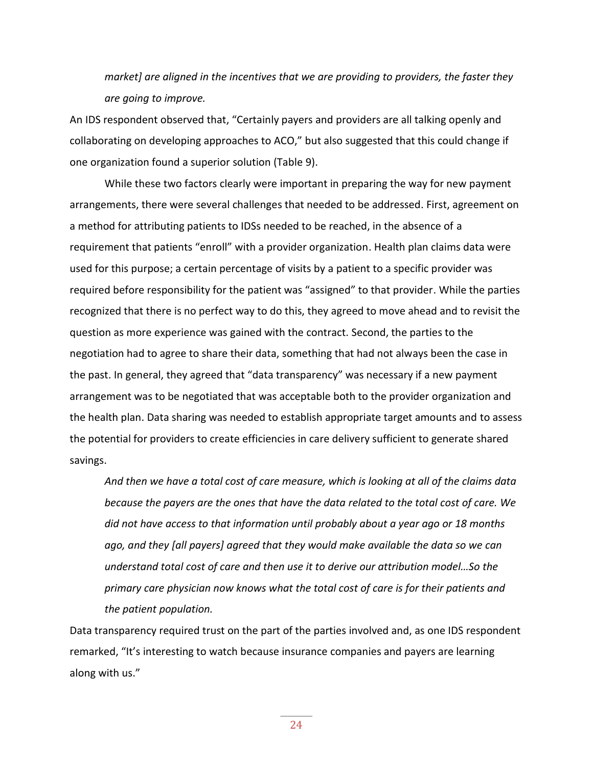*market] are aligned in the incentives that we are providing to providers, the faster they are going to improve.*

An IDS respondent observed that, "Certainly payers and providers are all talking openly and collaborating on developing approaches to ACO," but also suggested that this could change if one organization found a superior solution (Table 9).

While these two factors clearly were important in preparing the way for new payment arrangements, there were several challenges that needed to be addressed. First, agreement on a method for attributing patients to IDSs needed to be reached, in the absence of a requirement that patients "enroll" with a provider organization. Health plan claims data were used for this purpose; a certain percentage of visits by a patient to a specific provider was required before responsibility for the patient was "assigned" to that provider. While the parties recognized that there is no perfect way to do this, they agreed to move ahead and to revisit the question as more experience was gained with the contract. Second, the parties to the negotiation had to agree to share their data, something that had not always been the case in the past. In general, they agreed that "data transparency" was necessary if a new payment arrangement was to be negotiated that was acceptable both to the provider organization and the health plan. Data sharing was needed to establish appropriate target amounts and to assess the potential for providers to create efficiencies in care delivery sufficient to generate shared savings.

> *And then we have a total cost of care measure, which is looking at all of the claims data because the payers are the ones that have the data related to the total cost of care. We did not have access to that information until probably about a year ago or 18 months ago, and they [all payers] agreed that they would make available the data so we can understand total cost of care and then use it to derive our attribution model…So the primary care physician now knows what the total cost of care is for their patients and the patient population.*

Data transparency required trust on the part of the parties involved and, as one IDS respondent remarked, "It's interesting to watch because insurance companies and payers are learning along with us."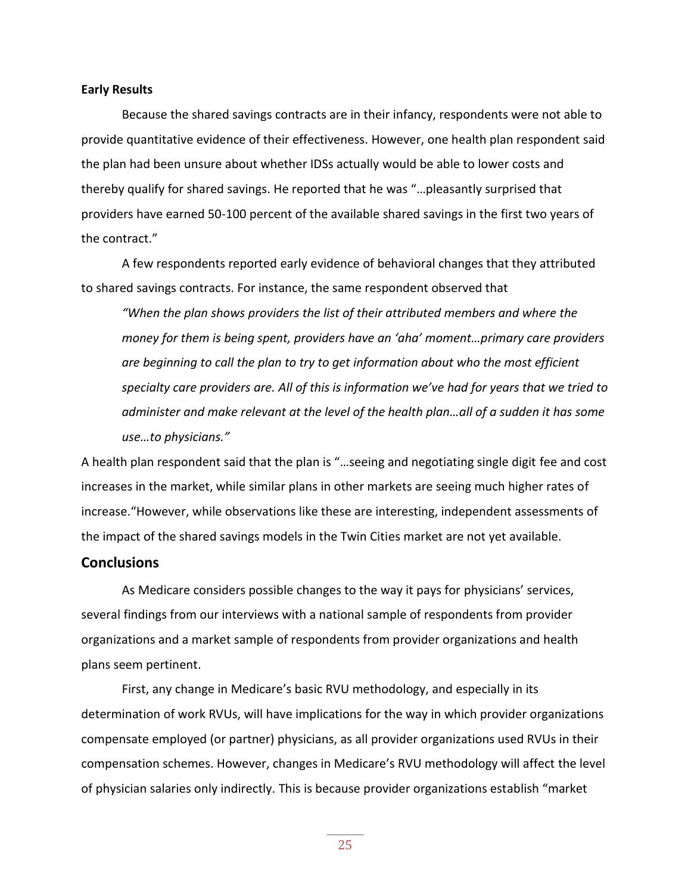**Early Results**

Because the shared savings contracts are in their infancy, respondents were not able to provide quantitative evidence of their effectiveness. However, one health plan respondent said the plan had been unsure about whether IDSs actually would be able to lower costs and thereby qualify for shared savings. He reported that he was "…pleasantly surprised that providers have earned 50-100 percent of the available shared savings in the first two years of the contract."

A few respondents reported early evidence of behavioral changes that they attributed to shared savings contracts. For instance, the same respondent observed that

> *"When the plan shows providers the list of their attributed members and where the money for them is being spent, providers have an 'aha' moment…primary care providers are beginning to call the plan to try to get information about who the most efficient specialty care providers are. All of this is information we've had for years that we tried to administer and make relevant at the level of the health plan…all of a sudden it has some use…to physicians."*

A health plan respondent said that the plan is "…seeing and negotiating single digit fee and cost increases in the market, while similar plans in other markets are seeing much higher rates of increase."However, while observations like these are interesting, independent assessments of the impact of the shared savings models in the Twin Cities market are not yet available.

## Conclusions

As Medicare considers possible changes to the way it pays for physicians' services, several findings from our interviews with a national sample of respondents from provider organizations and a market sample of respondents from provider organizations and health plans seem pertinent.

First, any change in Medicare's basic RVU methodology, and especially in its determination of work RVUs, will have implications for the way in which provider organizations compensate employed (or partner) physicians, as all provider organizations used RVUs in their compensation schemes. However, changes in Medicare's RVU methodology will affect the level of physician salaries only indirectly. This is because provider organizations establish "market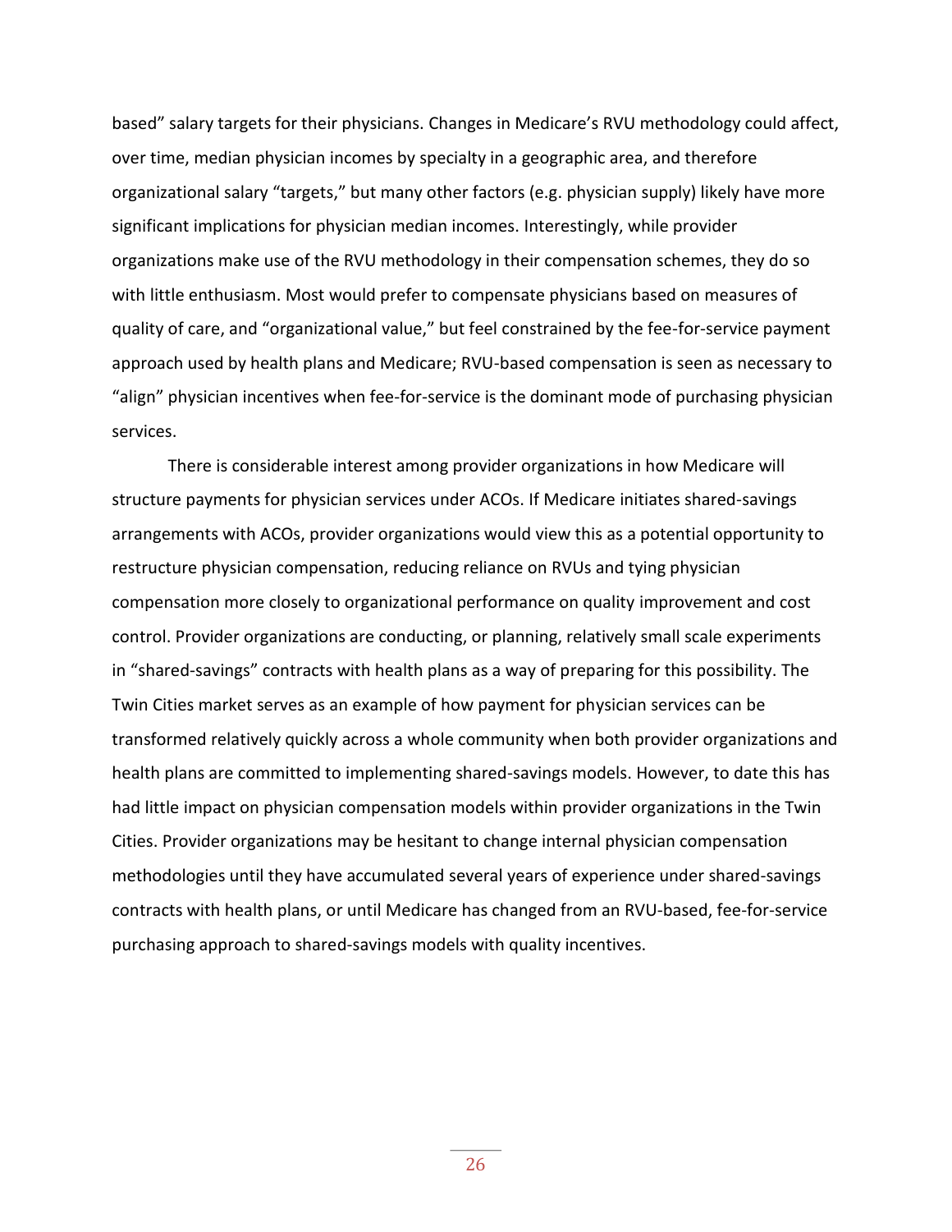based" salary targets for their physicians. Changes in Medicare's RVU methodology could affect, over time, median physician incomes by specialty in a geographic area, and therefore organizational salary "targets," but many other factors (e.g. physician supply) likely have more significant implications for physician median incomes. Interestingly, while provider organizations make use of the RVU methodology in their compensation schemes, they do so with little enthusiasm. Most would prefer to compensate physicians based on measures of quality of care, and "organizational value," but feel constrained by the fee-for-service payment approach used by health plans and Medicare; RVU-based compensation is seen as necessary to "align" physician incentives when fee-for-service is the dominant mode of purchasing physician services.

There is considerable interest among provider organizations in how Medicare will structure payments for physician services under ACOs. If Medicare initiates shared-savings arrangements with ACOs, provider organizations would view this as a potential opportunity to restructure physician compensation, reducing reliance on RVUs and tying physician compensation more closely to organizational performance on quality improvement and cost control. Provider organizations are conducting, or planning, relatively small scale experiments in "shared-savings" contracts with health plans as a way of preparing for this possibility. The Twin Cities market serves as an example of how payment for physician services can be transformed relatively quickly across a whole community when both provider organizations and health plans are committed to implementing shared-savings models. However, to date this has had little impact on physician compensation models within provider organizations in the Twin Cities. Provider organizations may be hesitant to change internal physician compensation methodologies until they have accumulated several years of experience under shared-savings contracts with health plans, or until Medicare has changed from an RVU-based, fee-for-service purchasing approach to shared-savings models with quality incentives.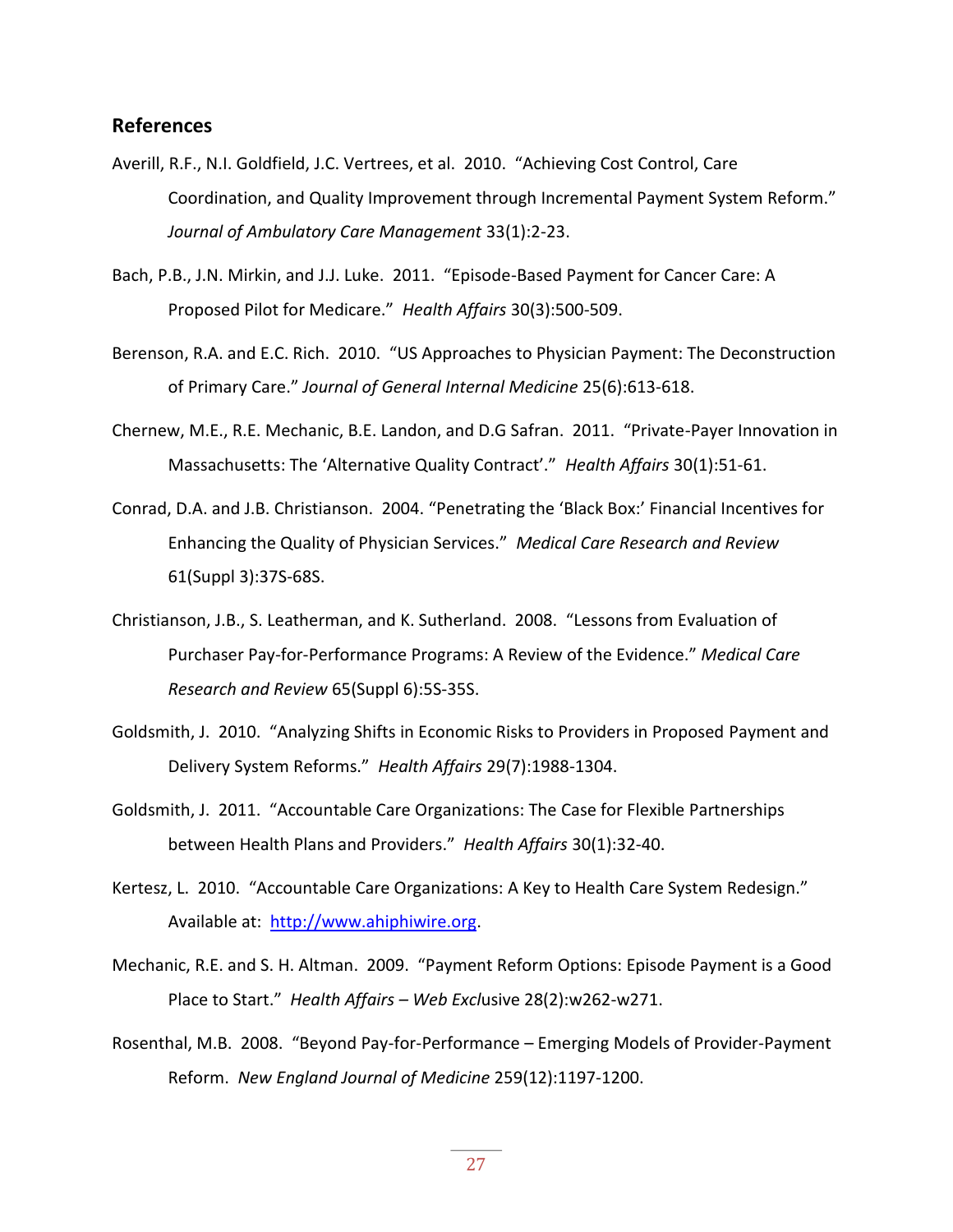## References

Averill, R.F., N.I. Goldfield, J.C. Vertrees, et al. 2010. "Achieving Cost Control, Care Coordination, and Quality Improvement through Incremental Payment System Reform." *Journal of Ambulatory Care Management* 33(1):2-23.

Bach, P.B., J.N. Mirkin, and J.J. Luke. 2011. "Episode-Based Payment for Cancer Care: A Proposed Pilot for Medicare." *Health Affairs* 30(3):500-509.

Berenson, R.A. and E.C. Rich. 2010. "US Approaches to Physician Payment: The Deconstruction of Primary Care." *Journal of General Internal Medicine* 25(6):613-618.

Chernew, M.E., R.E. Mechanic, B.E. Landon, and D.G Safran. 2011. "Private-Payer Innovation in Massachusetts: The 'Alternative Quality Contract'." *Health Affairs* 30(1):51-61.

Conrad, D.A. and J.B. Christianson. 2004. "Penetrating the 'Black Box:' Financial Incentives for Enhancing the Quality of Physician Services." *Medical Care Research and Review* 61(Suppl 3):37S-68S.

Christianson, J.B., S. Leatherman, and K. Sutherland. 2008. "Lessons from Evaluation of Purchaser Pay-for-Performance Programs: A Review of the Evidence." *Medical Care Research and Review* 65(Suppl 6):5S-35S.

Goldsmith, J. 2010. "Analyzing Shifts in Economic Risks to Providers in Proposed Payment and Delivery System Reforms." *Health Affairs* 29(7):1988-1304.

Goldsmith, J. 2011. "Accountable Care Organizations: The Case for Flexible Partnerships between Health Plans and Providers." *Health Affairs* 30(1):32-40.

Kertesz, L. 2010. "Accountable Care Organizations: A Key to Health Care System Redesign." Available at: [http://www.ahiphiwire.org](http://www.ahiphiwire.org).

Mechanic, R.E. and S. H. Altman. 2009. "Payment Reform Options: Episode Payment is a Good Place to Start." *Health Affairs – Web Excl*usive 28(2):w262-w271.

Rosenthal, M.B. 2008. "Beyond Pay-for-Performance – Emerging Models of Provider-Payment Reform. *New England Journal of Medicine* 259(12):1197-1200.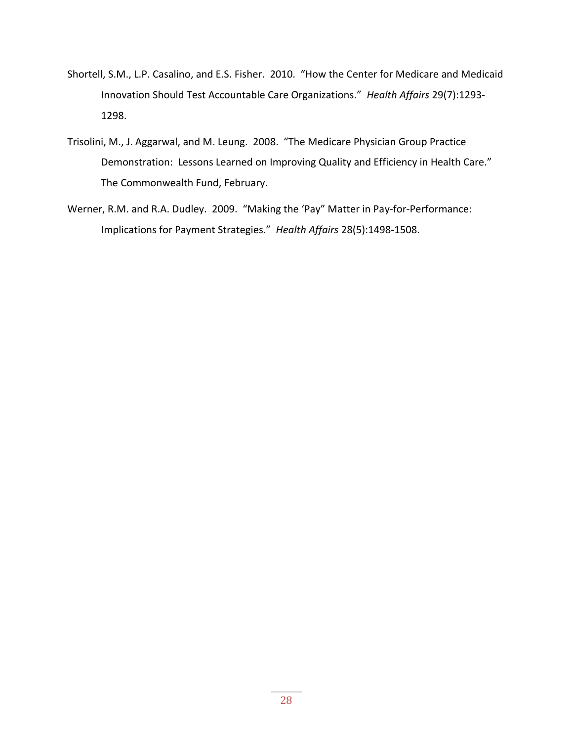Shortell, S.M., L.P. Casalino, and E.S. Fisher. 2010. "How the Center for Medicare and Medicaid Innovation Should Test Accountable Care Organizations." *Health Affairs* 29(7):1293-1298.

Trisolini, M., J. Aggarwal, and M. Leung. 2008. "The Medicare Physician Group Practice Demonstration: Lessons Learned on Improving Quality and Efficiency in Health Care." The Commonwealth Fund, February.

Werner, R.M. and R.A. Dudley. 2009. "Making the 'Pay" Matter in Pay-for-Performance: Implications for Payment Strategies." *Health Affairs* 28(5):1498-1508.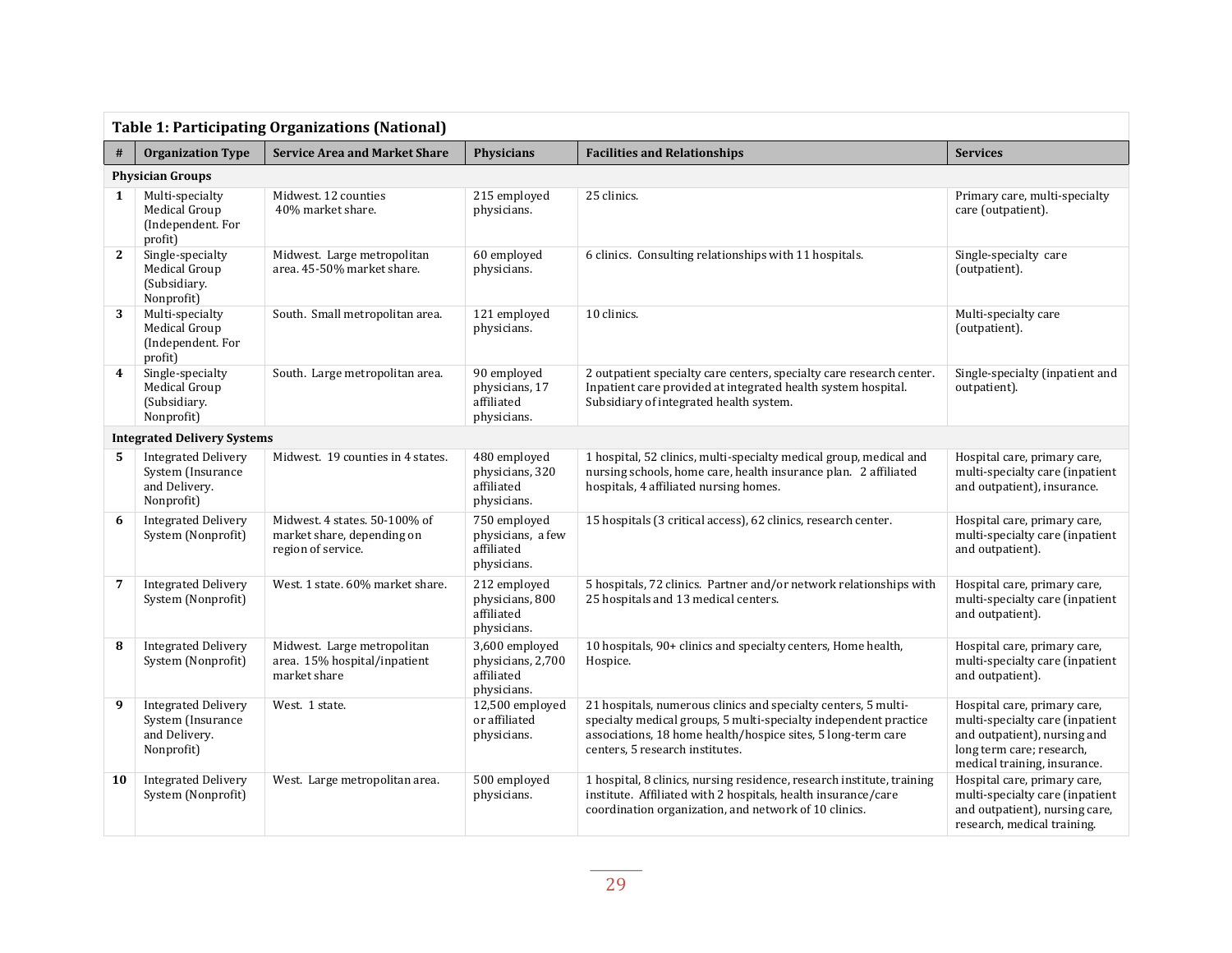**Table 1: Participating Organizations (National)**

| # | Organization Type | Service Area and Market Share | Physicians | Facilities and Relationships | Services |
|---|---|---|---|---|---|
| **Physician Groups** | | | | | |
| **1** | Multi-specialty Medical Group (Independent. For profit) | Midwest. 12 counties 40% market share. | 215 employed physicians. | 25 clinics. | Primary care, multi-specialty care (outpatient). |
| **2** | Single-specialty Medical Group (Subsidiary. Nonprofit) | Midwest. Large metropolitan area. 45-50% market share. | 60 employed physicians. | 6 clinics. Consulting relationships with 11 hospitals. | Single-specialty care (outpatient). |
| **3** | Multi-specialty Medical Group (Independent. For profit) | South. Small metropolitan area. | 121 employed physicians. | 10 clinics. | Multi-specialty care (outpatient). |
| **4** | Single-specialty Medical Group (Subsidiary. Nonprofit) | South. Large metropolitan area. | 90 employed physicians, 17 affiliated physicians. | 2 outpatient specialty care centers, specialty care research center. Inpatient care provided at integrated health system hospital. Subsidiary of integrated health system. | Single-specialty (inpatient and outpatient). |
| **Integrated Delivery Systems** | | | | | |
| **5** | Integrated Delivery System (Insurance and Delivery. Nonprofit) | Midwest. 19 counties in 4 states. | 480 employed physicians, 320 affiliated physicians. | 1 hospital, 52 clinics, multi-specialty medical group, medical and nursing schools, home care, health insurance plan. 2 affiliated hospitals, 4 affiliated nursing homes. | Hospital care, primary care, multi-specialty care (inpatient and outpatient), insurance. |
| **6** | Integrated Delivery System (Nonprofit) | Midwest. 4 states. 50-100% of market share, depending on region of service. | 750 employed physicians, a few affiliated physicians. | 15 hospitals (3 critical access), 62 clinics, research center. | Hospital care, primary care, multi-specialty care (inpatient and outpatient). |
| **7** | Integrated Delivery System (Nonprofit) | West. 1 state. 60% market share. | 212 employed physicians, 800 affiliated physicians. | 5 hospitals, 72 clinics. Partner and/or network relationships with 25 hospitals and 13 medical centers. | Hospital care, primary care, multi-specialty care (inpatient and outpatient). |
| **8** | Integrated Delivery System (Nonprofit) | Midwest. Large metropolitan area. 15% hospital/inpatient market share | 3,600 employed physicians, 2,700 affiliated physicians. | 10 hospitals, 90+ clinics and specialty centers, Home health, Hospice. | Hospital care, primary care, multi-specialty care (inpatient and outpatient). |
| **9** | Integrated Delivery System (Insurance and Delivery. Nonprofit) | West. 1 state. | 12,500 employed or affiliated physicians. | 21 hospitals, numerous clinics and specialty centers, 5 multi-specialty medical groups, 5 multi-specialty independent practice associations, 18 home health/hospice sites, 5 long-term care centers, 5 research institutes. | Hospital care, primary care, multi-specialty care (inpatient and outpatient), nursing and long term care; research, medical training, insurance. |
| **10** | Integrated Delivery System (Nonprofit) | West. Large metropolitan area. | 500 employed physicians. | 1 hospital, 8 clinics, nursing residence, research institute, training institute. Affiliated with 2 hospitals, health insurance/care coordination organization, and network of 10 clinics. | Hospital care, primary care, multi-specialty care (inpatient and outpatient), nursing care, research, medical training. |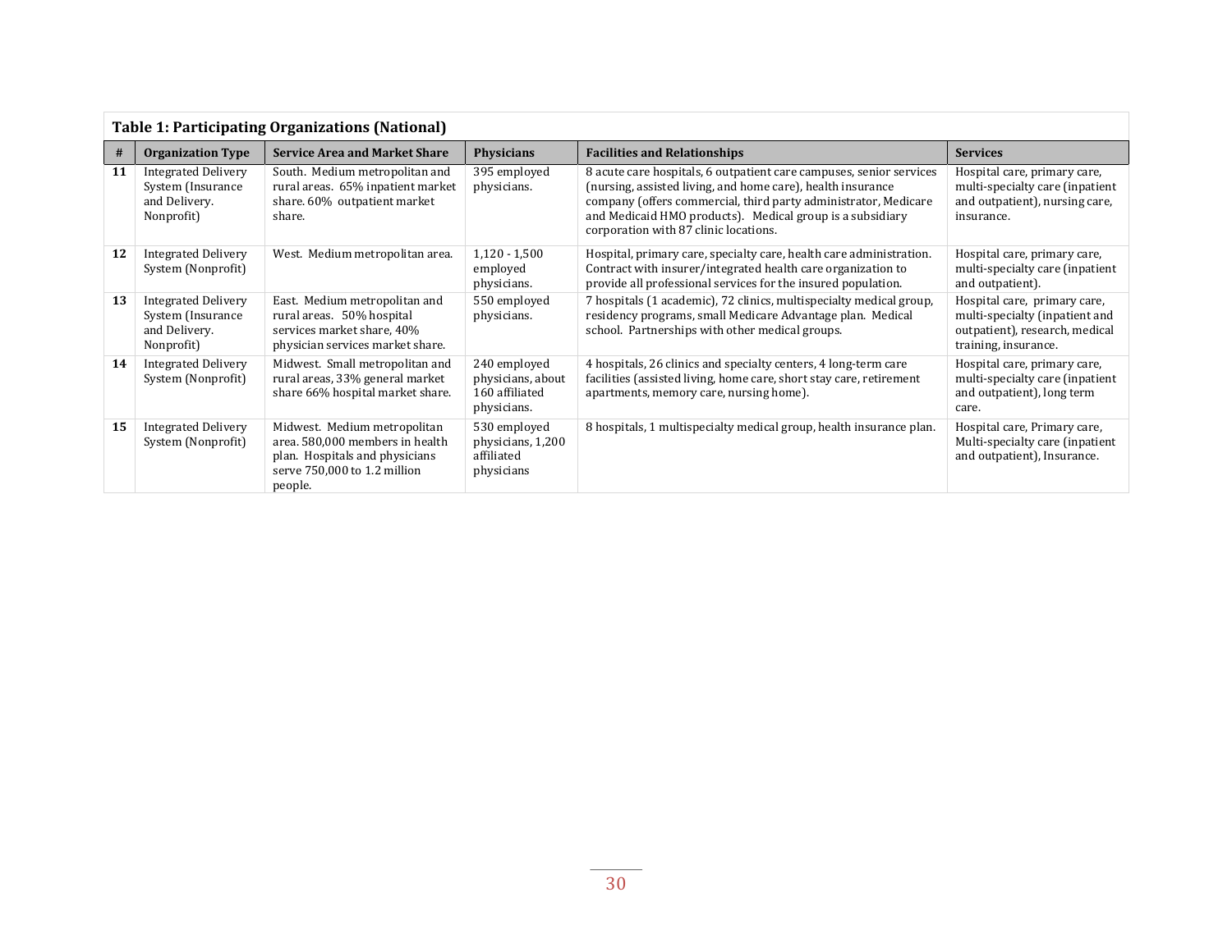**Table 1: Participating Organizations (National)**

| # | Organization Type | Service Area and Market Share | Physicians | Facilities and Relationships | Services |
|---|---|---|---|---|---|
| 11 | Integrated Delivery System (Insurance and Delivery. Nonprofit) | South. Medium metropolitan and rural areas. 65% inpatient market share. 60% outpatient market share. | 395 employed physicians. | 8 acute care hospitals, 6 outpatient care campuses, senior services (nursing, assisted living, and home care), health insurance company (offers commercial, third party administrator, Medicare and Medicaid HMO products). Medical group is a subsidiary corporation with 87 clinic locations. | Hospital care, primary care, multi-specialty care (inpatient and outpatient), nursing care, insurance. |
| 12 | Integrated Delivery System (Nonprofit) | West. Medium metropolitan area. | 1,120 - 1,500 employed physicians. | Hospital, primary care, specialty care, health care administration. Contract with insurer/integrated health care organization to provide all professional services for the insured population. | Hospital care, primary care, multi-specialty care (inpatient and outpatient). |
| 13 | Integrated Delivery System (Insurance and Delivery. Nonprofit) | East. Medium metropolitan and rural areas. 50% hospital services market share, 40% physician services market share. | 550 employed physicians. | 7 hospitals (1 academic), 72 clinics, multispecialty medical group, residency programs, small Medicare Advantage plan. Medical school. Partnerships with other medical groups. | Hospital care, primary care, multi-specialty (inpatient and outpatient), research, medical training, insurance. |
| 14 | Integrated Delivery System (Nonprofit) | Midwest. Small metropolitan and rural areas, 33% general market share 66% hospital market share. | 240 employed physicians, about 160 affiliated physicians. | 4 hospitals, 26 clinics and specialty centers, 4 long-term care facilities (assisted living, home care, short stay care, retirement apartments, memory care, nursing home). | Hospital care, primary care, multi-specialty care (inpatient and outpatient), long term care. |
| 15 | Integrated Delivery System (Nonprofit) | Midwest. Medium metropolitan area. 580,000 members in health plan. Hospitals and physicians serve 750,000 to 1.2 million people. | 530 employed physicians, 1,200 affiliated physicians | 8 hospitals, 1 multispecialty medical group, health insurance plan. | Hospital care, Primary care, Multi-specialty care (inpatient and outpatient), Insurance. |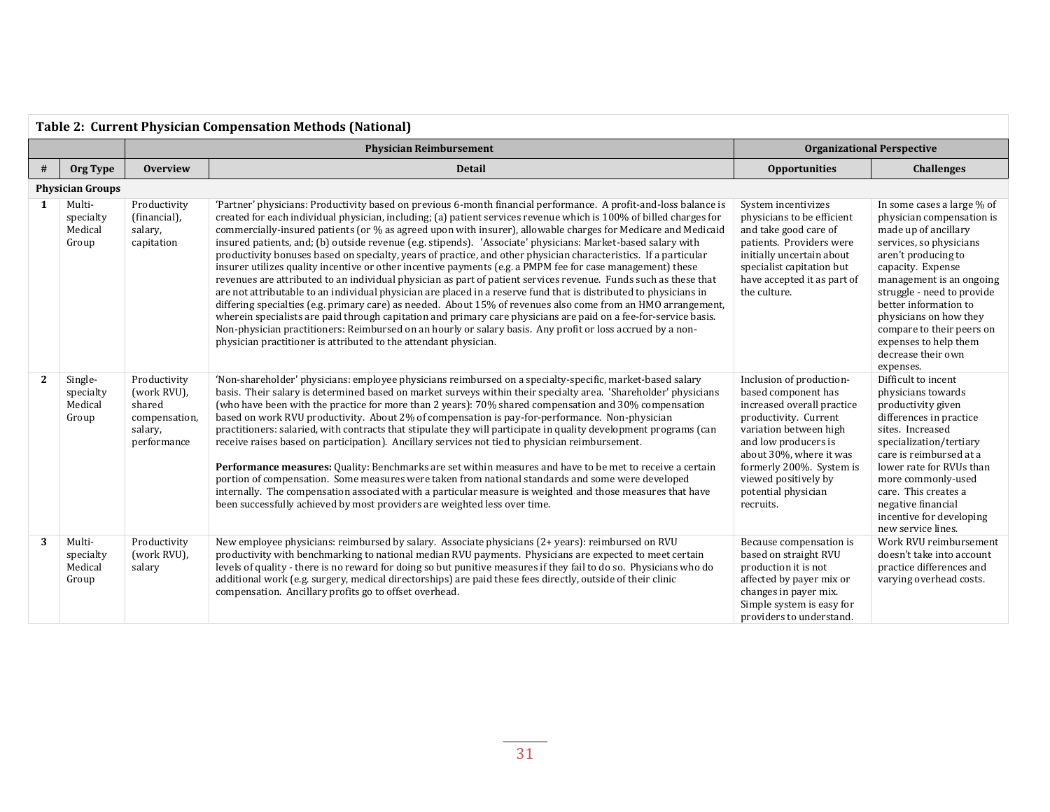**Table 2: Current Physician Compensation Methods (National)**

| | | Physician Reimbursement | | Organizational Perspective | |
|---|---|---|---|---|---|
| **#** | **Org Type** | **Overview** | **Detail** | **Opportunities** | **Challenges** |
| **Physician Groups** | | | | | |
| 1 | Multi-specialty Medical Group | Productivity (financial), salary, capitation | 'Partner' physicians: Productivity based on previous 6-month financial performance. A profit-and-loss balance is created for each individual physician, including; (a) patient services revenue which is 100% of billed charges for commercially-insured patients (or % as agreed upon with insurer), allowable charges for Medicare and Medicaid insured patients, and; (b) outside revenue (e.g. stipends). 'Associate' physicians: Market-based salary with productivity bonuses based on specialty, years of practice, and other physician characteristics. If a particular insurer utilizes quality incentive or other incentive payments (e.g. a PMPM fee for case management) these revenues are attributed to an individual physician as part of patient services revenue. Funds such as these that are not attributable to an individual physician are placed in a reserve fund that is distributed to physicians in differing specialties (e.g. primary care) as needed. About 15% of revenues also come from an HMO arrangement, wherein specialists are paid through capitation and primary care physicians are paid on a fee-for-service basis. Non-physician practitioners: Reimbursed on an hourly or salary basis. Any profit or loss accrued by a non-physician practitioner is attributed to the attendant physician. | System incentivizes physicians to be efficient and take good care of patients. Providers were initially uncertain about specialist capitation but have accepted it as part of the culture. | In some cases a large % of physician compensation is made up of ancillary services, so physicians aren't producing to capacity. Expense management is an ongoing struggle - need to provide better information to physicians on how they compare to their peers on expenses to help them decrease their own expenses. |
| 2 | Single-specialty Medical Group | Productivity (work RVU), shared compensation, salary, performance | 'Non-shareholder' physicians: employee physicians reimbursed on a specialty-specific, market-based salary basis. Their salary is determined based on market surveys within their specialty area. 'Shareholder' physicians (who have been with the practice for more than 2 years): 70% shared compensation and 30% compensation based on work RVU productivity. About 2% of compensation is pay-for-performance. Non-physician practitioners: salaried, with contracts that stipulate they will participate in quality development programs (can receive raises based on participation). Ancillary services not tied to physician reimbursement.<br><br>**Performance measures:** Quality: Benchmarks are set within measures and have to be met to receive a certain portion of compensation. Some measures were taken from national standards and some were developed internally. The compensation associated with a particular measure is weighted and those measures that have been successfully achieved by most providers are weighted less over time. | Inclusion of production-based component has increased overall practice productivity. Current variation between high and low producers is about 30%, where it was formerly 200%. System is viewed positively by potential physician recruits. | Difficult to incent physicians towards productivity given differences in practice sites. Increased specialization/tertiary care is reimbursed at a lower rate for RVUs than more commonly-used care. This creates a negative financial incentive for developing new service lines. |
| 3 | Multi-specialty Medical Group | Productivity (work RVU), salary | New employee physicians: reimbursed by salary. Associate physicians (2+ years): reimbursed on RVU productivity with benchmarking to national median RVU payments. Physicians are expected to meet certain levels of quality - there is no reward for doing so but punitive measures if they fail to do so. Physicians who do additional work (e.g. surgery, medical directorships) are paid these fees directly, outside of their clinic compensation. Ancillary profits go to offset overhead. | Because compensation is based on straight RVU production it is not affected by payer mix or changes in payer mix. Simple system is easy for providers to understand. | Work RVU reimbursement doesn't take into account practice differences and varying overhead costs. |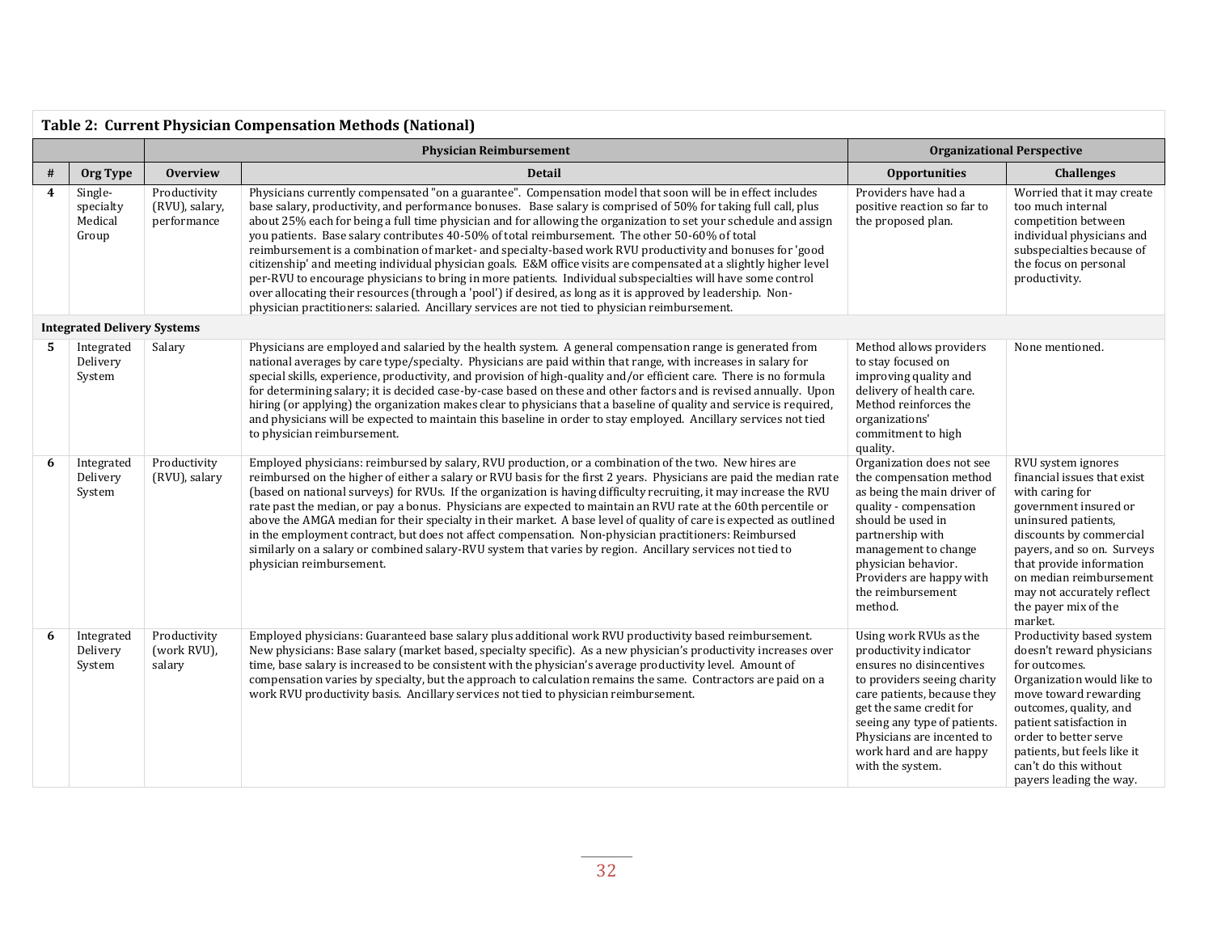**Table 2: Current Physician Compensation Methods (National)**

| | | Physician Reimbursement | | Organizational Perspective | |
|---|---|---|---|---|---|
| **#** | **Org Type** | **Overview** | **Detail** | **Opportunities** | **Challenges** |
| 4 | Single-specialty Medical Group | Productivity (RVU), salary, performance | Physicians currently compensated "on a guarantee". Compensation model that soon will be in effect includes base salary, productivity, and performance bonuses. Base salary is comprised of 50% for taking full call, plus about 25% each for being a full time physician and for allowing the organization to set your schedule and assign you patients. Base salary contributes 40-50% of total reimbursement. The other 50-60% of total reimbursement is a combination of market- and specialty-based work RVU productivity and bonuses for 'good citizenship' and meeting individual physician goals. E&M office visits are compensated at a slightly higher level per-RVU to encourage physicians to bring in more patients. Individual subspecialties will have some control over allocating their resources (through a 'pool') if desired, as long as it is approved by leadership. Non-physician practitioners: salaried. Ancillary services are not tied to physician reimbursement. | Providers have had a positive reaction so far to the proposed plan. | Worried that it may create too much internal competition between individual physicians and subspecialties because of the focus on personal productivity. |
| **Integrated Delivery Systems** | | | | | |
| 5 | Integrated Delivery System | Salary | Physicians are employed and salaried by the health system. A general compensation range is generated from national averages by care type/specialty. Physicians are paid within that range, with increases in salary for special skills, experience, productivity, and provision of high-quality and/or efficient care. There is no formula for determining salary; it is decided case-by-case based on these and other factors and is revised annually. Upon hiring (or applying) the organization makes clear to physicians that a baseline of quality and service is required, and physicians will be expected to maintain this baseline in order to stay employed. Ancillary services not tied to physician reimbursement. | Method allows providers to stay focused on improving quality and delivery of health care. Method reinforces the organizations' commitment to high quality. | None mentioned. |
| 6 | Integrated Delivery System | Productivity (RVU), salary | Employed physicians: reimbursed by salary, RVU production, or a combination of the two. New hires are reimbursed on the higher of either a salary or RVU basis for the first 2 years. Physicians are paid the median rate (based on national surveys) for RVUs. If the organization is having difficulty recruiting, it may increase the RVU rate past the median, or pay a bonus. Physicians are expected to maintain an RVU rate at the 60th percentile or above the AMGA median for their specialty in their market. A base level of quality of care is expected as outlined in the employment contract, but does not affect compensation. Non-physician practitioners: Reimbursed similarly on a salary or combined salary-RVU system that varies by region. Ancillary services not tied to physician reimbursement. | Organization does not see the compensation method as being the main driver of quality - compensation should be used in partnership with management to change physician behavior. Providers are happy with the reimbursement method. | RVU system ignores financial issues that exist with caring for government insured or uninsured patients, discounts by commercial payers, and so on. Surveys that provide information on median reimbursement may not accurately reflect the payer mix of the market. |
| 6 | Integrated Delivery System | Productivity (work RVU), salary | Employed physicians: Guaranteed base salary plus additional work RVU productivity based reimbursement. New physicians: Base salary (market based, specialty specific). As a new physician's productivity increases over time, base salary is increased to be consistent with the physician's average productivity level. Amount of compensation varies by specialty, but the approach to calculation remains the same. Contractors are paid on a work RVU productivity basis. Ancillary services not tied to physician reimbursement. | Using work RVUs as the productivity indicator ensures no disincentives to providers seeing charity care patients, because they get the same credit for seeing any type of patients. Physicians are incented to work hard and are happy with the system. | Productivity based system doesn't reward physicians for outcomes. Organization would like to move toward rewarding outcomes, quality, and patient satisfaction in order to better serve patients, but feels like it can't do this without payers leading the way. |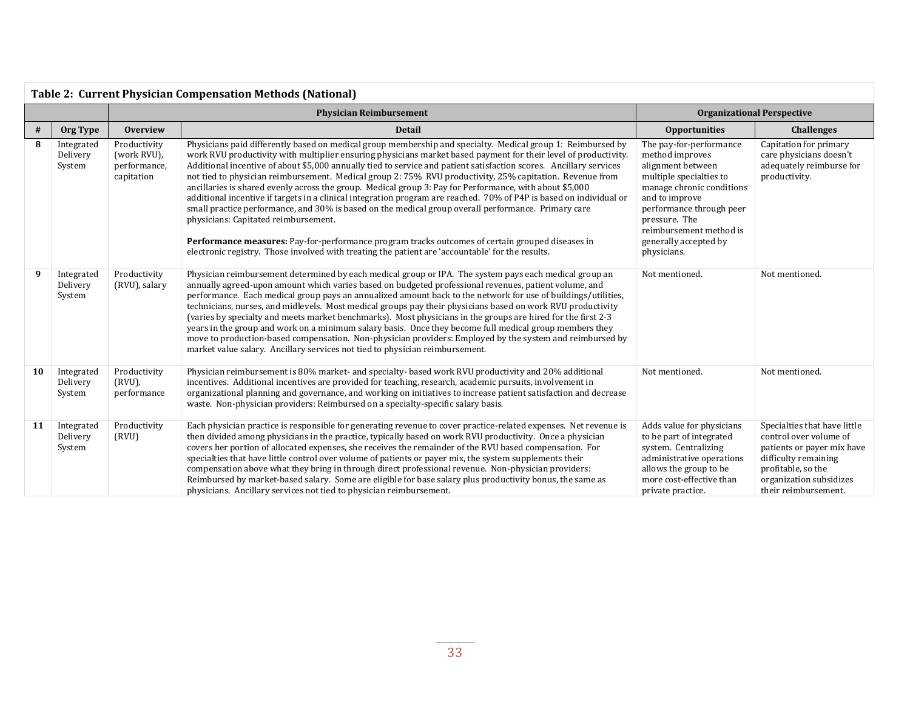**Table 2: Current Physician Compensation Methods (National)**

| | | Physician Reimbursement | | Organizational Perspective | |
|---|---|---|---|---|---|
| **#** | **Org Type** | **Overview** | **Detail** | **Opportunities** | **Challenges** |
| **8** | Integrated Delivery System | Productivity (work RVU), performance, capitation | Physicians paid differently based on medical group membership and specialty. Medical group 1: Reimbursed by work RVU productivity with multiplier ensuring physicians market based payment for their level of productivity. Additional incentive of about $5,000 annually tied to service and patient satisfaction scores. Ancillary services not tied to physician reimbursement. Medical group 2: 75% RVU productivity, 25% capitation. Revenue from ancillaries is shared evenly across the group. Medical group 3: Pay for Performance, with about $5,000 additional incentive if targets in a clinical integration program are reached. 70% of P4P is based on individual or small practice performance, and 30% is based on the medical group overall performance. Primary care physicians: Capitated reimbursement.<br><br>**Performance measures:** Pay-for-performance program tracks outcomes of certain grouped diseases in electronic registry. Those involved with treating the patient are 'accountable' for the results. | The pay-for-performance method improves alignment between multiple specialties to manage chronic conditions and to improve performance through peer pressure. The reimbursement method is generally accepted by physicians. | Capitation for primary care physicians doesn't adequately reimburse for productivity. |
| **9** | Integrated Delivery System | Productivity (RVU), salary | Physician reimbursement determined by each medical group or IPA. The system pays each medical group an annually agreed-upon amount which varies based on budgeted professional revenues, patient volume, and performance. Each medical group pays an annualized amount back to the network for use of buildings/utilities, technicians, nurses, and midlevels. Most medical groups pay their physicians based on work RVU productivity (varies by specialty and meets market benchmarks). Most physicians in the groups are hired for the first 2-3 years in the group and work on a minimum salary basis. Once they become full medical group members they move to production-based compensation. Non-physician providers: Employed by the system and reimbursed by market value salary. Ancillary services not tied to physician reimbursement. | Not mentioned. | Not mentioned. |
| **10** | Integrated Delivery System | Productivity (RVU), performance | Physician reimbursement is 80% market- and specialty- based work RVU productivity and 20% additional incentives. Additional incentives are provided for teaching, research, academic pursuits, involvement in organizational planning and governance, and working on initiatives to increase patient satisfaction and decrease waste. Non-physician providers: Reimbursed on a specialty-specific salary basis. | Not mentioned. | Not mentioned. |
| **11** | Integrated Delivery System | Productivity (RVU) | Each physician practice is responsible for generating revenue to cover practice-related expenses. Net revenue is then divided among physicians in the practice, typically based on work RVU productivity. Once a physician covers her portion of allocated expenses, she receives the remainder of the RVU based compensation. For specialties that have little control over volume of patients or payer mix, the system supplements their compensation above what they bring in through direct professional revenue. Non-physician providers: Reimbursed by market-based salary. Some are eligible for base salary plus productivity bonus, the same as physicians. Ancillary services not tied to physician reimbursement. | Adds value for physicians to be part of integrated system. Centralizing administrative operations allows the group to be more cost-effective than private practice. | Specialties that have little control over volume of patients or payer mix have difficulty remaining profitable, so the organization subsidizes their reimbursement. |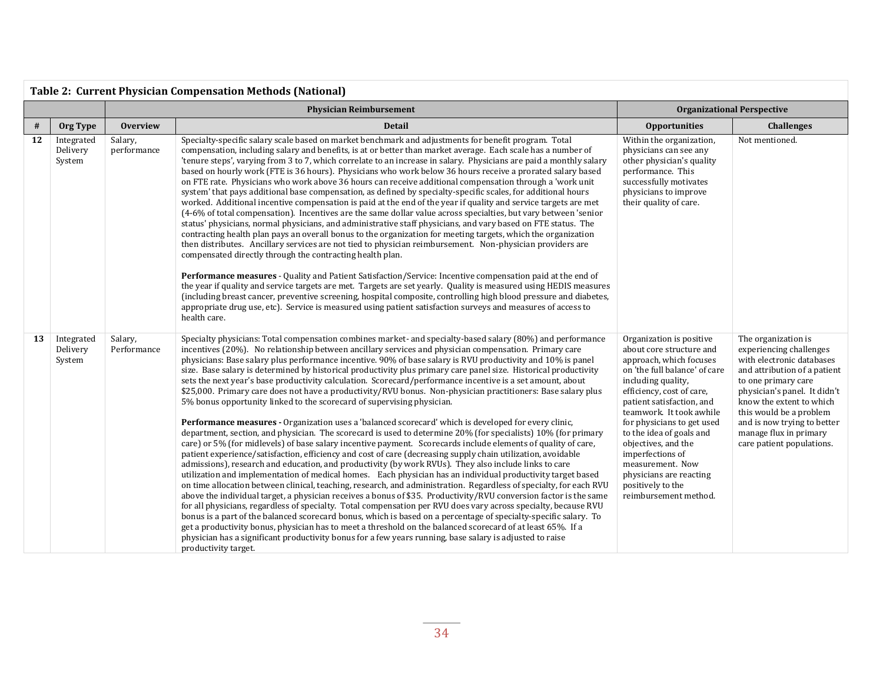**Table 2: Current Physician Compensation Methods (National)**

| | | Physician Reimbursement | | Organizational Perspective | |
|---|---|---|---|---|---|
| **#** | **Org Type** | **Overview** | **Detail** | **Opportunities** | **Challenges** |
| **12** | Integrated Delivery System | Salary, performance | Specialty-specific salary scale based on market benchmark and adjustments for benefit program. Total compensation, including salary and benefits, is at or better than market average. Each scale has a number of 'tenure steps', varying from 3 to 7, which correlate to an increase in salary. Physicians are paid a monthly salary based on hourly work (FTE is 36 hours). Physicians who work below 36 hours receive a prorated salary based on FTE rate. Physicians who work above 36 hours can receive additional compensation through a 'work unit system' that pays additional base compensation, as defined by specialty-specific scales, for additional hours worked. Additional incentive compensation is paid at the end of the year if quality and service targets are met (4-6% of total compensation). Incentives are the same dollar value across specialties, but vary between 'senior status' physicians, normal physicians, and administrative staff physicians, and vary based on FTE status. The contracting health plan pays an overall bonus to the organization for meeting targets, which the organization then distributes. Ancillary services are not tied to physician reimbursement. Non-physician providers are compensated directly through the contracting health plan.<br><br>**Performance measures** - Quality and Patient Satisfaction/Service: Incentive compensation paid at the end of the year if quality and service targets are met. Targets are set yearly. Quality is measured using HEDIS measures (including breast cancer, preventive screening, hospital composite, controlling high blood pressure and diabetes, appropriate drug use, etc). Service is measured using patient satisfaction surveys and measures of access to health care. | Within the organization, physicians can see any other physician's quality performance. This successfully motivates physicians to improve their quality of care. | Not mentioned. |
| **13** | Integrated Delivery System | Salary, Performance | Specialty physicians: Total compensation combines market- and specialty-based salary (80%) and performance incentives (20%). No relationship between ancillary services and physician compensation. Primary care physicians: Base salary plus performance incentive. 90% of base salary is RVU productivity and 10% is panel size. Base salary is determined by historical productivity plus primary care panel size. Historical productivity sets the next year's base productivity calculation. Scorecard/performance incentive is a set amount, about $25,000. Primary care does not have a productivity/RVU bonus. Non-physician practitioners: Base salary plus 5% bonus opportunity linked to the scorecard of supervising physician.<br><br>**Performance measures -** Organization uses a 'balanced scorecard' which is developed for every clinic, department, section, and physician. The scorecard is used to determine 20% (for specialists) 10% (for primary care) or 5% (for midlevels) of base salary incentive payment. Scorecards include elements of quality of care, patient experience/satisfaction, efficiency and cost of care (decreasing supply chain utilization, avoidable admissions), research and education, and productivity (by work RVUs). They also include links to care utilization and implementation of medical homes. Each physician has an individual productivity target based on time allocation between clinical, teaching, research, and administration. Regardless of specialty, for each RVU above the individual target, a physician receives a bonus of $35. Productivity/RVU conversion factor is the same for all physicians, regardless of specialty. Total compensation per RVU does vary across specialty, because RVU bonus is a part of the balanced scorecard bonus, which is based on a percentage of specialty-specific salary. To get a productivity bonus, physician has to meet a threshold on the balanced scorecard of at least 65%. If a physician has a significant productivity bonus for a few years running, base salary is adjusted to raise productivity target. | Organization is positive about core structure and approach, which focuses on 'the full balance' of care including quality, efficiency, cost of care, patient satisfaction, and teamwork. It took awhile for physicians to get used to the idea of goals and objectives, and the imperfections of measurement. Now physicians are reacting positively to the reimbursement method. | The organization is experiencing challenges with electronic databases and attribution of a patient to one primary care physician's panel. It didn't know the extent to which this would be a problem and is now trying to better manage flux in primary care patient populations. |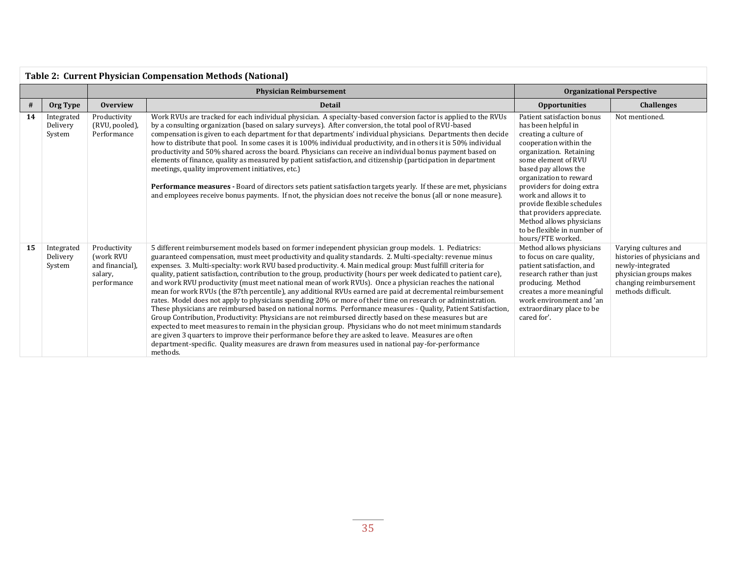**Table 2: Current Physician Compensation Methods (National)**

| | | Physician Reimbursement | | Organizational Perspective | |
|---|---|---|---|---|---|
| **#** | **Org Type** | **Overview** | **Detail** | **Opportunities** | **Challenges** |
| **14** | Integrated Delivery System | Productivity (RVU, pooled), Performance | Work RVUs are tracked for each individual physician. A specialty-based conversion factor is applied to the RVUs by a consulting organization (based on salary surveys). After conversion, the total pool of RVU-based compensation is given to each department for that departments' individual physicians. Departments then decide how to distribute that pool. In some cases it is 100% individual productivity, and in others it is 50% individual productivity and 50% shared across the board. Physicians can receive an individual bonus payment based on elements of finance, quality as measured by patient satisfaction, and citizenship (participation in department meetings, quality improvement initiatives, etc.)<br><br>**Performance measures -** Board of directors sets patient satisfaction targets yearly. If these are met, physicians and employees receive bonus payments. If not, the physician does not receive the bonus (all or none measure). | Patient satisfaction bonus has been helpful in creating a culture of cooperation within the organization. Retaining some element of RVU based pay allows the organization to reward providers for doing extra work and allows it to provide flexible schedules that providers appreciate. Method allows physicians to be flexible in number of hours/FTE worked. | Not mentioned. |
| **15** | Integrated Delivery System | Productivity (work RVU and financial), salary, performance | 5 different reimbursement models based on former independent physician group models. 1. Pediatrics: guaranteed compensation, must meet productivity and quality standards. 2. Multi-specialty: revenue minus expenses. 3. Multi-specialty: work RVU based productivity. 4. Main medical group: Must fulfill criteria for quality, patient satisfaction, contribution to the group, productivity (hours per week dedicated to patient care), and work RVU productivity (must meet national mean of work RVUs). Once a physician reaches the national mean for work RVUs (the 87th percentile), any additional RVUs earned are paid at decremental reimbursement rates. Model does not apply to physicians spending 20% or more of their time on research or administration. These physicians are reimbursed based on national norms. Performance measures - Quality, Patient Satisfaction, Group Contribution, Productivity: Physicians are not reimbursed directly based on these measures but are expected to meet measures to remain in the physician group. Physicians who do not meet minimum standards are given 3 quarters to improve their performance before they are asked to leave. Measures are often department-specific. Quality measures are drawn from measures used in national pay-for-performance methods. | Method allows physicians to focus on care quality, patient satisfaction, and research rather than just producing. Method creates a more meaningful work environment and 'an extraordinary place to be cared for'. | Varying cultures and histories of physicians and newly-integrated physician groups makes changing reimbursement methods difficult. |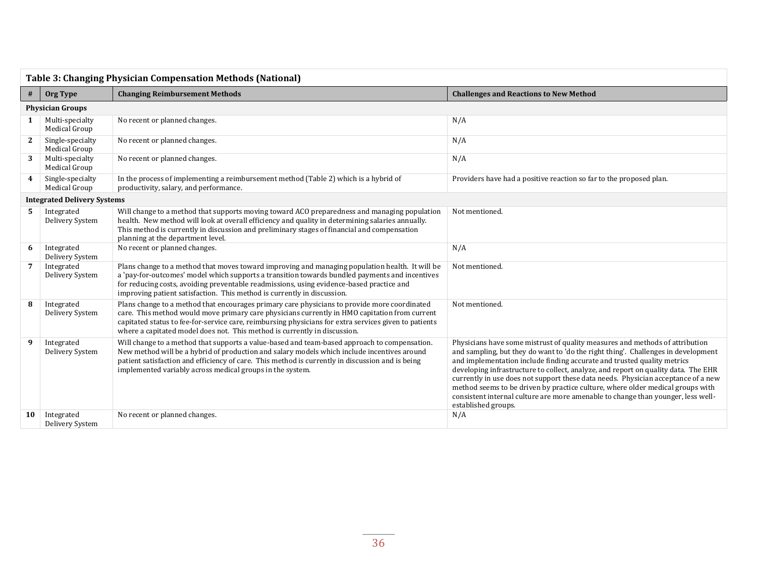**Table 3: Changing Physician Compensation Methods (National)**

| # | Org Type | Changing Reimbursement Methods | Challenges and Reactions to New Method |
|---|---|---|---|
| **Physician Groups** | | | |
| 1 | Multi-specialty Medical Group | No recent or planned changes. | N/A |
| 2 | Single-specialty Medical Group | No recent or planned changes. | N/A |
| 3 | Multi-specialty Medical Group | No recent or planned changes. | N/A |
| 4 | Single-specialty Medical Group | In the process of implementing a reimbursement method (Table 2) which is a hybrid of productivity, salary, and performance. | Providers have had a positive reaction so far to the proposed plan. |
| **Integrated Delivery Systems** | | | |
| 5 | Integrated Delivery System | Will change to a method that supports moving toward ACO preparedness and managing population health. New method will look at overall efficiency and quality in determining salaries annually. This method is currently in discussion and preliminary stages of financial and compensation planning at the department level. | Not mentioned. |
| 6 | Integrated Delivery System | No recent or planned changes. | N/A |
| 7 | Integrated Delivery System | Plans change to a method that moves toward improving and managing population health. It will be a 'pay-for-outcomes' model which supports a transition towards bundled payments and incentives for reducing costs, avoiding preventable readmissions, using evidence-based practice and improving patient satisfaction. This method is currently in discussion. | Not mentioned. |
| 8 | Integrated Delivery System | Plans change to a method that encourages primary care physicians to provide more coordinated care. This method would move primary care physicians currently in HMO capitation from current capitated status to fee-for-service care, reimbursing physicians for extra services given to patients where a capitated model does not. This method is currently in discussion. | Not mentioned. |
| 9 | Integrated Delivery System | Will change to a method that supports a value-based and team-based approach to compensation. New method will be a hybrid of production and salary models which include incentives around patient satisfaction and efficiency of care. This method is currently in discussion and is being implemented variably across medical groups in the system. | Physicians have some mistrust of quality measures and methods of attribution and sampling, but they do want to 'do the right thing'. Challenges in development and implementation include finding accurate and trusted quality metrics developing infrastructure to collect, analyze, and report on quality data. The EHR currently in use does not support these data needs. Physician acceptance of a new method seems to be driven by practice culture, where older medical groups with consistent internal culture are more amenable to change than younger, less well-established groups. |
| 10 | Integrated Delivery System | No recent or planned changes. | N/A |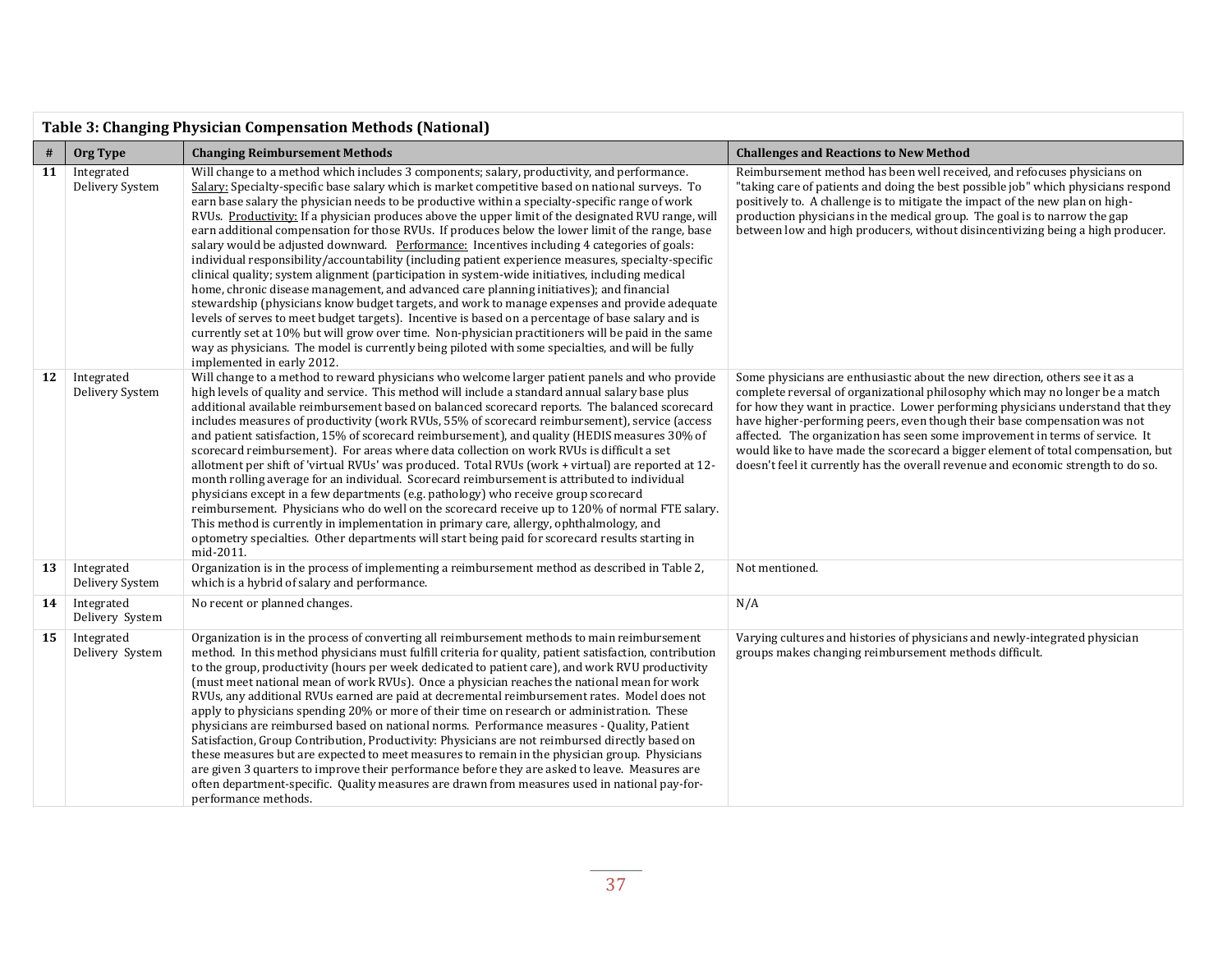**Table 3: Changing Physician Compensation Methods (National)**

| # | Org Type | Changing Reimbursement Methods | Challenges and Reactions to New Method |
|---|---|---|---|
| **11** | Integrated Delivery System | Will change to a method which includes 3 components; salary, productivity, and performance. Salary: Specialty-specific base salary which is market competitive based on national surveys. To earn base salary the physician needs to be productive within a specialty-specific range of work RVUs. Productivity: If a physician produces above the upper limit of the designated RVU range, will earn additional compensation for those RVUs. If produces below the lower limit of the range, base salary would be adjusted downward. Performance: Incentives including 4 categories of goals: individual responsibility/accountability (including patient experience measures, specialty-specific clinical quality; system alignment (participation in system-wide initiatives, including medical home, chronic disease management, and advanced care planning initiatives); and financial stewardship (physicians know budget targets, and work to manage expenses and provide adequate levels of serves to meet budget targets). Incentive is based on a percentage of base salary and is currently set at 10% but will grow over time. Non-physician practitioners will be paid in the same way as physicians. The model is currently being piloted with some specialties, and will be fully implemented in early 2012. | Reimbursement method has been well received, and refocuses physicians on "taking care of patients and doing the best possible job" which physicians respond positively to. A challenge is to mitigate the impact of the new plan on high-production physicians in the medical group. The goal is to narrow the gap between low and high producers, without disincentivizing being a high producer. |
| **12** | Integrated Delivery System | Will change to a method to reward physicians who welcome larger patient panels and who provide high levels of quality and service. This method will include a standard annual salary base plus additional available reimbursement based on balanced scorecard reports. The balanced scorecard includes measures of productivity (work RVUs, 55% of scorecard reimbursement), service (access and patient satisfaction, 15% of scorecard reimbursement), and quality (HEDIS measures 30% of scorecard reimbursement). For areas where data collection on work RVUs is difficult a set allotment per shift of 'virtual RVUs' was produced. Total RVUs (work + virtual) are reported at 12-month rolling average for an individual. Scorecard reimbursement is attributed to individual physicians except in a few departments (e.g. pathology) who receive group scorecard reimbursement. Physicians who do well on the scorecard receive up to 120% of normal FTE salary. This method is currently in implementation in primary care, allergy, ophthalmology, and optometry specialties. Other departments will start being paid for scorecard results starting in mid-2011. | Some physicians are enthusiastic about the new direction, others see it as a complete reversal of organizational philosophy which may no longer be a match for how they want in practice. Lower performing physicians understand that they have higher-performing peers, even though their base compensation was not affected. The organization has seen some improvement in terms of service. It would like to have made the scorecard a bigger element of total compensation, but doesn't feel it currently has the overall revenue and economic strength to do so. |
| **13** | Integrated Delivery System | Organization is in the process of implementing a reimbursement method as described in Table 2, which is a hybrid of salary and performance. | Not mentioned. |
| **14** | Integrated Delivery System | No recent or planned changes. | N/A |
| **15** | Integrated Delivery System | Organization is in the process of converting all reimbursement methods to main reimbursement method. In this method physicians must fulfill criteria for quality, patient satisfaction, contribution to the group, productivity (hours per week dedicated to patient care), and work RVU productivity (must meet national mean of work RVUs). Once a physician reaches the national mean for work RVUs, any additional RVUs earned are paid at decremental reimbursement rates. Model does not apply to physicians spending 20% or more of their time on research or administration. These physicians are reimbursed based on national norms. Performance measures - Quality, Patient Satisfaction, Group Contribution, Productivity: Physicians are not reimbursed directly based on these measures but are expected to meet measures to remain in the physician group. Physicians are given 3 quarters to improve their performance before they are asked to leave. Measures are often department-specific. Quality measures are drawn from measures used in national pay-for-performance methods. | Varying cultures and histories of physicians and newly-integrated physician groups makes changing reimbursement methods difficult. |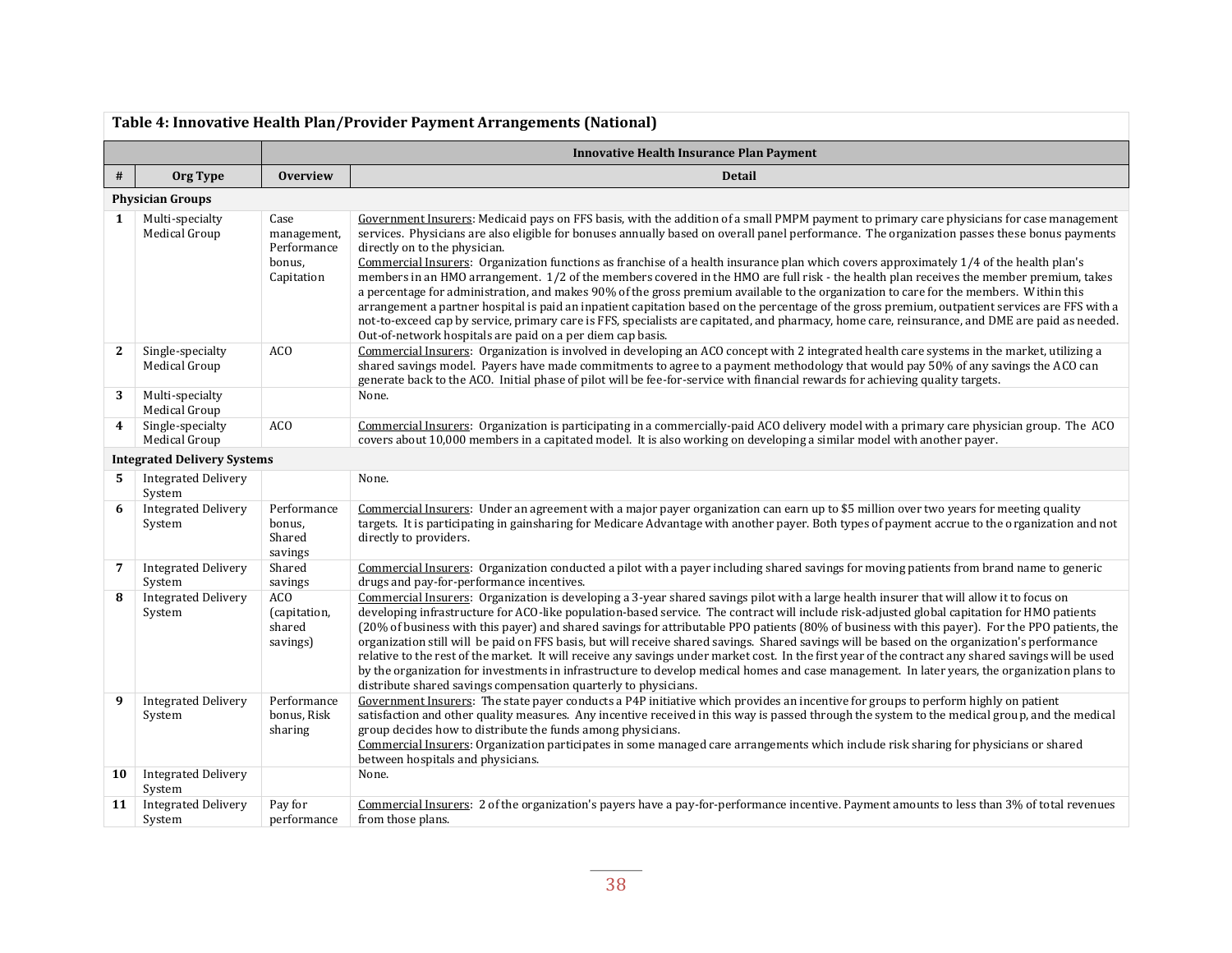**Table 4: Innovative Health Plan/Provider Payment Arrangements (National)**

| # | Org Type | Innovative Health Insurance Plan Payment | |
|---|---|---|---|
| | | **Overview** | **Detail** |
| **Physician Groups** | | | |
| 1 | Multi-specialty Medical Group | Case management, Performance bonus, Capitation | Government Insurers: Medicaid pays on FFS basis, with the addition of a small PMPM payment to primary care physicians for case management services. Physicians are also eligible for bonuses annually based on overall panel performance. The organization passes these bonus payments directly on to the physician.<br>Commercial Insurers: Organization functions as franchise of a health insurance plan which covers approximately 1/4 of the health plan's members in an HMO arrangement. 1/2 of the members covered in the HMO are full risk - the health plan receives the member premium, takes a percentage for administration, and makes 90% of the gross premium available to the organization to care for the members. Within this arrangement a partner hospital is paid an inpatient capitation based on the percentage of the gross premium, outpatient services are FFS with a not-to-exceed cap by service, primary care is FFS, specialists are capitated, and pharmacy, home care, reinsurance, and DME are paid as needed. Out-of-network hospitals are paid on a per diem cap basis. |
| 2 | Single-specialty Medical Group | ACO | Commercial Insurers: Organization is involved in developing an ACO concept with 2 integrated health care systems in the market, utilizing a shared savings model. Payers have made commitments to agree to a payment methodology that would pay 50% of any savings the ACO can generate back to the ACO. Initial phase of pilot will be fee-for-service with financial rewards for achieving quality targets. |
| 3 | Multi-specialty Medical Group | | None. |
| 4 | Single-specialty Medical Group | ACO | Commercial Insurers: Organization is participating in a commercially-paid ACO delivery model with a primary care physician group. The ACO covers about 10,000 members in a capitated model. It is also working on developing a similar model with another payer. |
| **Integrated Delivery Systems** | | | |
| 5 | Integrated Delivery System | | None. |
| 6 | Integrated Delivery System | Performance bonus, Shared savings | Commercial Insurers: Under an agreement with a major payer organization can earn up to $5 million over two years for meeting quality targets. It is participating in gainsharing for Medicare Advantage with another payer. Both types of payment accrue to the organization and not directly to providers. |
| 7 | Integrated Delivery System | Shared savings | Commercial Insurers: Organization conducted a pilot with a payer including shared savings for moving patients from brand name to generic drugs and pay-for-performance incentives. |
| 8 | Integrated Delivery System | ACO (capitation, shared savings) | Commercial Insurers: Organization is developing a 3-year shared savings pilot with a large health insurer that will allow it to focus on developing infrastructure for ACO-like population-based service. The contract will include risk-adjusted global capitation for HMO patients (20% of business with this payer) and shared savings for attributable PPO patients (80% of business with this payer). For the PPO patients, the organization still will be paid on FFS basis, but will receive shared savings. Shared savings will be based on the organization's performance relative to the rest of the market. It will receive any savings under market cost. In the first year of the contract any shared savings will be used by the organization for investments in infrastructure to develop medical homes and case management. In later years, the organization plans to distribute shared savings compensation quarterly to physicians. |
| 9 | Integrated Delivery System | Performance bonus, Risk sharing | Government Insurers: The state payer conducts a P4P initiative which provides an incentive for groups to perform highly on patient satisfaction and other quality measures. Any incentive received in this way is passed through the system to the medical group, and the medical group decides how to distribute the funds among physicians.<br>Commercial Insurers: Organization participates in some managed care arrangements which include risk sharing for physicians or shared between hospitals and physicians. |
| 10 | Integrated Delivery System | | None. |
| 11 | Integrated Delivery System | Pay for performance | Commercial Insurers: 2 of the organization's payers have a pay-for-performance incentive. Payment amounts to less than 3% of total revenues from those plans. |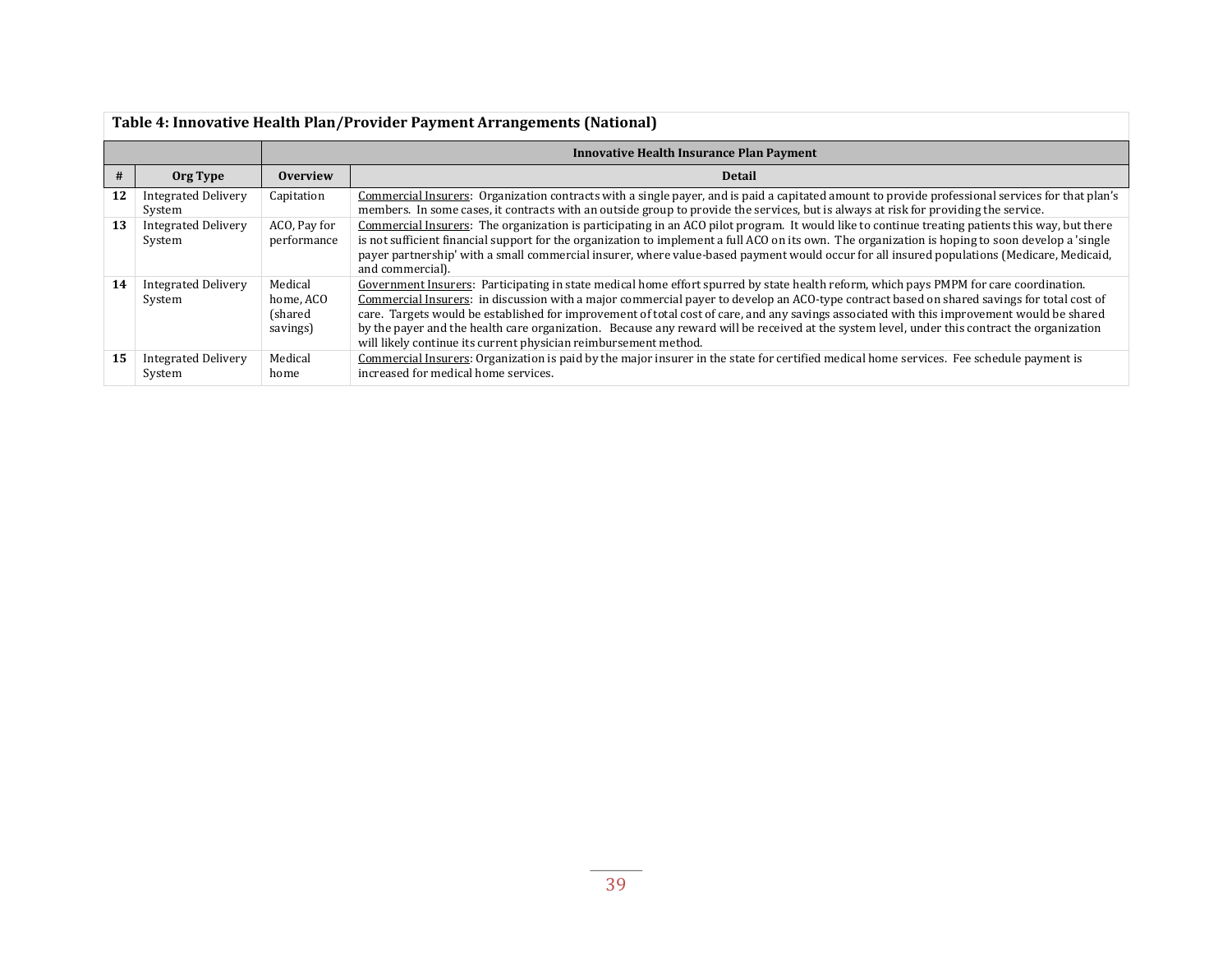**Table 4: Innovative Health Plan/Provider Payment Arrangements (National)**

| # | Org Type | Overview | Detail |
|---|---|---|---|
| | | | **Innovative Health Insurance Plan Payment** |
| **12** | Integrated Delivery System | Capitation | Commercial Insurers: Organization contracts with a single payer, and is paid a capitated amount to provide professional services for that plan's members. In some cases, it contracts with an outside group to provide the services, but is always at risk for providing the service. |
| **13** | Integrated Delivery System | ACO, Pay for performance | Commercial Insurers: The organization is participating in an ACO pilot program. It would like to continue treating patients this way, but there is not sufficient financial support for the organization to implement a full ACO on its own. The organization is hoping to soon develop a 'single payer partnership' with a small commercial insurer, where value-based payment would occur for all insured populations (Medicare, Medicaid, and commercial). |
| **14** | Integrated Delivery System | Medical home, ACO (shared savings) | Government Insurers: Participating in state medical home effort spurred by state health reform, which pays PMPM for care coordination. Commercial Insurers: in discussion with a major commercial payer to develop an ACO-type contract based on shared savings for total cost of care. Targets would be established for improvement of total cost of care, and any savings associated with this improvement would be shared by the payer and the health care organization. Because any reward will be received at the system level, under this contract the organization will likely continue its current physician reimbursement method. |
| **15** | Integrated Delivery System | Medical home | Commercial Insurers: Organization is paid by the major insurer in the state for certified medical home services. Fee schedule payment is increased for medical home services. |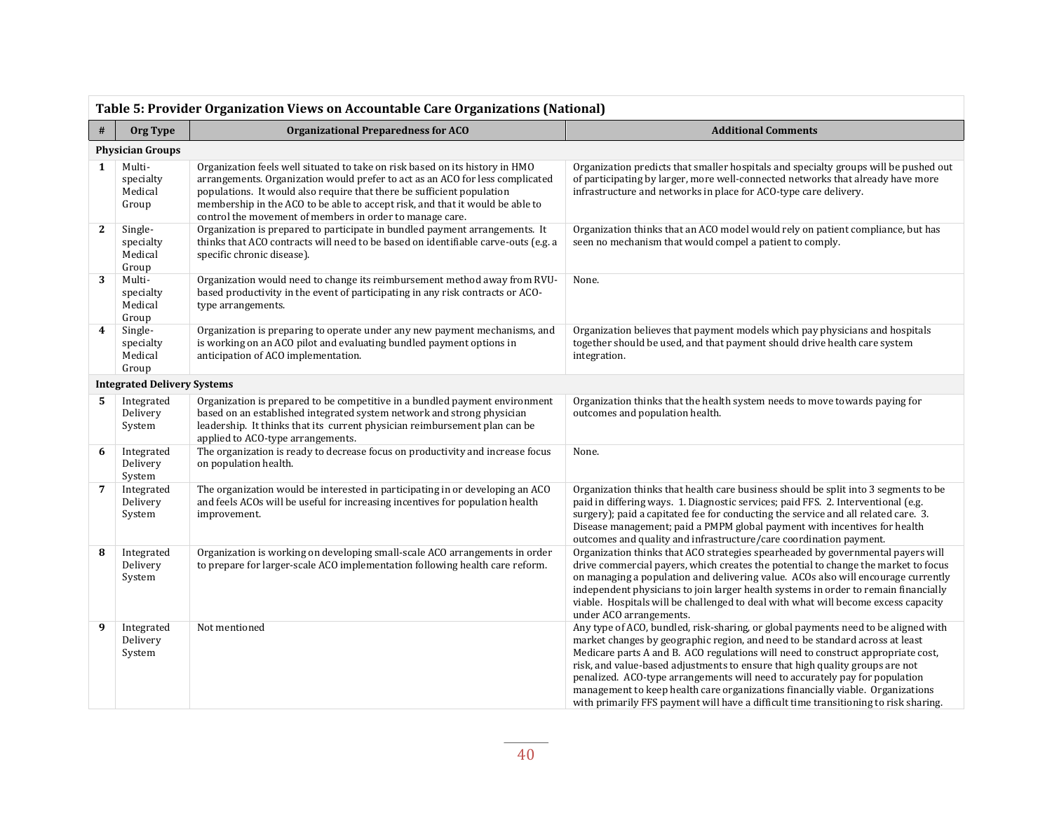**Table 5: Provider Organization Views on Accountable Care Organizations (National)**

| # | Org Type | Organizational Preparedness for ACO | Additional Comments |
|---|---|---|---|
| **Physician Groups** | | | |
| 1 | Multi-specialty Medical Group | Organization feels well situated to take on risk based on its history in HMO arrangements. Organization would prefer to act as an ACO for less complicated populations. It would also require that there be sufficient population membership in the ACO to be able to accept risk, and that it would be able to control the movement of members in order to manage care. | Organization predicts that smaller hospitals and specialty groups will be pushed out of participating by larger, more well-connected networks that already have more infrastructure and networks in place for ACO-type care delivery. |
| 2 | Single-specialty Medical Group | Organization is prepared to participate in bundled payment arrangements. It thinks that ACO contracts will need to be based on identifiable carve-outs (e.g. a specific chronic disease). | Organization thinks that an ACO model would rely on patient compliance, but has seen no mechanism that would compel a patient to comply. |
| 3 | Multi-specialty Medical Group | Organization would need to change its reimbursement method away from RVU-based productivity in the event of participating in any risk contracts or ACO-type arrangements. | None. |
| 4 | Single-specialty Medical Group | Organization is preparing to operate under any new payment mechanisms, and is working on an ACO pilot and evaluating bundled payment options in anticipation of ACO implementation. | Organization believes that payment models which pay physicians and hospitals together should be used, and that payment should drive health care system integration. |
| **Integrated Delivery Systems** | | | |
| 5 | Integrated Delivery System | Organization is prepared to be competitive in a bundled payment environment based on an established integrated system network and strong physician leadership. It thinks that its current physician reimbursement plan can be applied to ACO-type arrangements. | Organization thinks that the health system needs to move towards paying for outcomes and population health. |
| 6 | Integrated Delivery System | The organization is ready to decrease focus on productivity and increase focus on population health. | None. |
| 7 | Integrated Delivery System | The organization would be interested in participating in or developing an ACO and feels ACOs will be useful for increasing incentives for population health improvement. | Organization thinks that health care business should be split into 3 segments to be paid in differing ways. 1. Diagnostic services; paid FFS. 2. Interventional (e.g. surgery); paid a capitated fee for conducting the service and all related care. 3. Disease management; paid a PMPM global payment with incentives for health outcomes and quality and infrastructure/care coordination payment. |
| 8 | Integrated Delivery System | Organization is working on developing small-scale ACO arrangements in order to prepare for larger-scale ACO implementation following health care reform. | Organization thinks that ACO strategies spearheaded by governmental payers will drive commercial payers, which creates the potential to change the market to focus on managing a population and delivering value. ACOs also will encourage currently independent physicians to join larger health systems in order to remain financially viable. Hospitals will be challenged to deal with what will become excess capacity under ACO arrangements. |
| 9 | Integrated Delivery System | Not mentioned | Any type of ACO, bundled, risk-sharing, or global payments need to be aligned with market changes by geographic region, and need to be standard across at least Medicare parts A and B. ACO regulations will need to construct appropriate cost, risk, and value-based adjustments to ensure that high quality groups are not penalized. ACO-type arrangements will need to accurately pay for population management to keep health care organizations financially viable. Organizations with primarily FFS payment will have a difficult time transitioning to risk sharing. |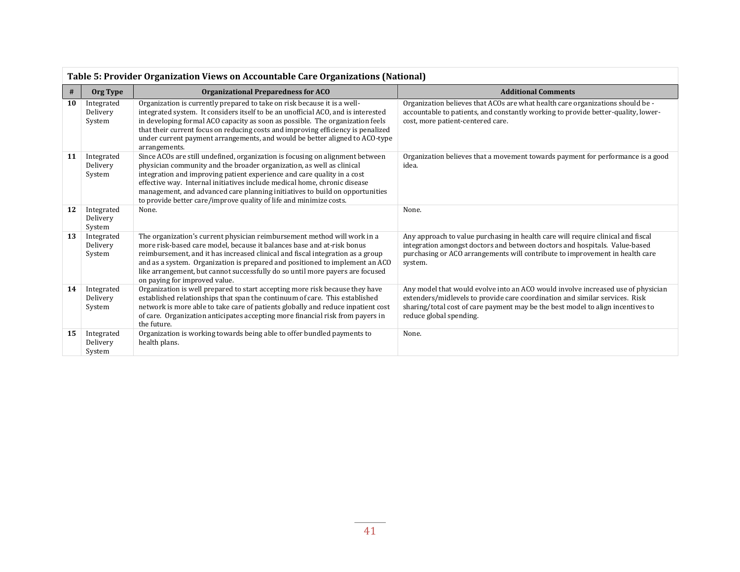**Table 5: Provider Organization Views on Accountable Care Organizations (National)**

| # | Org Type | Organizational Preparedness for ACO | Additional Comments |
|---|---|---|---|
| 10 | Integrated Delivery System | Organization is currently prepared to take on risk because it is a well-integrated system. It considers itself to be an unofficial ACO, and is interested in developing formal ACO capacity as soon as possible. The organization feels that their current focus on reducing costs and improving efficiency is penalized under current payment arrangements, and would be better aligned to ACO-type arrangements. | Organization believes that ACOs are what health care organizations should be - accountable to patients, and constantly working to provide better-quality, lower-cost, more patient-centered care. |
| 11 | Integrated Delivery System | Since ACOs are still undefined, organization is focusing on alignment between physician community and the broader organization, as well as clinical integration and improving patient experience and care quality in a cost effective way. Internal initiatives include medical home, chronic disease management, and advanced care planning initiatives to build on opportunities to provide better care/improve quality of life and minimize costs. | Organization believes that a movement towards payment for performance is a good idea. |
| 12 | Integrated Delivery System | None. | None. |
| 13 | Integrated Delivery System | The organization's current physician reimbursement method will work in a more risk-based care model, because it balances base and at-risk bonus reimbursement, and it has increased clinical and fiscal integration as a group and as a system. Organization is prepared and positioned to implement an ACO like arrangement, but cannot successfully do so until more payers are focused on paying for improved value. | Any approach to value purchasing in health care will require clinical and fiscal integration amongst doctors and between doctors and hospitals. Value-based purchasing or ACO arrangements will contribute to improvement in health care system. |
| 14 | Integrated Delivery System | Organization is well prepared to start accepting more risk because they have established relationships that span the continuum of care. This established network is more able to take care of patients globally and reduce inpatient cost of care. Organization anticipates accepting more financial risk from payers in the future. | Any model that would evolve into an ACO would involve increased use of physician extenders/midlevels to provide care coordination and similar services. Risk sharing/total cost of care payment may be the best model to align incentives to reduce global spending. |
| 15 | Integrated Delivery System | Organization is working towards being able to offer bundled payments to health plans. | None. |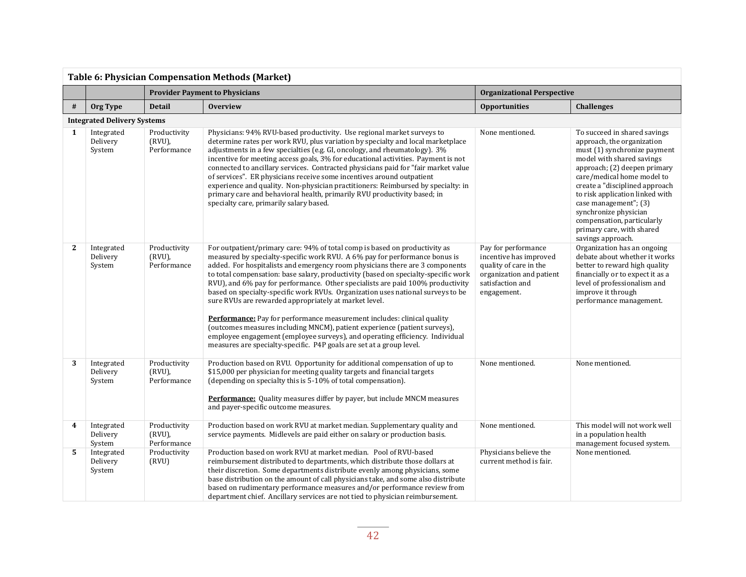**Table 6: Physician Compensation Methods (Market)**

| | | Provider Payment to Physicians | | Organizational Perspective | |
|---|---|---|---|---|---|
| **#** | **Org Type** | **Detail** | **Overview** | **Opportunities** | **Challenges** |
| **Integrated Delivery Systems** | | | | | |
| **1** | Integrated Delivery System | Productivity (RVU), Performance | Physicians: 94% RVU-based productivity. Use regional market surveys to determine rates per work RVU, plus variation by specialty and local marketplace adjustments in a few specialties (e.g. GI, oncology, and rheumatology). 3% incentive for meeting access goals, 3% for educational activities. Payment is not connected to ancillary services. Contracted physicians paid for "fair market value of services". ER physicians receive some incentives around outpatient experience and quality. Non-physician practitioners: Reimbursed by specialty: in primary care and behavioral health, primarily RVU productivity based; in specialty care, primarily salary based. | None mentioned. | To succeed in shared savings approach, the organization must (1) synchronize payment model with shared savings approach; (2) deepen primary care/medical home model to create a "disciplined approach to risk application linked with case management"; (3) synchronize physician compensation, particularly primary care, with shared savings approach. |
| **2** | Integrated Delivery System | Productivity (RVU), Performance | For outpatient/primary care: 94% of total comp is based on productivity as measured by specialty-specific work RVU. A 6% pay for performance bonus is added. For hospitalists and emergency room physicians there are 3 components to total compensation: base salary, productivity (based on specialty-specific work RVU), and 6% pay for performance. Other specialists are paid 100% productivity based on specialty-specific work RVUs. Organization uses national surveys to be sure RVUs are rewarded appropriately at market level.<br><br>**Performance:** Pay for performance measurement includes: clinical quality (outcomes measures including MNCM), patient experience (patient surveys), employee engagement (employee surveys), and operating efficiency. Individual measures are specialty-specific. P4P goals are set at a group level. | Pay for performance incentive has improved quality of care in the organization and patient satisfaction and engagement. | Organization has an ongoing debate about whether it works better to reward high quality financially or to expect it as a level of professionalism and improve it through performance management. |
| **3** | Integrated Delivery System | Productivity (RVU), Performance | Production based on RVU. Opportunity for additional compensation of up to $15,000 per physician for meeting quality targets and financial targets (depending on specialty this is 5-10% of total compensation).<br><br>**Performance:** Quality measures differ by payer, but include MNCM measures and payer-specific outcome measures. | None mentioned. | None mentioned. |
| **4** | Integrated Delivery System | Productivity (RVU), Performance | Production based on work RVU at market median. Supplementary quality and service payments. Midlevels are paid either on salary or production basis. | None mentioned. | This model will not work well in a population health management focused system. |
| **5** | Integrated Delivery System | Productivity (RVU) | Production based on work RVU at market median. Pool of RVU-based reimbursement distributed to departments, which distribute those dollars at their discretion. Some departments distribute evenly among physicians, some base distribution on the amount of call physicians take, and some also distribute based on rudimentary performance measures and/or performance review from department chief. Ancillary services are not tied to physician reimbursement. | Physicians believe the current method is fair. | None mentioned. |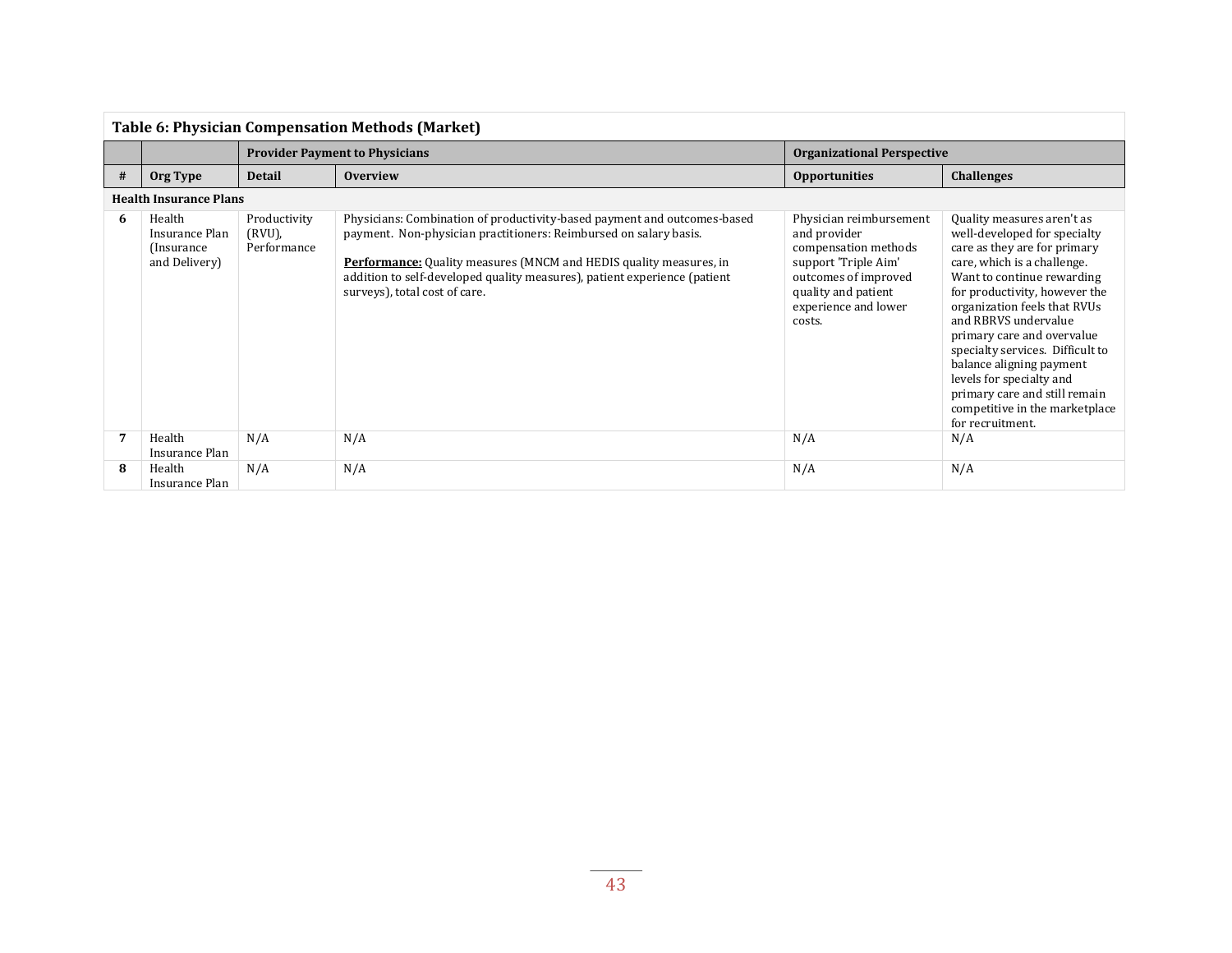**Table 6: Physician Compensation Methods (Market)**

| | | Provider Payment to Physicians | | Organizational Perspective | |
|---|---|---|---|---|---|
| **#** | **Org Type** | **Detail** | **Overview** | **Opportunities** | **Challenges** |
| **Health Insurance Plans** | | | | | |
| **6** | Health Insurance Plan (Insurance and Delivery) | Productivity (RVU), Performance | Physicians: Combination of productivity-based payment and outcomes-based payment. Non-physician practitioners: Reimbursed on salary basis.<br><br>**Performance:** Quality measures (MNCM and HEDIS quality measures, in addition to self-developed quality measures), patient experience (patient surveys), total cost of care. | Physician reimbursement and provider compensation methods support 'Triple Aim' outcomes of improved quality and patient experience and lower costs. | Quality measures aren't as well-developed for specialty care as they are for primary care, which is a challenge. Want to continue rewarding for productivity, however the organization feels that RVUs and RBRVS undervalue primary care and overvalue specialty services. Difficult to balance aligning payment levels for specialty and primary care and still remain competitive in the marketplace for recruitment. |
| **7** | Health Insurance Plan | N/A | N/A | N/A | N/A |
| **8** | Health Insurance Plan | N/A | N/A | N/A | N/A |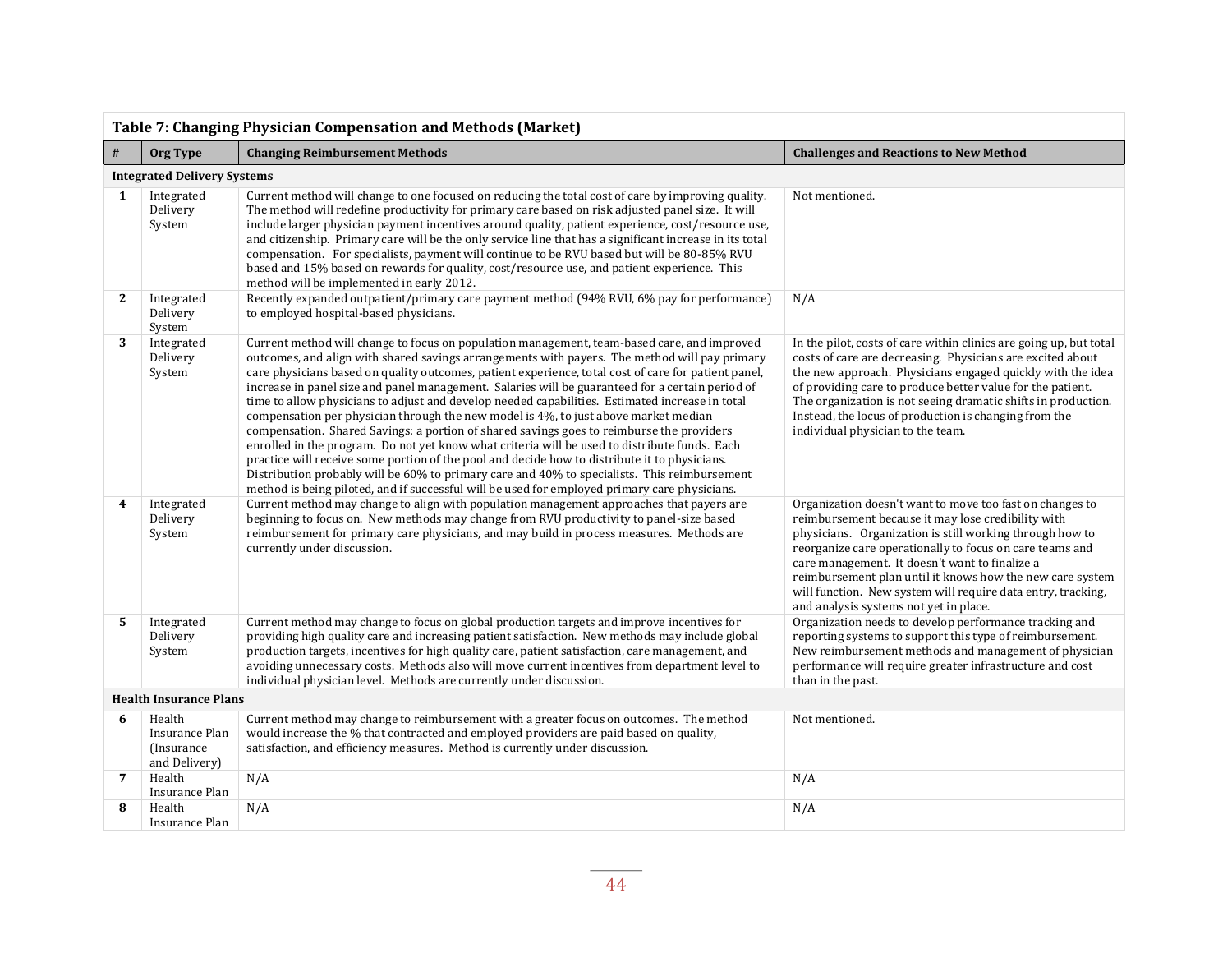**Table 7: Changing Physician Compensation and Methods (Market)**

| # | Org Type | Changing Reimbursement Methods | Challenges and Reactions to New Method |
|---|---|---|---|
| **Integrated Delivery Systems** | | | |
| 1 | Integrated Delivery System | Current method will change to one focused on reducing the total cost of care by improving quality. The method will redefine productivity for primary care based on risk adjusted panel size. It will include larger physician payment incentives around quality, patient experience, cost/resource use, and citizenship. Primary care will be the only service line that has a significant increase in its total compensation. For specialists, payment will continue to be RVU based but will be 80-85% RVU based and 15% based on rewards for quality, cost/resource use, and patient experience. This method will be implemented in early 2012. | Not mentioned. |
| 2 | Integrated Delivery System | Recently expanded outpatient/primary care payment method (94% RVU, 6% pay for performance) to employed hospital-based physicians. | N/A |
| 3 | Integrated Delivery System | Current method will change to focus on population management, team-based care, and improved outcomes, and align with shared savings arrangements with payers. The method will pay primary care physicians based on quality outcomes, patient experience, total cost of care for patient panel, increase in panel size and panel management. Salaries will be guaranteed for a certain period of time to allow physicians to adjust and develop needed capabilities. Estimated increase in total compensation per physician through the new model is 4%, to just above market median compensation. Shared Savings: a portion of shared savings goes to reimburse the providers enrolled in the program. Do not yet know what criteria will be used to distribute funds. Each practice will receive some portion of the pool and decide how to distribute it to physicians. Distribution probably will be 60% to primary care and 40% to specialists. This reimbursement method is being piloted, and if successful will be used for employed primary care physicians. | In the pilot, costs of care within clinics are going up, but total costs of care are decreasing. Physicians are excited about the new approach. Physicians engaged quickly with the idea of providing care to produce better value for the patient. The organization is not seeing dramatic shifts in production. Instead, the locus of production is changing from the individual physician to the team. |
| 4 | Integrated Delivery System | Current method may change to align with population management approaches that payers are beginning to focus on. New methods may change from RVU productivity to panel-size based reimbursement for primary care physicians, and may build in process measures. Methods are currently under discussion. | Organization doesn't want to move too fast on changes to reimbursement because it may lose credibility with physicians. Organization is still working through how to reorganize care operationally to focus on care teams and care management. It doesn't want to finalize a reimbursement plan until it knows how the new care system will function. New system will require data entry, tracking, and analysis systems not yet in place. |
| 5 | Integrated Delivery System | Current method may change to focus on global production targets and improve incentives for providing high quality care and increasing patient satisfaction. New methods may include global production targets, incentives for high quality care, patient satisfaction, care management, and avoiding unnecessary costs. Methods also will move current incentives from department level to individual physician level. Methods are currently under discussion. | Organization needs to develop performance tracking and reporting systems to support this type of reimbursement. New reimbursement methods and management of physician performance will require greater infrastructure and cost than in the past. |
| **Health Insurance Plans** | | | |
| 6 | Health Insurance Plan (Insurance and Delivery) | Current method may change to reimbursement with a greater focus on outcomes. The method would increase the % that contracted and employed providers are paid based on quality, satisfaction, and efficiency measures. Method is currently under discussion. | Not mentioned. |
| 7 | Health Insurance Plan | N/A | N/A |
| 8 | Health Insurance Plan | N/A | N/A |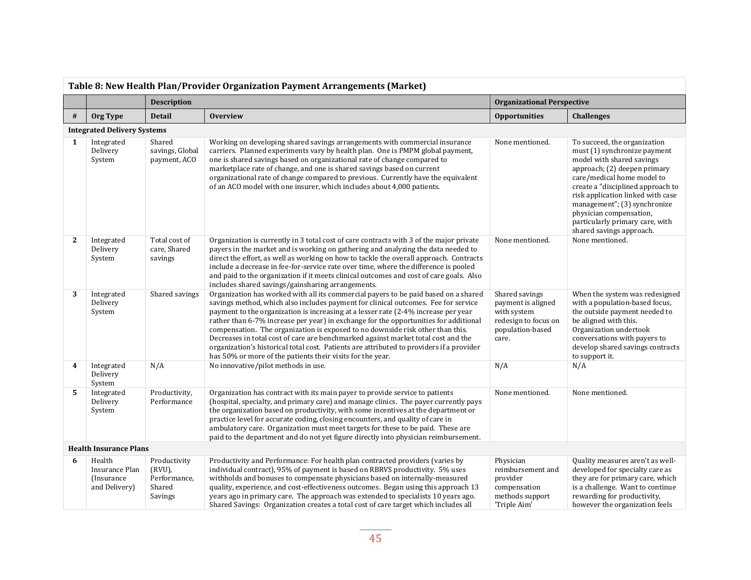**Table 8: New Health Plan/Provider Organization Payment Arrangements (Market)**

| | | Description | | Organizational Perspective | |
|---|---|---|---|---|---|
| **#** | **Org Type** | **Detail** | **Overview** | **Opportunities** | **Challenges** |
| **Integrated Delivery Systems** | | | | | |
| 1 | Integrated Delivery System | Shared savings, Global payment, ACO | Working on developing shared savings arrangements with commercial insurance carriers. Planned experiments vary by health plan. One is PMPM global payment, one is shared savings based on organizational rate of change compared to marketplace rate of change, and one is shared savings based on current organizational rate of change compared to previous. Currently have the equivalent of an ACO model with one insurer, which includes about 4,000 patients. | None mentioned. | To succeed, the organization must (1) synchronize payment model with shared savings approach; (2) deepen primary care/medical home model to create a "disciplined approach to risk application linked with case management"; (3) synchronize physician compensation, particularly primary care, with shared savings approach. |
| 2 | Integrated Delivery System | Total cost of care, Shared savings | Organization is currently in 3 total cost of care contracts with 3 of the major private payers in the market and is working on gathering and analyzing the data needed to direct the effort, as well as working on how to tackle the overall approach. Contracts include a decrease in fee-for-service rate over time, where the difference is pooled and paid to the organization if it meets clinical outcomes and cost of care goals. Also includes shared savings/gainsharing arrangements. | None mentioned. | None mentioned. |
| 3 | Integrated Delivery System | Shared savings | Organization has worked with all its commercial payers to be paid based on a shared savings method, which also includes payment for clinical outcomes. Fee for service payment to the organization is increasing at a lesser rate (2-4% increase per year rather than 6-7% increase per year) in exchange for the opportunities for additional compensation. The organization is exposed to no downside risk other than this. Decreases in total cost of care are benchmarked against market total cost and the organization's historical total cost. Patients are attributed to providers if a provider has 50% or more of the patients their visits for the year. | Shared savings payment is aligned with system redesign to focus on population-based care. | When the system was redesigned with a population-based focus, the outside payment needed to be aligned with this. Organization undertook conversations with payers to develop shared savings contracts to support it. |
| 4 | Integrated Delivery System | N/A | No innovative/pilot methods in use. | N/A | N/A |
| 5 | Integrated Delivery System | Productivity, Performance | Organization has contract with its main payer to provide service to patients (hospital, specialty, and primary care) and manage clinics. The payer currently pays the organization based on productivity, with some incentives at the department or practice level for accurate coding, closing encounters, and quality of care in ambulatory care. Organization must meet targets for these to be paid. These are paid to the department and do not yet figure directly into physician reimbursement. | None mentioned. | None mentioned. |
| **Health Insurance Plans** | | | | | |
| 6 | Health Insurance Plan (Insurance and Delivery) | Productivity (RVU), Performance, Shared Savings | Productivity and Performance: For health plan contracted providers (varies by individual contract), 95% of payment is based on RBRVS productivity. 5% uses withholds and bonuses to compensate physicians based on internally-measured quality, experience, and cost-effectiveness outcomes. Began using this approach 13 years ago in primary care. The approach was extended to specialists 10 years ago. Shared Savings: Organization creates a total cost of care target which includes all | Physician reimbursement and provider compensation methods support 'Triple Aim' | Quality measures aren't as well-developed for specialty care as they are for primary care, which is a challenge. Want to continue rewarding for productivity, however the organization feels |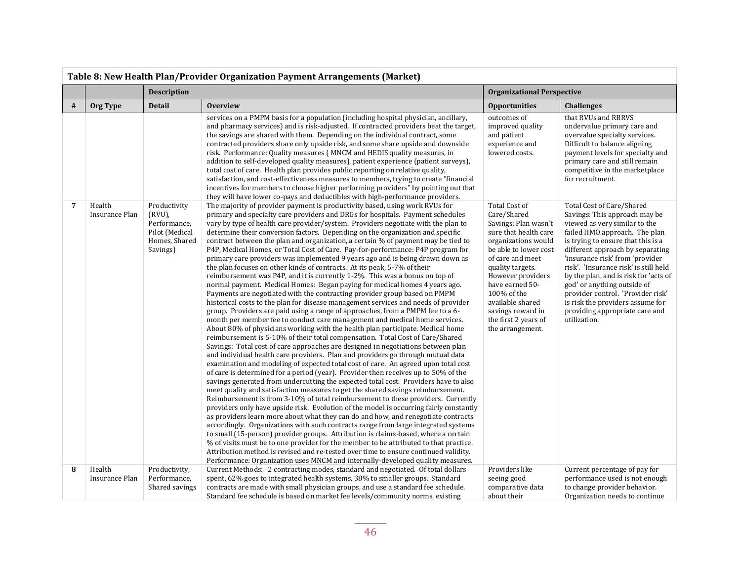**Table 8: New Health Plan/Provider Organization Payment Arrangements (Market)**

| | | Description | | Organizational Perspective | |
|---|---|---|---|---|---|
| # | Org Type | Detail | Overview | Opportunities | Challenges |
| | | | services on a PMPM basis for a population (including hospital physician, ancillary, and pharmacy services) and is risk-adjusted. If contracted providers beat the target, the savings are shared with them. Depending on the individual contract, some contracted providers share only upside risk, and some share upside and downside risk. Performance: Quality measures ( MNCM and HEDIS quality measures, in addition to self-developed quality measures), patient experience (patient surveys), total cost of care. Health plan provides public reporting on relative quality, satisfaction, and cost-effectiveness measures to members, trying to create "financial incentives for members to choose higher performing providers" by pointing out that they will have lower co-pays and deductibles with high-performance providers. | outcomes of improved quality and patient experience and lowered costs. | that RVUs and RBRVS undervalue primary care and overvalue specialty services. Difficult to balance aligning payment levels for specialty and primary care and still remain competitive in the marketplace for recruitment. |
| 7 | Health Insurance Plan | Productivity (RVU), Performance, Pilot (Medical Homes, Shared Savings) | The majority of provider payment is productivity based, using work RVUs for primary and specialty care providers and DRGs for hospitals. Payment schedules vary by type of health care provider/system. Providers negotiate with the plan to determine their conversion factors. Depending on the organization and specific contract between the plan and organization, a certain % of payment may be tied to P4P, Medical Homes, or Total Cost of Care. Pay-for-performance: P4P program for primary care providers was implemented 9 years ago and is being drawn down as the plan focuses on other kinds of contracts. At its peak, 5-7% of their reimbursement was P4P, and it is currently 1-2%. This was a bonus on top of normal payment. Medical Homes: Began paying for medical homes 4 years ago. Payments are negotiated with the contracting provider group based on PMPM historical costs to the plan for disease management services and needs of provider group. Providers are paid using a range of approaches, from a PMPM fee to a 6-month per member fee to conduct care management and medical home services. About 80% of physicians working with the health plan participate. Medical home reimbursement is 5-10% of their total compensation. Total Cost of Care/Shared Savings: Total cost of care approaches are designed in negotiations between plan and individual health care providers. Plan and providers go through mutual data examination and modeling of expected total cost of care. An agreed upon total cost of care is determined for a period (year). Provider then receives up to 50% of the savings generated from undercutting the expected total cost. Providers have to also meet quality and satisfaction measures to get the shared savings reimbursement. Reimbursement is from 3-10% of total reimbursement to these providers. Currently providers only have upside risk. Evolution of the model is occurring fairly constantly as providers learn more about what they can do and how, and renegotiate contracts accordingly. Organizations with such contracts range from large integrated systems to small (15-person) provider groups. Attribution is claims-based, where a certain % of visits must be to one provider for the member to be attributed to that practice. Attribution method is revised and re-tested over time to ensure continued validity. Performance: Organization uses MNCM and internally-developed quality measures. | Total Cost of Care/Shared Savings: Plan wasn't sure that health care organizations would be able to lower cost of care and meet quality targets. However providers have earned 50-100% of the available shared savings reward in the first 2 years of the arrangement. | Total Cost of Care/Shared Savings: This approach may be viewed as very similar to the failed HMO approach. The plan is trying to ensure that this is a different approach by separating 'insurance risk' from 'provider risk'. 'Insurance risk' is still held by the plan, and is risk for 'acts of god' or anything outside of provider control. 'Provider risk' is risk the providers assume for providing appropriate care and utilization. |
| 8 | Health Insurance Plan | Productivity, Performance, Shared savings | Current Methods: 2 contracting modes, standard and negotiated. Of total dollars spent, 62% goes to integrated health systems, 38% to smaller groups. Standard contracts are made with small physician groups, and use a standard fee schedule. Standard fee schedule is based on market fee levels/community norms, existing | Providers like seeing good comparative data about their | Current percentage of pay for performance used is not enough to change provider behavior. Organization needs to continue |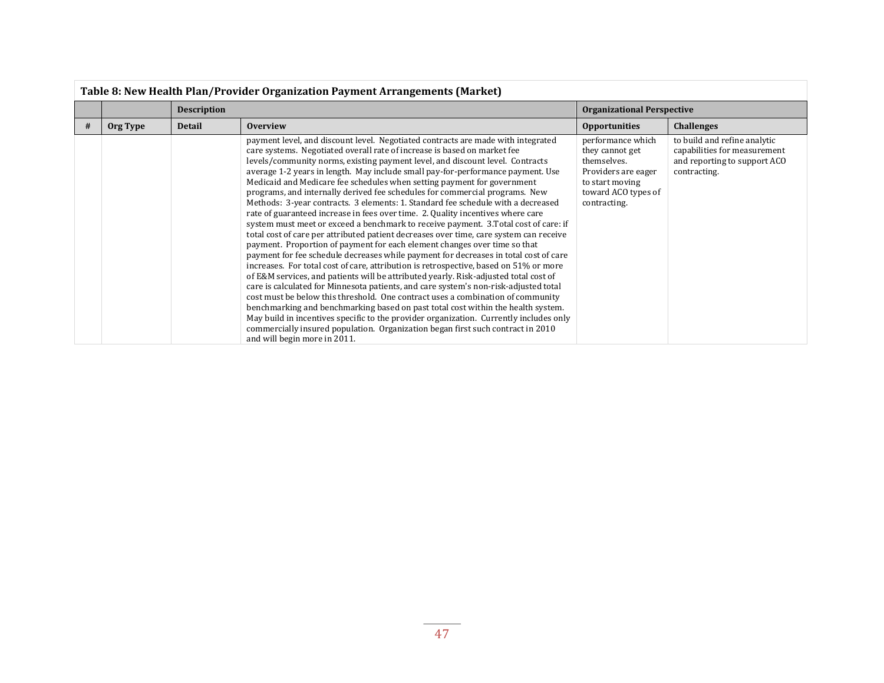**Table 8: New Health Plan/Provider Organization Payment Arrangements (Market)**

| | | Description | | Organizational Perspective | |
|---|---|---|---|---|---|
| # | Org Type | Detail | Overview | Opportunities | Challenges |
| | | | payment level, and discount level. Negotiated contracts are made with integrated care systems. Negotiated overall rate of increase is based on market fee levels/community norms, existing payment level, and discount level. Contracts average 1-2 years in length. May include small pay-for-performance payment. Use Medicaid and Medicare fee schedules when setting payment for government programs, and internally derived fee schedules for commercial programs. New Methods: 3-year contracts. 3 elements: 1. Standard fee schedule with a decreased rate of guaranteed increase in fees over time. 2. Quality incentives where care system must meet or exceed a benchmark to receive payment. 3.Total cost of care: if total cost of care per attributed patient decreases over time, care system can receive payment. Proportion of payment for each element changes over time so that payment for fee schedule decreases while payment for decreases in total cost of care increases. For total cost of care, attribution is retrospective, based on 51% or more of E&M services, and patients will be attributed yearly. Risk-adjusted total cost of care is calculated for Minnesota patients, and care system's non-risk-adjusted total cost must be below this threshold. One contract uses a combination of community benchmarking and benchmarking based on past total cost within the health system. May build in incentives specific to the provider organization. Currently includes only commercially insured population. Organization began first such contract in 2010 and will begin more in 2011. | performance which they cannot get themselves. Providers are eager to start moving toward ACO types of contracting. | to build and refine analytic capabilities for measurement and reporting to support ACO contracting. |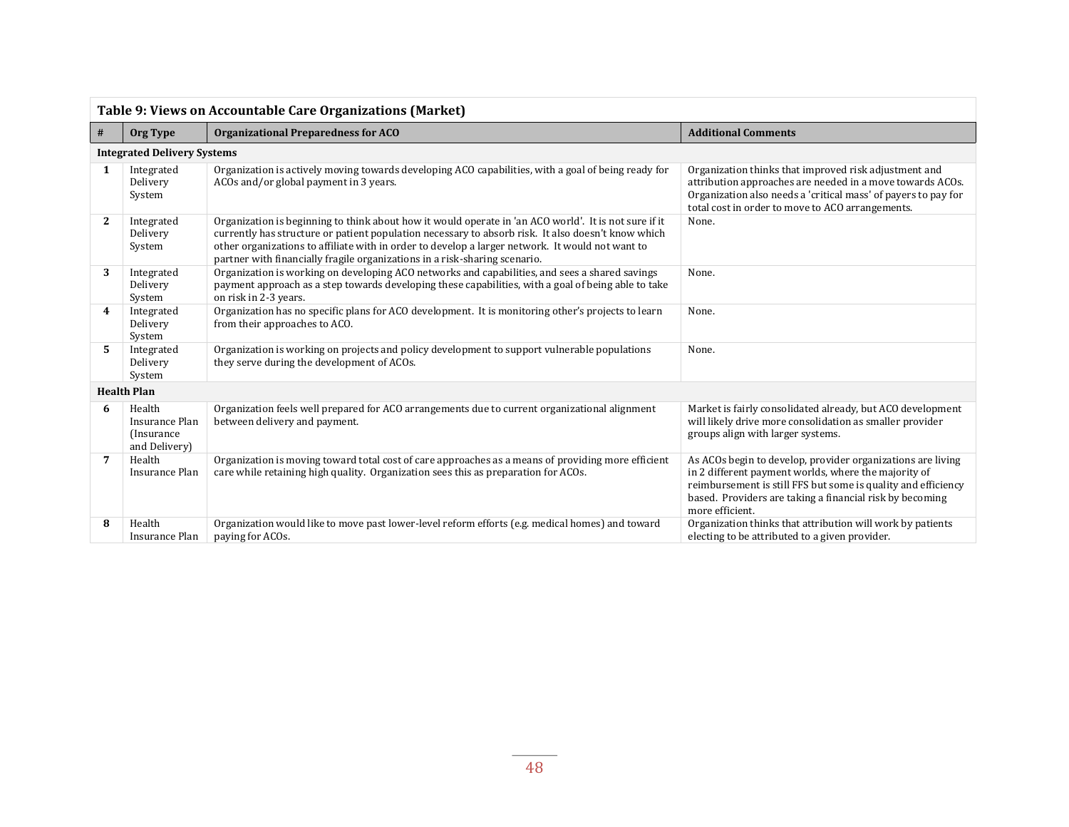**Table 9: Views on Accountable Care Organizations (Market)**

| # | Org Type | Organizational Preparedness for ACO | Additional Comments |
|---|---|---|---|
| **Integrated Delivery Systems** | | | |
| **1** | Integrated Delivery System | Organization is actively moving towards developing ACO capabilities, with a goal of being ready for ACOs and/or global payment in 3 years. | Organization thinks that improved risk adjustment and attribution approaches are needed in a move towards ACOs. Organization also needs a 'critical mass' of payers to pay for total cost in order to move to ACO arrangements. |
| **2** | Integrated Delivery System | Organization is beginning to think about how it would operate in 'an ACO world'. It is not sure if it currently has structure or patient population necessary to absorb risk. It also doesn't know which other organizations to affiliate with in order to develop a larger network. It would not want to partner with financially fragile organizations in a risk-sharing scenario. | None. |
| **3** | Integrated Delivery System | Organization is working on developing ACO networks and capabilities, and sees a shared savings payment approach as a step towards developing these capabilities, with a goal of being able to take on risk in 2-3 years. | None. |
| **4** | Integrated Delivery System | Organization has no specific plans for ACO development. It is monitoring other's projects to learn from their approaches to ACO. | None. |
| **5** | Integrated Delivery System | Organization is working on projects and policy development to support vulnerable populations they serve during the development of ACOs. | None. |
| **Health Plan** | | | |
| **6** | Health Insurance Plan (Insurance and Delivery) | Organization feels well prepared for ACO arrangements due to current organizational alignment between delivery and payment. | Market is fairly consolidated already, but ACO development will likely drive more consolidation as smaller provider groups align with larger systems. |
| **7** | Health Insurance Plan | Organization is moving toward total cost of care approaches as a means of providing more efficient care while retaining high quality. Organization sees this as preparation for ACOs. | As ACOs begin to develop, provider organizations are living in 2 different payment worlds, where the majority of reimbursement is still FFS but some is quality and efficiency based. Providers are taking a financial risk by becoming more efficient. |
| **8** | Health Insurance Plan | Organization would like to move past lower-level reform efforts (e.g. medical homes) and toward paying for ACOs. | Organization thinks that attribution will work by patients electing to be attributed to a given provider. |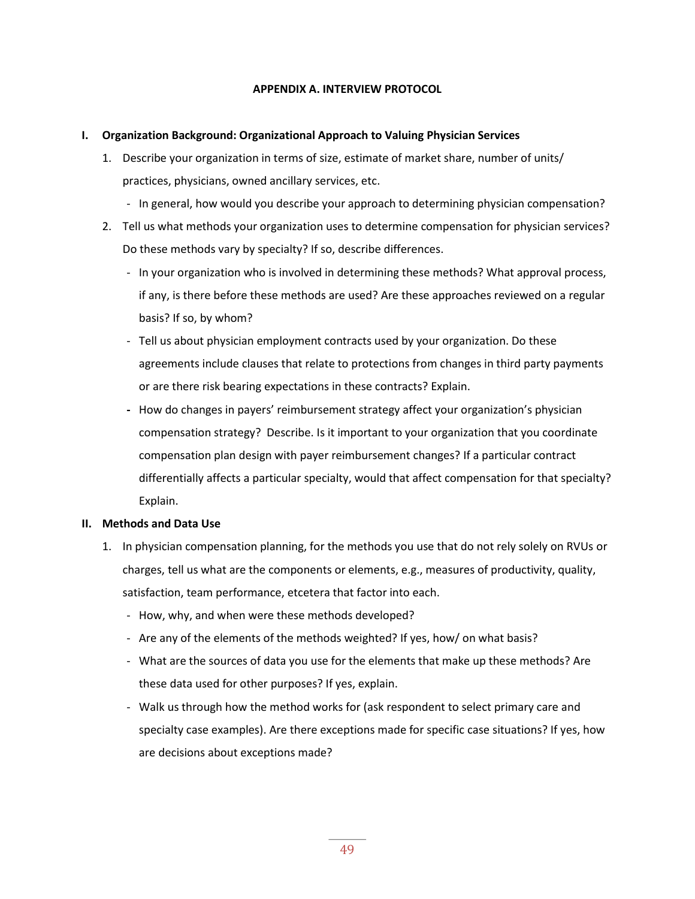## APPENDIX A. INTERVIEW PROTOCOL

**I. Organization Background: Organizational Approach to Valuing Physician Services**

1. Describe your organization in terms of size, estimate of market share, number of units/ practices, physicians, owned ancillary services, etc.
   - In general, how would you describe your approach to determining physician compensation?
2. Tell us what methods your organization uses to determine compensation for physician services? Do these methods vary by specialty? If so, describe differences.
   - In your organization who is involved in determining these methods? What approval process, if any, is there before these methods are used? Are these approaches reviewed on a regular basis? If so, by whom?
   - Tell us about physician employment contracts used by your organization. Do these agreements include clauses that relate to protections from changes in third party payments or are there risk bearing expectations in these contracts? Explain.
   - How do changes in payers' reimbursement strategy affect your organization's physician compensation strategy? Describe. Is it important to your organization that you coordinate compensation plan design with payer reimbursement changes? If a particular contract differentially affects a particular specialty, would that affect compensation for that specialty? Explain.

**II. Methods and Data Use**

1. In physician compensation planning, for the methods you use that do not rely solely on RVUs or charges, tell us what are the components or elements, e.g., measures of productivity, quality, satisfaction, team performance, etcetera that factor into each.
   - How, why, and when were these methods developed?
   - Are any of the elements of the methods weighted? If yes, how/ on what basis?
   - What are the sources of data you use for the elements that make up these methods? Are these data used for other purposes? If yes, explain.
   - Walk us through how the method works for (ask respondent to select primary care and specialty case examples). Are there exceptions made for specific case situations? If yes, how are decisions about exceptions made?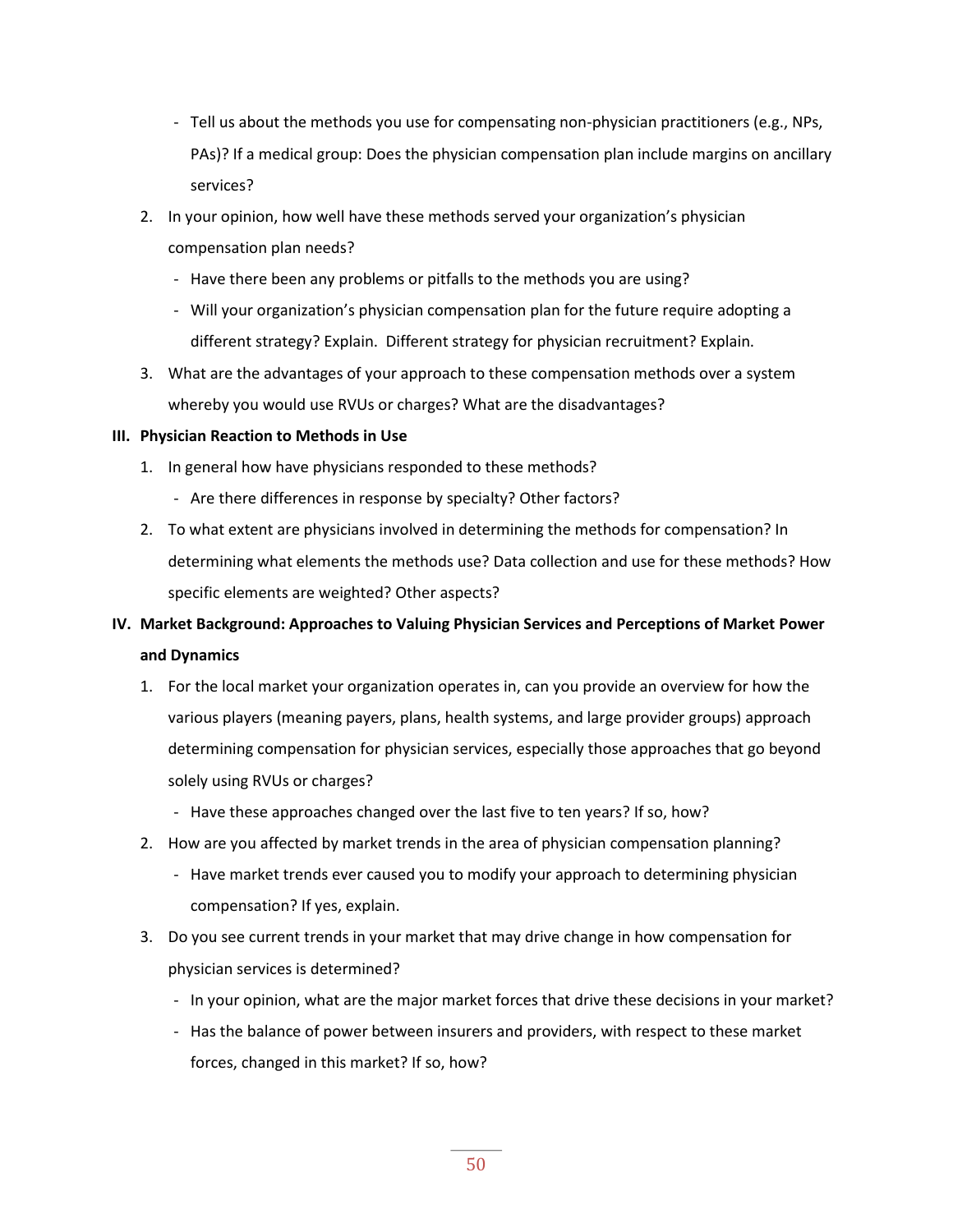- Tell us about the methods you use for compensating non-physician practitioners (e.g., NPs, PAs)? If a medical group: Does the physician compensation plan include margins on ancillary services?

2. In your opinion, how well have these methods served your organization's physician compensation plan needs?
   - Have there been any problems or pitfalls to the methods you are using?
   - Will your organization's physician compensation plan for the future require adopting a different strategy? Explain. Different strategy for physician recruitment? Explain.
3. What are the advantages of your approach to these compensation methods over a system whereby you would use RVUs or charges? What are the disadvantages?

**III. Physician Reaction to Methods in Use**

1. In general how have physicians responded to these methods?
   - Are there differences in response by specialty? Other factors?
2. To what extent are physicians involved in determining the methods for compensation? In determining what elements the methods use? Data collection and use for these methods? How specific elements are weighted? Other aspects?

**IV. Market Background: Approaches to Valuing Physician Services and Perceptions of Market Power and Dynamics**

1. For the local market your organization operates in, can you provide an overview for how the various players (meaning payers, plans, health systems, and large provider groups) approach determining compensation for physician services, especially those approaches that go beyond solely using RVUs or charges?
   - Have these approaches changed over the last five to ten years? If so, how?
2. How are you affected by market trends in the area of physician compensation planning?
   - Have market trends ever caused you to modify your approach to determining physician compensation? If yes, explain.
3. Do you see current trends in your market that may drive change in how compensation for physician services is determined?
   - In your opinion, what are the major market forces that drive these decisions in your market?
   - Has the balance of power between insurers and providers, with respect to these market forces, changed in this market? If so, how?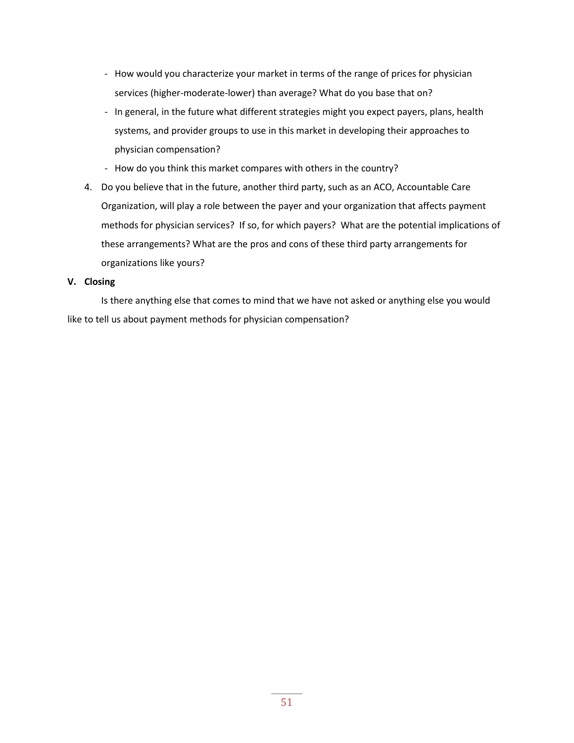- How would you characterize your market in terms of the range of prices for physician services (higher-moderate-lower) than average? What do you base that on?
- In general, in the future what different strategies might you expect payers, plans, health systems, and provider groups to use in this market in developing their approaches to physician compensation?
- How do you think this market compares with others in the country?

4. Do you believe that in the future, another third party, such as an ACO, Accountable Care Organization, will play a role between the payer and your organization that affects payment methods for physician services? If so, for which payers? What are the potential implications of these arrangements? What are the pros and cons of these third party arrangements for organizations like yours?

## V. Closing

Is there anything else that comes to mind that we have not asked or anything else you would like to tell us about payment methods for physician compensation?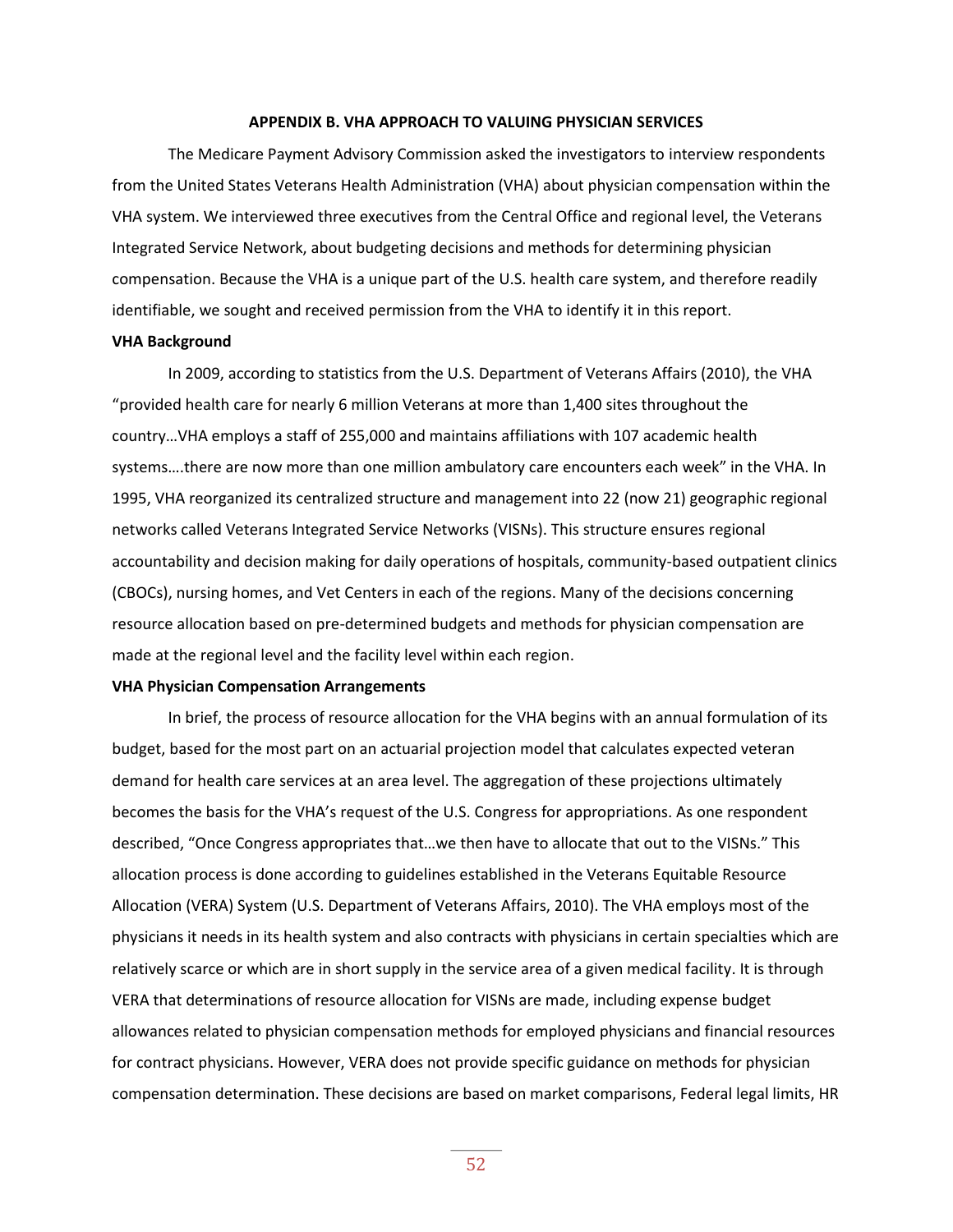## APPENDIX B. VHA APPROACH TO VALUING PHYSICIAN SERVICES

The Medicare Payment Advisory Commission asked the investigators to interview respondents from the United States Veterans Health Administration (VHA) about physician compensation within the VHA system. We interviewed three executives from the Central Office and regional level, the Veterans Integrated Service Network, about budgeting decisions and methods for determining physician compensation. Because the VHA is a unique part of the U.S. health care system, and therefore readily identifiable, we sought and received permission from the VHA to identify it in this report.

### VHA Background

In 2009, according to statistics from the U.S. Department of Veterans Affairs (2010), the VHA "provided health care for nearly 6 million Veterans at more than 1,400 sites throughout the country…VHA employs a staff of 255,000 and maintains affiliations with 107 academic health systems….there are now more than one million ambulatory care encounters each week" in the VHA. In 1995, VHA reorganized its centralized structure and management into 22 (now 21) geographic regional networks called Veterans Integrated Service Networks (VISNs). This structure ensures regional accountability and decision making for daily operations of hospitals, community-based outpatient clinics (CBOCs), nursing homes, and Vet Centers in each of the regions. Many of the decisions concerning resource allocation based on pre-determined budgets and methods for physician compensation are made at the regional level and the facility level within each region.

### VHA Physician Compensation Arrangements

In brief, the process of resource allocation for the VHA begins with an annual formulation of its budget, based for the most part on an actuarial projection model that calculates expected veteran demand for health care services at an area level. The aggregation of these projections ultimately becomes the basis for the VHA's request of the U.S. Congress for appropriations. As one respondent described, "Once Congress appropriates that…we then have to allocate that out to the VISNs." This allocation process is done according to guidelines established in the Veterans Equitable Resource Allocation (VERA) System (U.S. Department of Veterans Affairs, 2010). The VHA employs most of the physicians it needs in its health system and also contracts with physicians in certain specialties which are relatively scarce or which are in short supply in the service area of a given medical facility. It is through VERA that determinations of resource allocation for VISNs are made, including expense budget allowances related to physician compensation methods for employed physicians and financial resources for contract physicians. However, VERA does not provide specific guidance on methods for physician compensation determination. These decisions are based on market comparisons, Federal legal limits, HR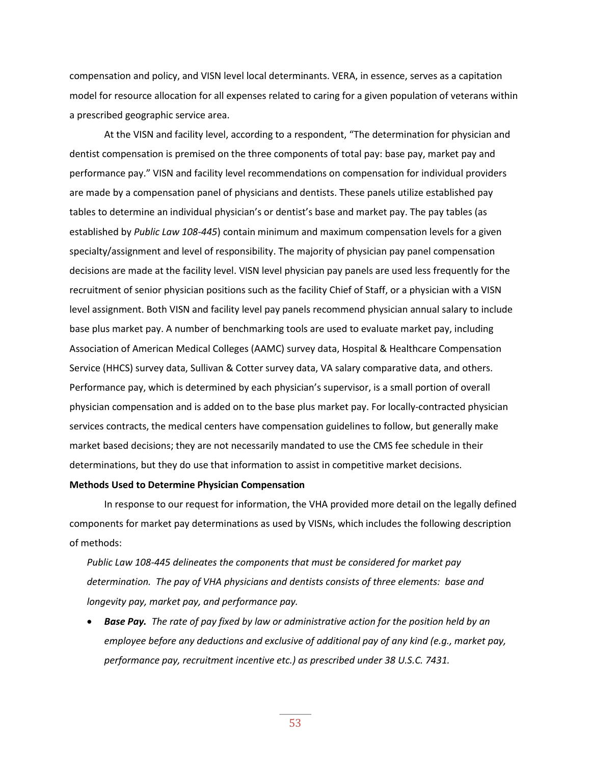compensation and policy, and VISN level local determinants. VERA, in essence, serves as a capitation model for resource allocation for all expenses related to caring for a given population of veterans within a prescribed geographic service area.

At the VISN and facility level, according to a respondent, "The determination for physician and dentist compensation is premised on the three components of total pay: base pay, market pay and performance pay." VISN and facility level recommendations on compensation for individual providers are made by a compensation panel of physicians and dentists. These panels utilize established pay tables to determine an individual physician's or dentist's base and market pay. The pay tables (as established by *Public Law 108-445*) contain minimum and maximum compensation levels for a given specialty/assignment and level of responsibility. The majority of physician pay panel compensation decisions are made at the facility level. VISN level physician pay panels are used less frequently for the recruitment of senior physician positions such as the facility Chief of Staff, or a physician with a VISN level assignment. Both VISN and facility level pay panels recommend physician annual salary to include base plus market pay. A number of benchmarking tools are used to evaluate market pay, including Association of American Medical Colleges (AAMC) survey data, Hospital & Healthcare Compensation Service (HHCS) survey data, Sullivan & Cotter survey data, VA salary comparative data, and others. Performance pay, which is determined by each physician's supervisor, is a small portion of overall physician compensation and is added on to the base plus market pay. For locally-contracted physician services contracts, the medical centers have compensation guidelines to follow, but generally make market based decisions; they are not necessarily mandated to use the CMS fee schedule in their determinations, but they do use that information to assist in competitive market decisions.

**Methods Used to Determine Physician Compensation**

In response to our request for information, the VHA provided more detail on the legally defined components for market pay determinations as used by VISNs, which includes the following description of methods:

*Public Law 108-445 delineates the components that must be considered for market pay determination. The pay of VHA physicians and dentists consists of three elements: base and longevity pay, market pay, and performance pay.*

- ***Base Pay.*** *The rate of pay fixed by law or administrative action for the position held by an employee before any deductions and exclusive of additional pay of any kind (e.g., market pay, performance pay, recruitment incentive etc.) as prescribed under 38 U.S.C. 7431.*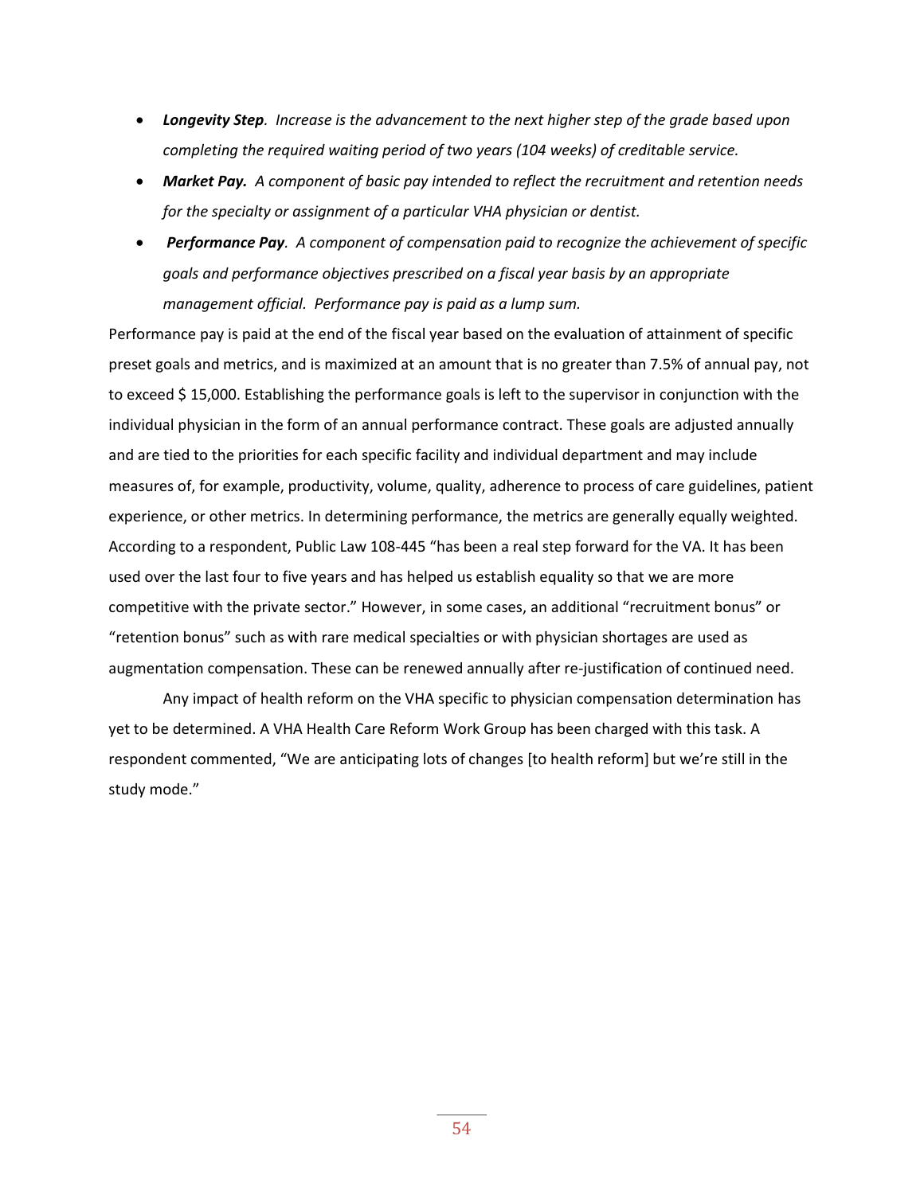- ***Longevity Step****. Increase is the advancement to the next higher step of the grade based upon completing the required waiting period of two years (104 weeks) of creditable service.*
- ***Market Pay.*** *A component of basic pay intended to reflect the recruitment and retention needs for the specialty or assignment of a particular VHA physician or dentist.*
- ***Performance Pay****. A component of compensation paid to recognize the achievement of specific goals and performance objectives prescribed on a fiscal year basis by an appropriate management official. Performance pay is paid as a lump sum.*

Performance pay is paid at the end of the fiscal year based on the evaluation of attainment of specific preset goals and metrics, and is maximized at an amount that is no greater than 7.5% of annual pay, not to exceed $ 15,000. Establishing the performance goals is left to the supervisor in conjunction with the individual physician in the form of an annual performance contract. These goals are adjusted annually and are tied to the priorities for each specific facility and individual department and may include measures of, for example, productivity, volume, quality, adherence to process of care guidelines, patient experience, or other metrics. In determining performance, the metrics are generally equally weighted. According to a respondent, Public Law 108-445 "has been a real step forward for the VA. It has been used over the last four to five years and has helped us establish equality so that we are more competitive with the private sector." However, in some cases, an additional "recruitment bonus" or "retention bonus" such as with rare medical specialties or with physician shortages are used as augmentation compensation. These can be renewed annually after re-justification of continued need.

Any impact of health reform on the VHA specific to physician compensation determination has yet to be determined. A VHA Health Care Reform Work Group has been charged with this task. A respondent commented, "We are anticipating lots of changes [to health reform] but we're still in the study mode."